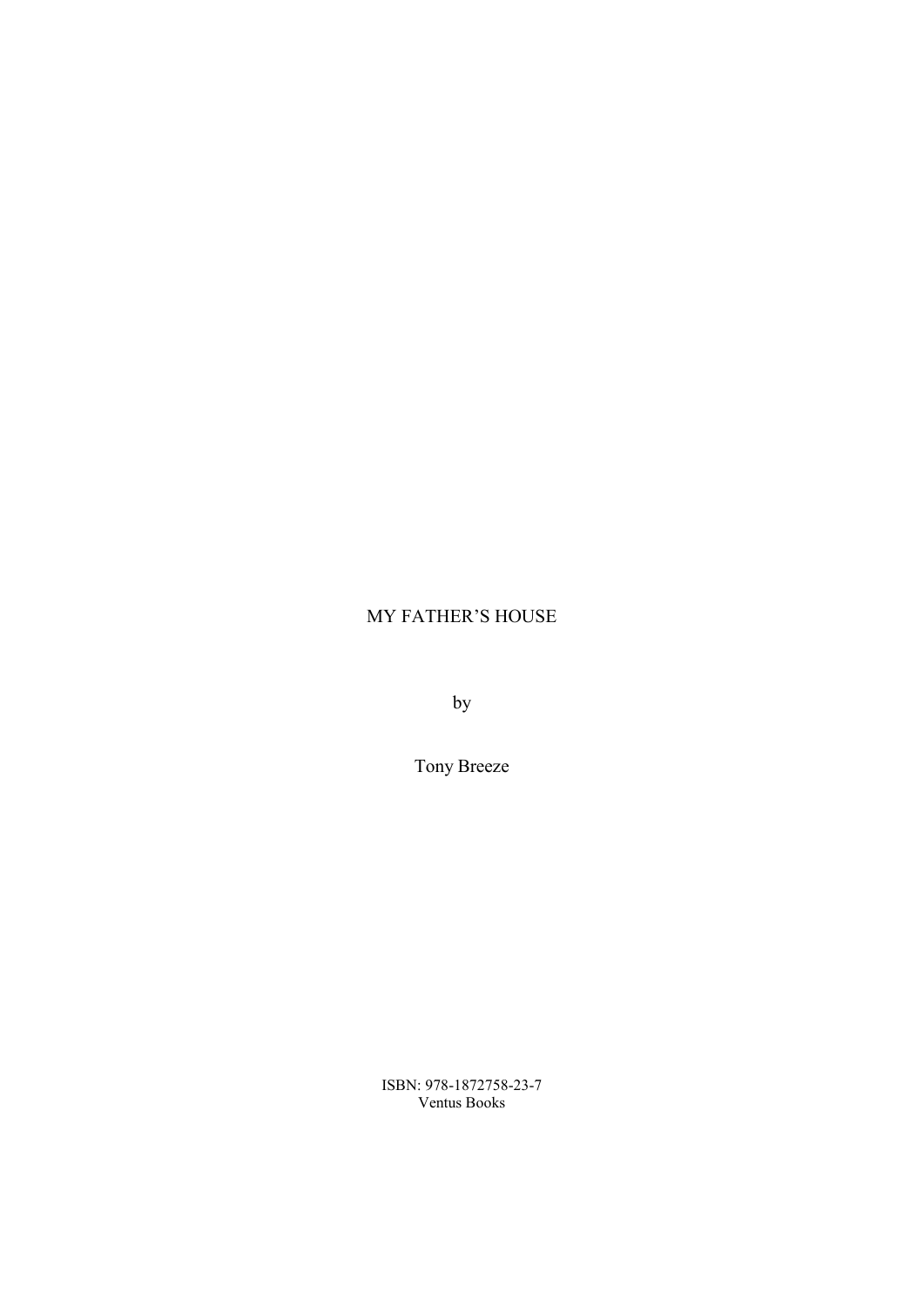# MY FATHER'S HOUSE

by

Tony Breeze

ISBN: 978-1872758-23-7
Ventus Books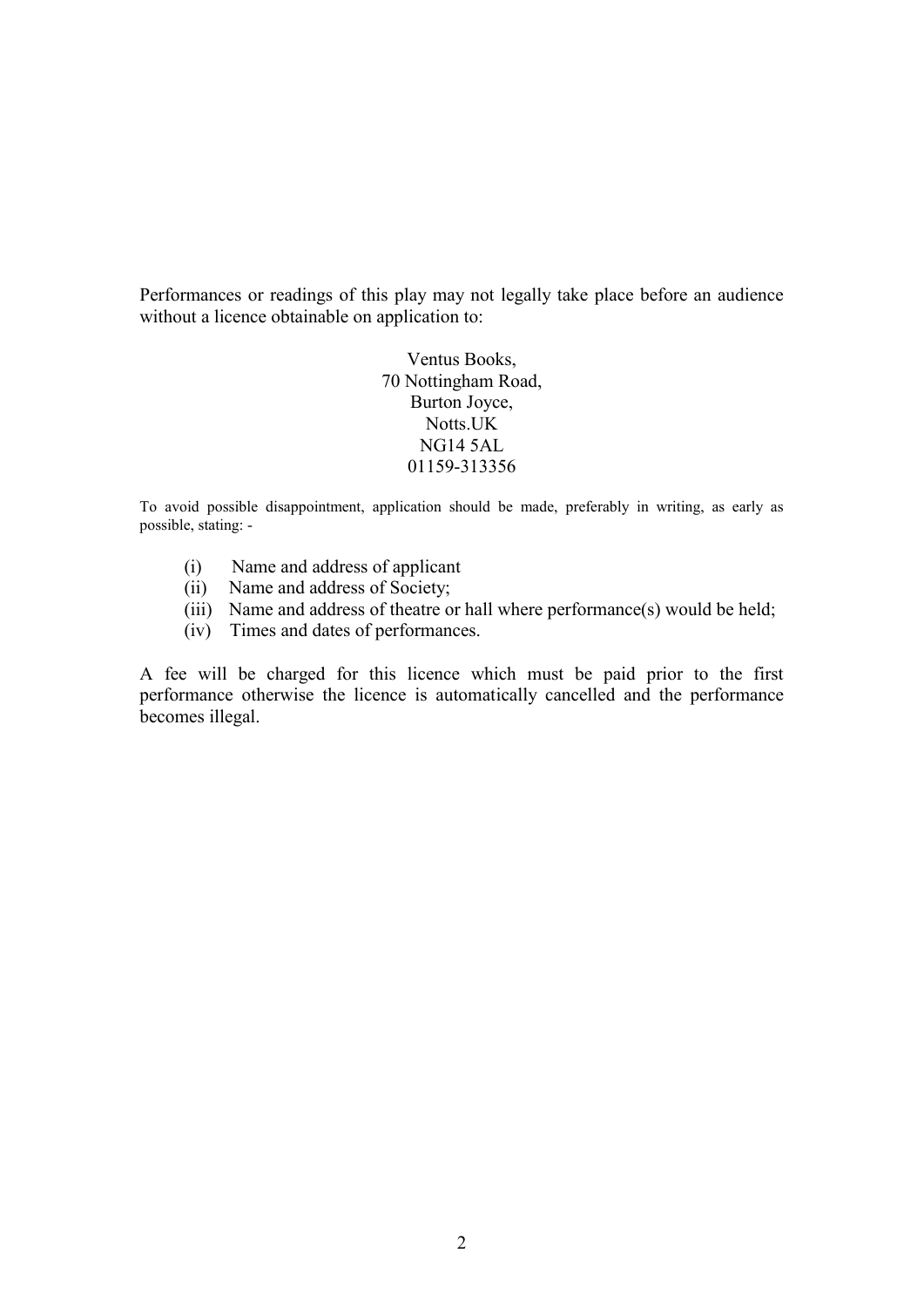Performances or readings of this play may not legally take place before an audience without a licence obtainable on application to:

Ventus Books,  
70 Nottingham Road,  
Burton Joyce,  
Notts.UK  
NG14 5AL  
01159-313356

To avoid possible disappointment, application should be made, preferably in writing, as early as possible, stating: -

(i) Name and address of applicant  
(ii) Name and address of Society;  
(iii) Name and address of theatre or hall where performance(s) would be held;  
(iv) Times and dates of performances.

A fee will be charged for this licence which must be paid prior to the first performance otherwise the licence is automatically cancelled and the performance becomes illegal.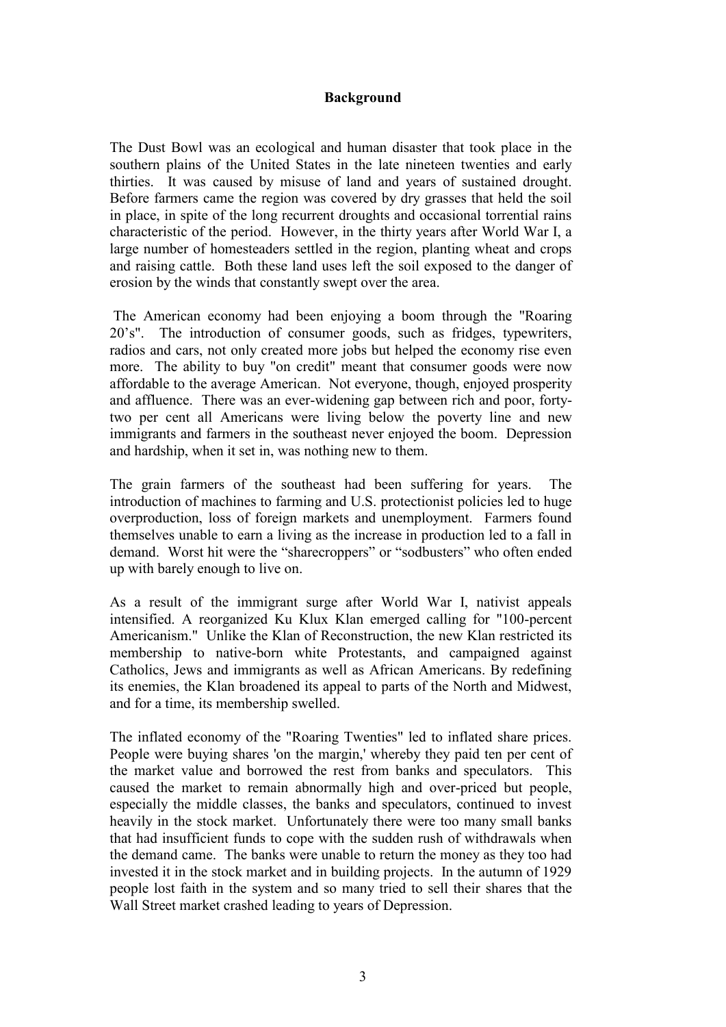## Background

The Dust Bowl was an ecological and human disaster that took place in the southern plains of the United States in the late nineteen twenties and early thirties. It was caused by misuse of land and years of sustained drought. Before farmers came the region was covered by dry grasses that held the soil in place, in spite of the long recurrent droughts and occasional torrential rains characteristic of the period. However, in the thirty years after World War I, a large number of homesteaders settled in the region, planting wheat and crops and raising cattle. Both these land uses left the soil exposed to the danger of erosion by the winds that constantly swept over the area.

The American economy had been enjoying a boom through the "Roaring 20's". The introduction of consumer goods, such as fridges, typewriters, radios and cars, not only created more jobs but helped the economy rise even more. The ability to buy "on credit" meant that consumer goods were now affordable to the average American. Not everyone, though, enjoyed prosperity and affluence. There was an ever-widening gap between rich and poor, forty-two per cent all Americans were living below the poverty line and new immigrants and farmers in the southeast never enjoyed the boom. Depression and hardship, when it set in, was nothing new to them.

The grain farmers of the southeast had been suffering for years. The introduction of machines to farming and U.S. protectionist policies led to huge overproduction, loss of foreign markets and unemployment. Farmers found themselves unable to earn a living as the increase in production led to a fall in demand. Worst hit were the "sharecroppers" or "sodbusters" who often ended up with barely enough to live on.

As a result of the immigrant surge after World War I, nativist appeals intensified. A reorganized Ku Klux Klan emerged calling for "100-percent Americanism." Unlike the Klan of Reconstruction, the new Klan restricted its membership to native-born white Protestants, and campaigned against Catholics, Jews and immigrants as well as African Americans. By redefining its enemies, the Klan broadened its appeal to parts of the North and Midwest, and for a time, its membership swelled.

The inflated economy of the "Roaring Twenties" led to inflated share prices. People were buying shares 'on the margin,' whereby they paid ten per cent of the market value and borrowed the rest from banks and speculators. This caused the market to remain abnormally high and over-priced but people, especially the middle classes, the banks and speculators, continued to invest heavily in the stock market. Unfortunately there were too many small banks that had insufficient funds to cope with the sudden rush of withdrawals when the demand came. The banks were unable to return the money as they too had invested it in the stock market and in building projects. In the autumn of 1929 people lost faith in the system and so many tried to sell their shares that the Wall Street market crashed leading to years of Depression.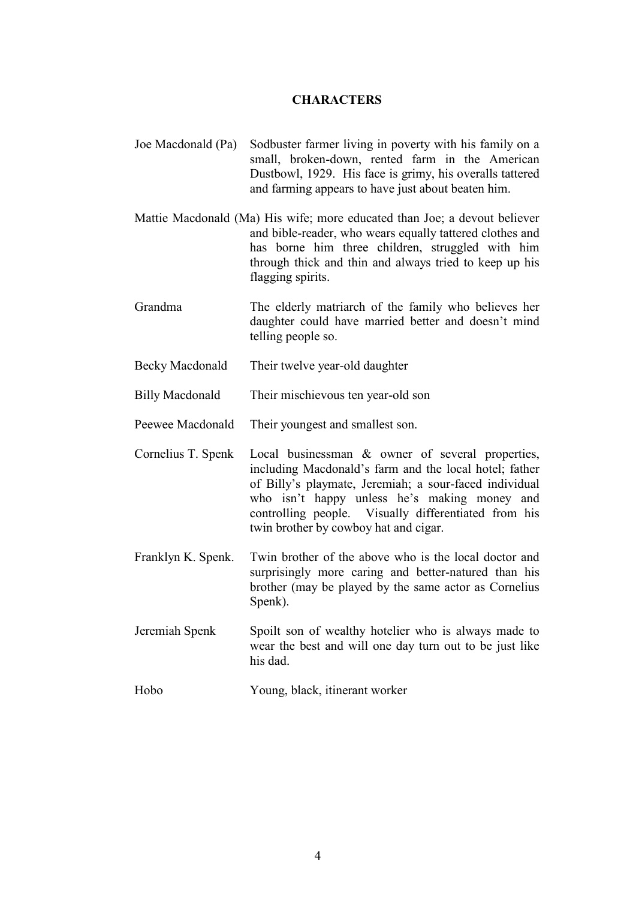**CHARACTERS**

| | |
|---|---|
| Joe Macdonald (Pa) | Sodbuster farmer living in poverty with his family on a small, broken-down, rented farm in the American Dustbowl, 1929. His face is grimy, his overalls tattered and farming appears to have just about beaten him. |
| Mattie Macdonald (Ma) | His wife; more educated than Joe; a devout believer and bible-reader, who wears equally tattered clothes and has borne him three children, struggled with him through thick and thin and always tried to keep up his flagging spirits. |
| Grandma | The elderly matriarch of the family who believes her daughter could have married better and doesn't mind telling people so. |
| Becky Macdonald | Their twelve year-old daughter |
| Billy Macdonald | Their mischievous ten year-old son |
| Peewee Macdonald | Their youngest and smallest son. |
| Cornelius T. Spenk | Local businessman & owner of several properties, including Macdonald's farm and the local hotel; father of Billy's playmate, Jeremiah; a sour-faced individual who isn't happy unless he's making money and controlling people. Visually differentiated from his twin brother by cowboy hat and cigar. |
| Franklyn K. Spenk. | Twin brother of the above who is the local doctor and surprisingly more caring and better-natured than his brother (may be played by the same actor as Cornelius Spenk). |
| Jeremiah Spenk | Spoilt son of wealthy hotelier who is always made to wear the best and will one day turn out to be just like his dad. |
| Hobo | Young, black, itinerant worker |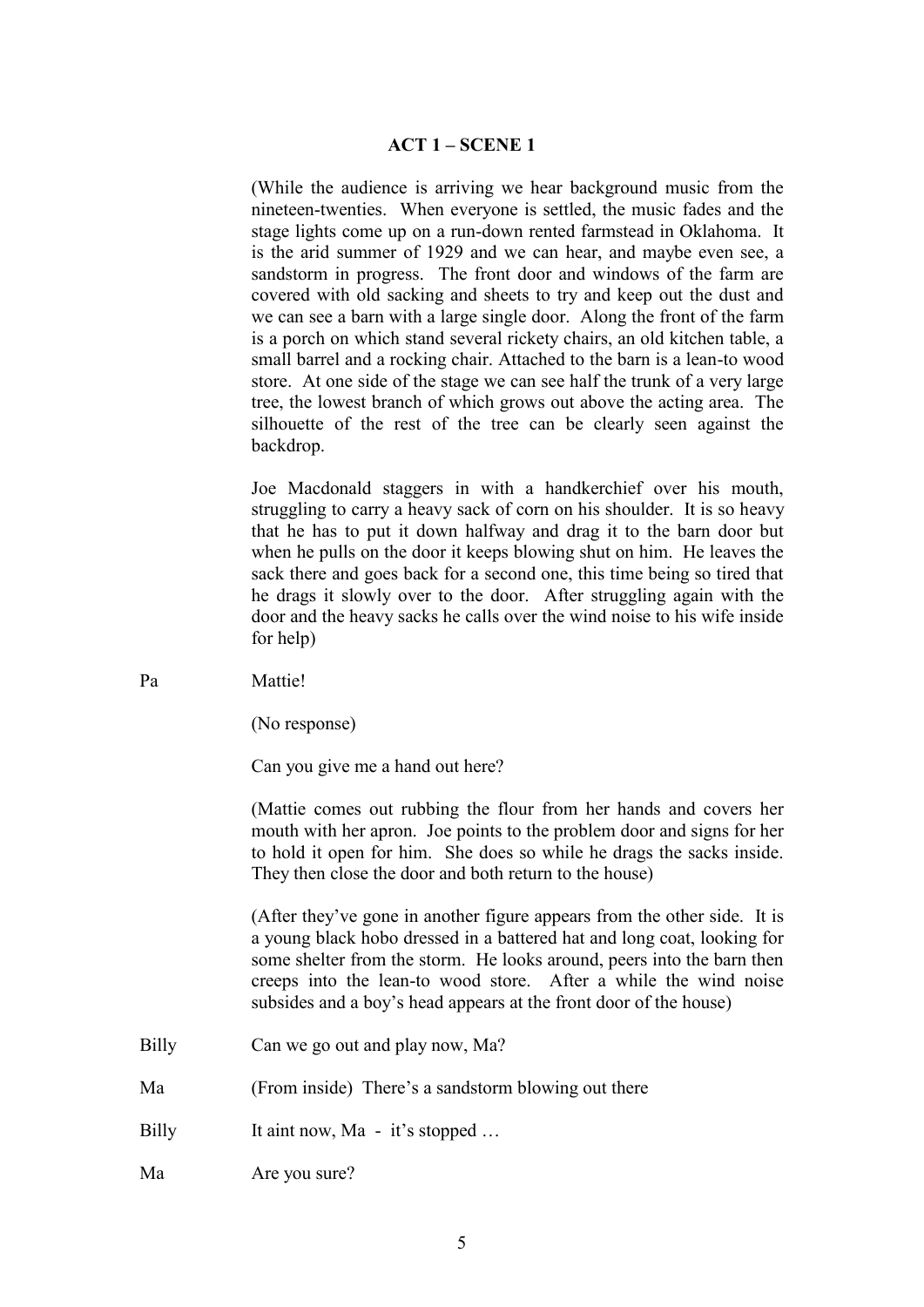## ACT 1 – SCENE 1

(While the audience is arriving we hear background music from the nineteen-twenties. When everyone is settled, the music fades and the stage lights come up on a run-down rented farmstead in Oklahoma. It is the arid summer of 1929 and we can hear, and maybe even see, a sandstorm in progress. The front door and windows of the farm are covered with old sacking and sheets to try and keep out the dust and we can see a barn with a large single door. Along the front of the farm is a porch on which stand several rickety chairs, an old kitchen table, a small barrel and a rocking chair. Attached to the barn is a lean-to wood store. At one side of the stage we can see half the trunk of a very large tree, the lowest branch of which grows out above the acting area. The silhouette of the rest of the tree can be clearly seen against the backdrop.

Joe Macdonald staggers in with a handkerchief over his mouth, struggling to carry a heavy sack of corn on his shoulder. It is so heavy that he has to put it down halfway and drag it to the barn door but when he pulls on the door it keeps blowing shut on him. He leaves the sack there and goes back for a second one, this time being so tired that he drags it slowly over to the door. After struggling again with the door and the heavy sacks he calls over the wind noise to his wife inside for help)

Pa Mattie!

(No response)

Can you give me a hand out here?

(Mattie comes out rubbing the flour from her hands and covers her mouth with her apron. Joe points to the problem door and signs for her to hold it open for him. She does so while he drags the sacks inside. They then close the door and both return to the house)

(After they've gone in another figure appears from the other side. It is a young black hobo dressed in a battered hat and long coat, looking for some shelter from the storm. He looks around, peers into the barn then creeps into the lean-to wood store. After a while the wind noise subsides and a boy's head appears at the front door of the house)

Billy Can we go out and play now, Ma?

Ma (From inside) There's a sandstorm blowing out there

Billy It aint now, Ma - it's stopped …

Ma Are you sure?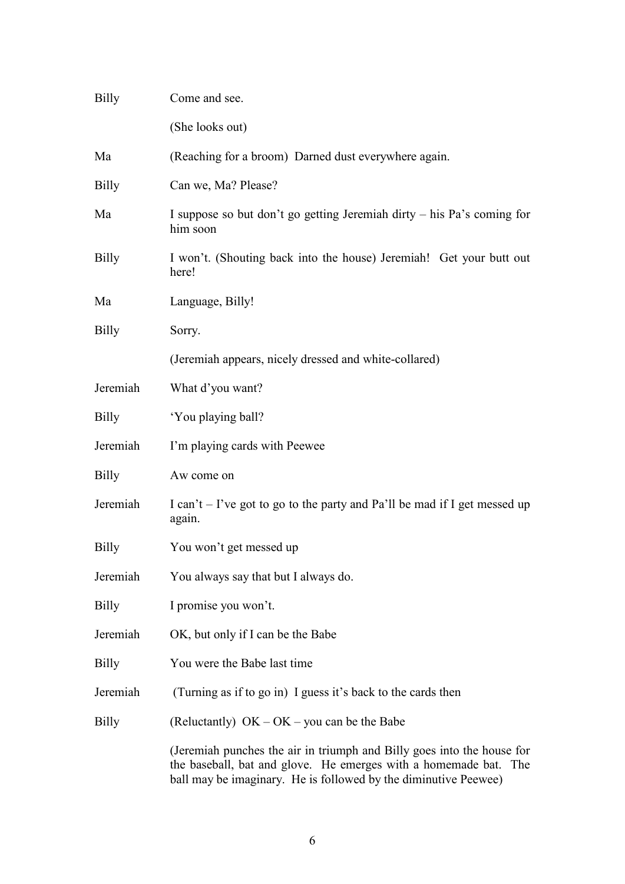Billy Come and see.

(She looks out)

Ma (Reaching for a broom) Darned dust everywhere again.

Billy Can we, Ma? Please?

Ma I suppose so but don't go getting Jeremiah dirty – his Pa's coming for him soon

Billy I won't. (Shouting back into the house) Jeremiah! Get your butt out here!

Ma Language, Billy!

Billy Sorry.

(Jeremiah appears, nicely dressed and white-collared)

Jeremiah What d'you want?

Billy 'You playing ball?

Jeremiah I'm playing cards with Peewee

Billy Aw come on

Jeremiah I can't – I've got to go to the party and Pa'll be mad if I get messed up again.

Billy You won't get messed up

Jeremiah You always say that but I always do.

Billy I promise you won't.

Jeremiah OK, but only if I can be the Babe

Billy You were the Babe last time

Jeremiah (Turning as if to go in) I guess it's back to the cards then

Billy (Reluctantly) OK – OK – you can be the Babe

(Jeremiah punches the air in triumph and Billy goes into the house for the baseball, bat and glove. He emerges with a homemade bat. The ball may be imaginary. He is followed by the diminutive Peewee)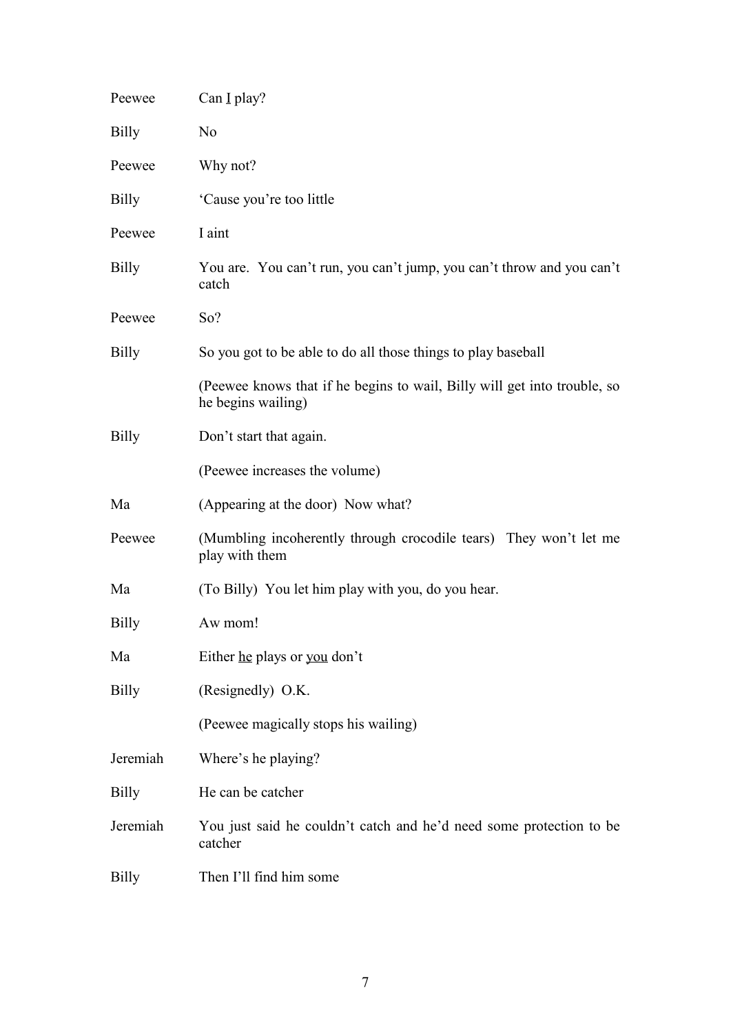Peewee Can <u>I</u> play?

Billy No

Peewee Why not?

Billy 'Cause you're too little

Peewee I aint

Billy You are. You can't run, you can't jump, you can't throw and you can't catch

Peewee So?

Billy So you got to be able to do all those things to play baseball

(Peewee knows that if he begins to wail, Billy will get into trouble, so he begins wailing)

Billy Don't start that again.

(Peewee increases the volume)

Ma (Appearing at the door) Now what?

Peewee (Mumbling incoherently through crocodile tears) They won't let me play with them

Ma (To Billy) You let him play with you, do you hear.

Billy Aw mom!

Ma Either <u>he</u> plays or <u>you</u> don't

Billy (Resignedly) O.K.

(Peewee magically stops his wailing)

Jeremiah Where's he playing?

Billy He can be catcher

Jeremiah You just said he couldn't catch and he'd need some protection to be catcher

Billy Then I'll find him some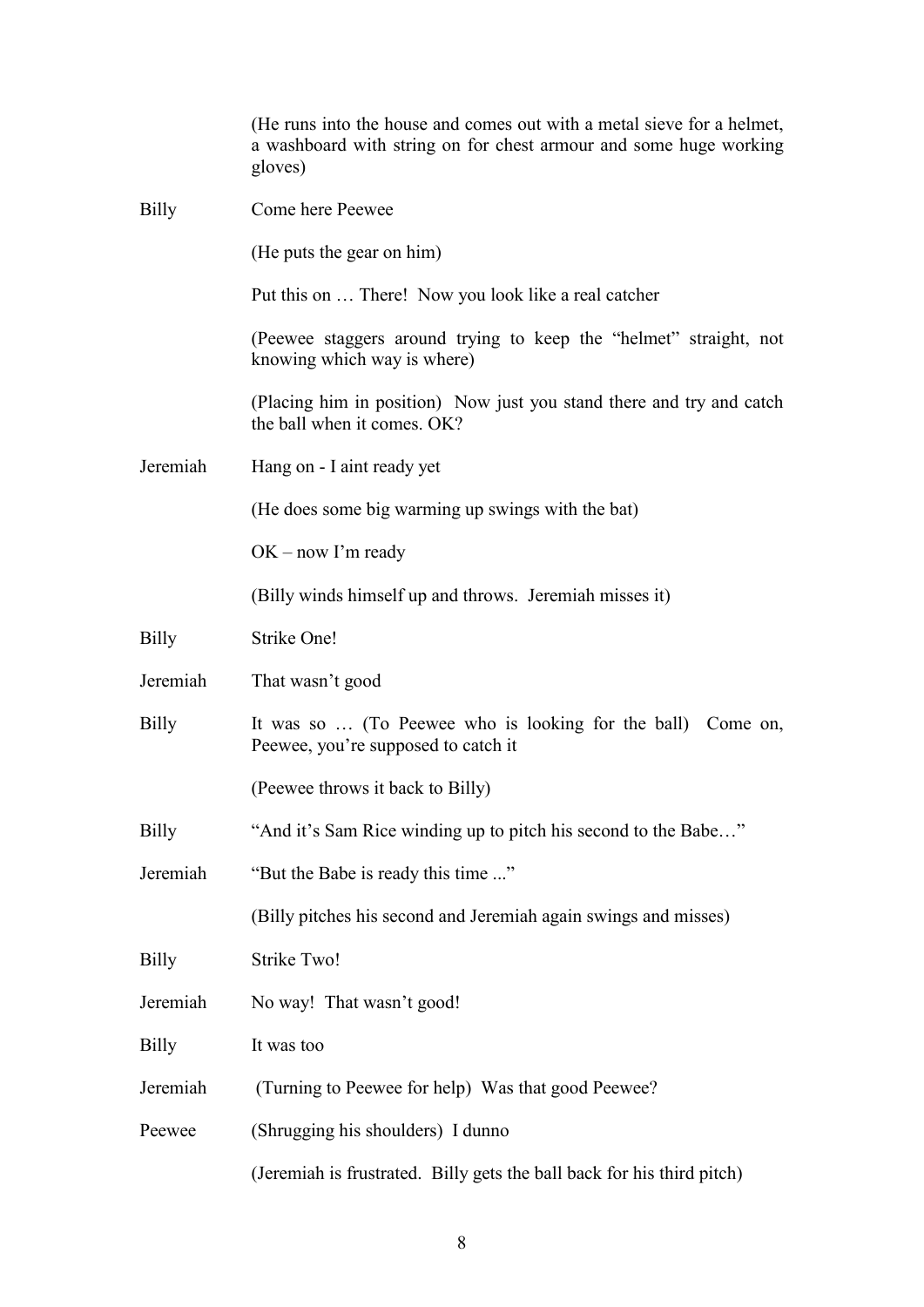(He runs into the house and comes out with a metal sieve for a helmet, a washboard with string on for chest armour and some huge working gloves)

**Billy** Come here Peewee

(He puts the gear on him)

Put this on … There! Now you look like a real catcher

(Peewee staggers around trying to keep the "helmet" straight, not knowing which way is where)

(Placing him in position) Now just you stand there and try and catch the ball when it comes. OK?

**Jeremiah** Hang on - I aint ready yet

(He does some big warming up swings with the bat)

OK – now I'm ready

(Billy winds himself up and throws. Jeremiah misses it)

**Billy** Strike One!

**Jeremiah** That wasn't good

**Billy** It was so … (To Peewee who is looking for the ball) Come on, Peewee, you're supposed to catch it

(Peewee throws it back to Billy)

**Billy** "And it's Sam Rice winding up to pitch his second to the Babe…"

**Jeremiah** "But the Babe is ready this time ..."

(Billy pitches his second and Jeremiah again swings and misses)

**Billy** Strike Two!

**Jeremiah** No way! That wasn't good!

**Billy** It was too

**Jeremiah** (Turning to Peewee for help) Was that good Peewee?

**Peewee** (Shrugging his shoulders) I dunno

(Jeremiah is frustrated. Billy gets the ball back for his third pitch)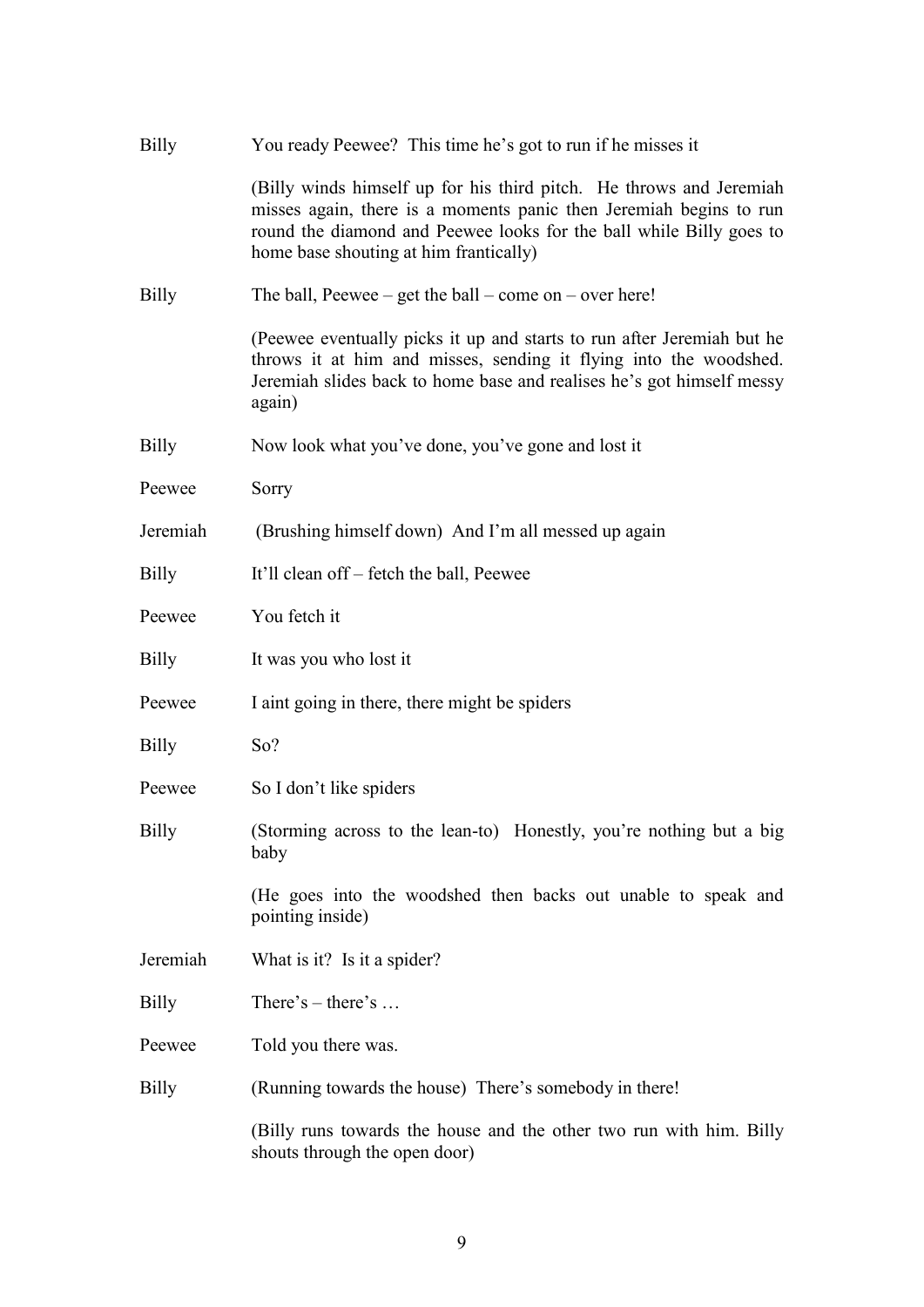Billy You ready Peewee? This time he's got to run if he misses it

(Billy winds himself up for his third pitch. He throws and Jeremiah misses again, there is a moments panic then Jeremiah begins to run round the diamond and Peewee looks for the ball while Billy goes to home base shouting at him frantically)

Billy The ball, Peewee – get the ball – come on – over here!

(Peewee eventually picks it up and starts to run after Jeremiah but he throws it at him and misses, sending it flying into the woodshed. Jeremiah slides back to home base and realises he's got himself messy again)

Billy Now look what you've done, you've gone and lost it

Peewee Sorry

Jeremiah (Brushing himself down) And I'm all messed up again

Billy It'll clean off – fetch the ball, Peewee

Peewee You fetch it

Billy It was you who lost it

Peewee I aint going in there, there might be spiders

Billy So?

Peewee So I don't like spiders

Billy (Storming across to the lean-to) Honestly, you're nothing but a big baby

(He goes into the woodshed then backs out unable to speak and pointing inside)

Jeremiah What is it? Is it a spider?

Billy There's – there's …

Peewee Told you there was.

Billy (Running towards the house) There's somebody in there!

(Billy runs towards the house and the other two run with him. Billy shouts through the open door)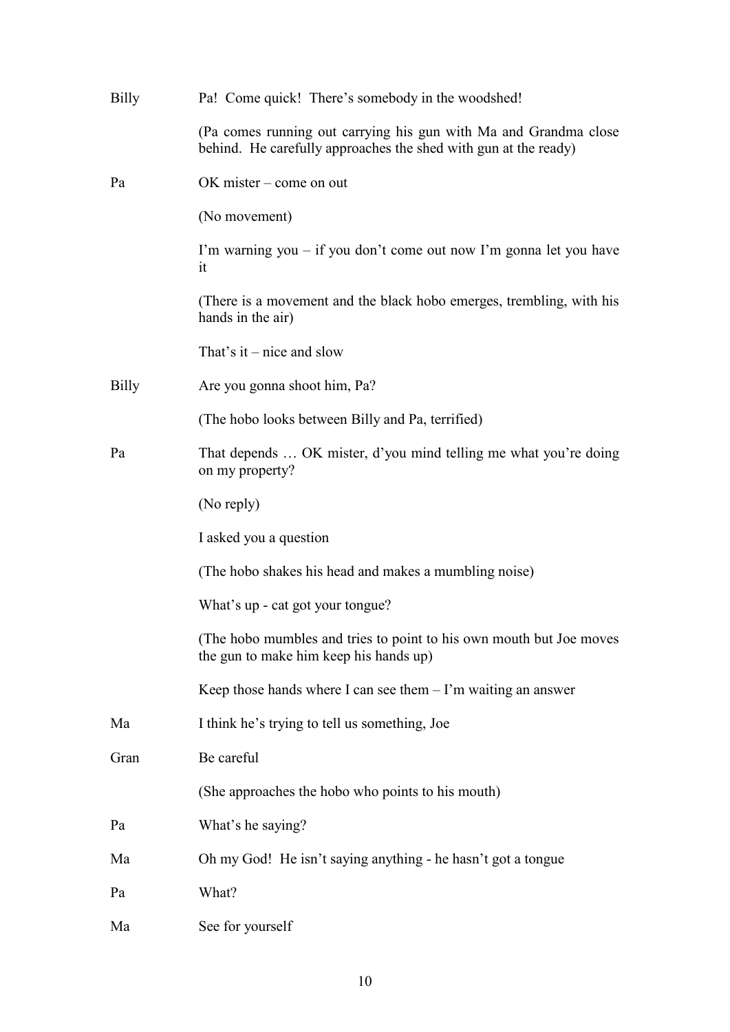**Billy** Pa! Come quick! There's somebody in the woodshed!

(Pa comes running out carrying his gun with Ma and Grandma close behind. He carefully approaches the shed with gun at the ready)

**Pa** OK mister – come on out

(No movement)

I'm warning you – if you don't come out now I'm gonna let you have it

(There is a movement and the black hobo emerges, trembling, with his hands in the air)

That's it – nice and slow

**Billy** Are you gonna shoot him, Pa?

(The hobo looks between Billy and Pa, terrified)

**Pa** That depends … OK mister, d'you mind telling me what you're doing on my property?

(No reply)

I asked you a question

(The hobo shakes his head and makes a mumbling noise)

What's up - cat got your tongue?

(The hobo mumbles and tries to point to his own mouth but Joe moves the gun to make him keep his hands up)

Keep those hands where I can see them – I'm waiting an answer

**Ma** I think he's trying to tell us something, Joe

**Gran** Be careful

(She approaches the hobo who points to his mouth)

**Pa** What's he saying?

**Ma** Oh my God! He isn't saying anything - he hasn't got a tongue

**Pa** What?

**Ma** See for yourself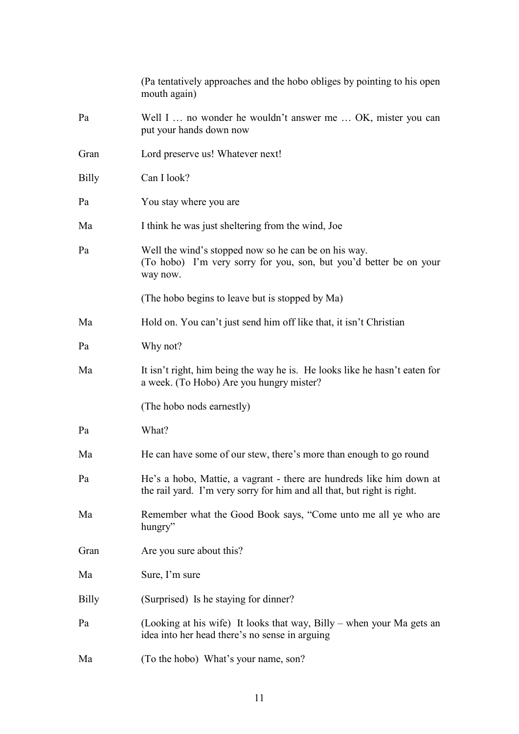(Pa tentatively approaches and the hobo obliges by pointing to his open mouth again)

Pa	Well I … no wonder he wouldn't answer me … OK, mister you can put your hands down now

Gran	Lord preserve us! Whatever next!

Billy	Can I look?

Pa	You stay where you are

Ma	I think he was just sheltering from the wind, Joe

Pa	Well the wind's stopped now so he can be on his way.
(To hobo) I'm very sorry for you, son, but you'd better be on your way now.

(The hobo begins to leave but is stopped by Ma)

Ma	Hold on. You can't just send him off like that, it isn't Christian

Pa	Why not?

Ma	It isn't right, him being the way he is. He looks like he hasn't eaten for a week. (To Hobo) Are you hungry mister?

(The hobo nods earnestly)

Pa	What?

Ma	He can have some of our stew, there's more than enough to go round

Pa	He's a hobo, Mattie, a vagrant - there are hundreds like him down at the rail yard. I'm very sorry for him and all that, but right is right.

Ma	Remember what the Good Book says, "Come unto me all ye who are hungry"

Gran	Are you sure about this?

Ma	Sure, I'm sure

Billy	(Surprised) Is he staying for dinner?

Pa	(Looking at his wife) It looks that way, Billy – when your Ma gets an idea into her head there's no sense in arguing

Ma	(To the hobo) What's your name, son?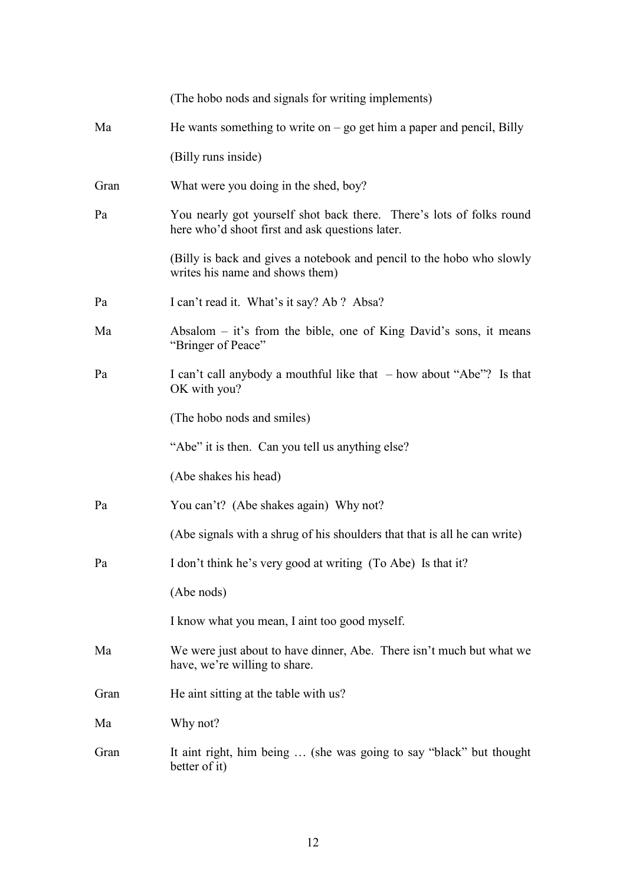(The hobo nods and signals for writing implements)

**Ma** He wants something to write on – go get him a paper and pencil, Billy

(Billy runs inside)

**Gran** What were you doing in the shed, boy?

**Pa** You nearly got yourself shot back there. There's lots of folks round here who'd shoot first and ask questions later.

(Billy is back and gives a notebook and pencil to the hobo who slowly writes his name and shows them)

**Pa** I can't read it. What's it say? Ab ? Absa?

**Ma** Absalom – it's from the bible, one of King David's sons, it means "Bringer of Peace"

**Pa** I can't call anybody a mouthful like that – how about "Abe"? Is that OK with you?

(The hobo nods and smiles)

"Abe" it is then. Can you tell us anything else?

(Abe shakes his head)

**Pa** You can't? (Abe shakes again) Why not?

(Abe signals with a shrug of his shoulders that that is all he can write)

**Pa** I don't think he's very good at writing (To Abe) Is that it?

(Abe nods)

I know what you mean, I aint too good myself.

**Ma** We were just about to have dinner, Abe. There isn't much but what we have, we're willing to share.

**Gran** He aint sitting at the table with us?

**Ma** Why not?

**Gran** It aint right, him being … (she was going to say "black" but thought better of it)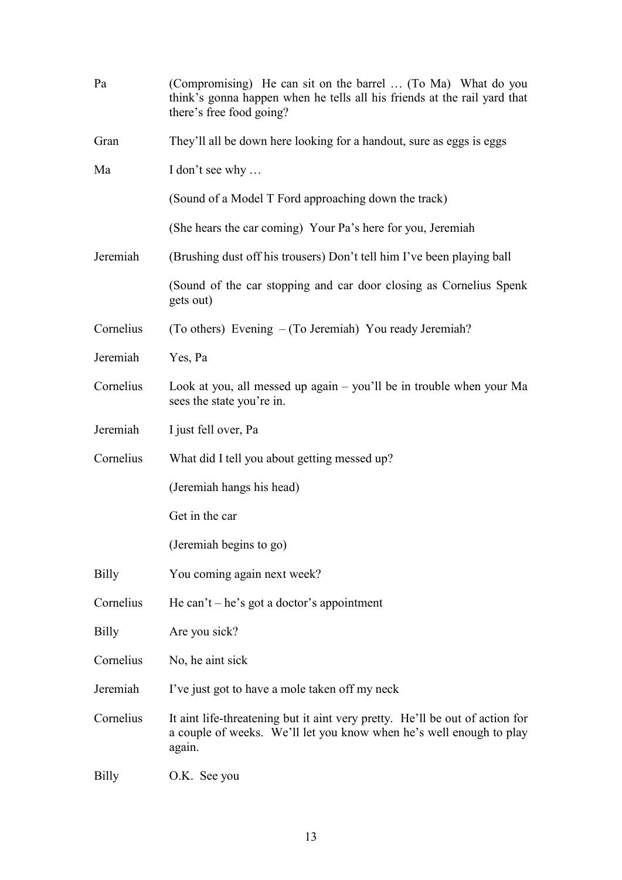Pa (Compromising) He can sit on the barrel … (To Ma) What do you think's gonna happen when he tells all his friends at the rail yard that there's free food going?

Gran They'll all be down here looking for a handout, sure as eggs is eggs

Ma I don't see why …

(Sound of a Model T Ford approaching down the track)

(She hears the car coming) Your Pa's here for you, Jeremiah

Jeremiah (Brushing dust off his trousers) Don't tell him I've been playing ball

(Sound of the car stopping and car door closing as Cornelius Spenk gets out)

Cornelius (To others) Evening – (To Jeremiah) You ready Jeremiah?

Jeremiah Yes, Pa

Cornelius Look at you, all messed up again – you'll be in trouble when your Ma sees the state you're in.

Jeremiah I just fell over, Pa

Cornelius What did I tell you about getting messed up?

(Jeremiah hangs his head)

Get in the car

(Jeremiah begins to go)

Billy You coming again next week?

Cornelius He can't – he's got a doctor's appointment

Billy Are you sick?

Cornelius No, he aint sick

Jeremiah I've just got to have a mole taken off my neck

Cornelius It aint life-threatening but it aint very pretty. He'll be out of action for a couple of weeks. We'll let you know when he's well enough to play again.

Billy O.K. See you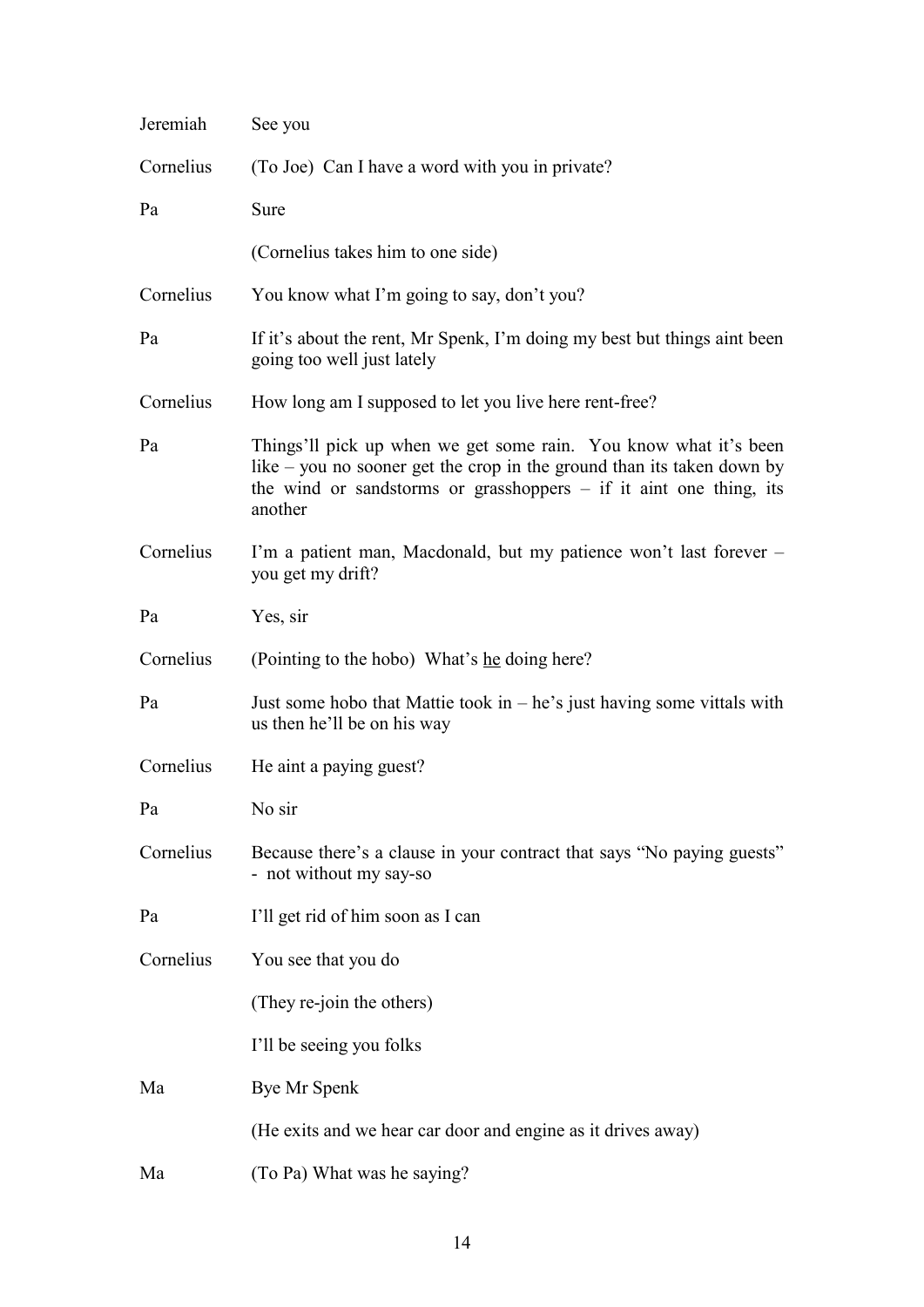Jeremiah See you

Cornelius (To Joe) Can I have a word with you in private?

Pa Sure

(Cornelius takes him to one side)

Cornelius You know what I'm going to say, don't you?

Pa If it's about the rent, Mr Spenk, I'm doing my best but things aint been going too well just lately

Cornelius How long am I supposed to let you live here rent-free?

Pa Things'll pick up when we get some rain. You know what it's been like – you no sooner get the crop in the ground than its taken down by the wind or sandstorms or grasshoppers – if it aint one thing, its another

Cornelius I'm a patient man, Macdonald, but my patience won't last forever – you get my drift?

Pa Yes, sir

Cornelius (Pointing to the hobo) What's <u>he</u> doing here?

Pa Just some hobo that Mattie took in – he's just having some vittals with us then he'll be on his way

Cornelius He aint a paying guest?

Pa No sir

Cornelius Because there's a clause in your contract that says "No paying guests" - not without my say-so

Pa I'll get rid of him soon as I can

Cornelius You see that you do

(They re-join the others)

I'll be seeing you folks

Ma Bye Mr Spenk

(He exits and we hear car door and engine as it drives away)

Ma (To Pa) What was he saying?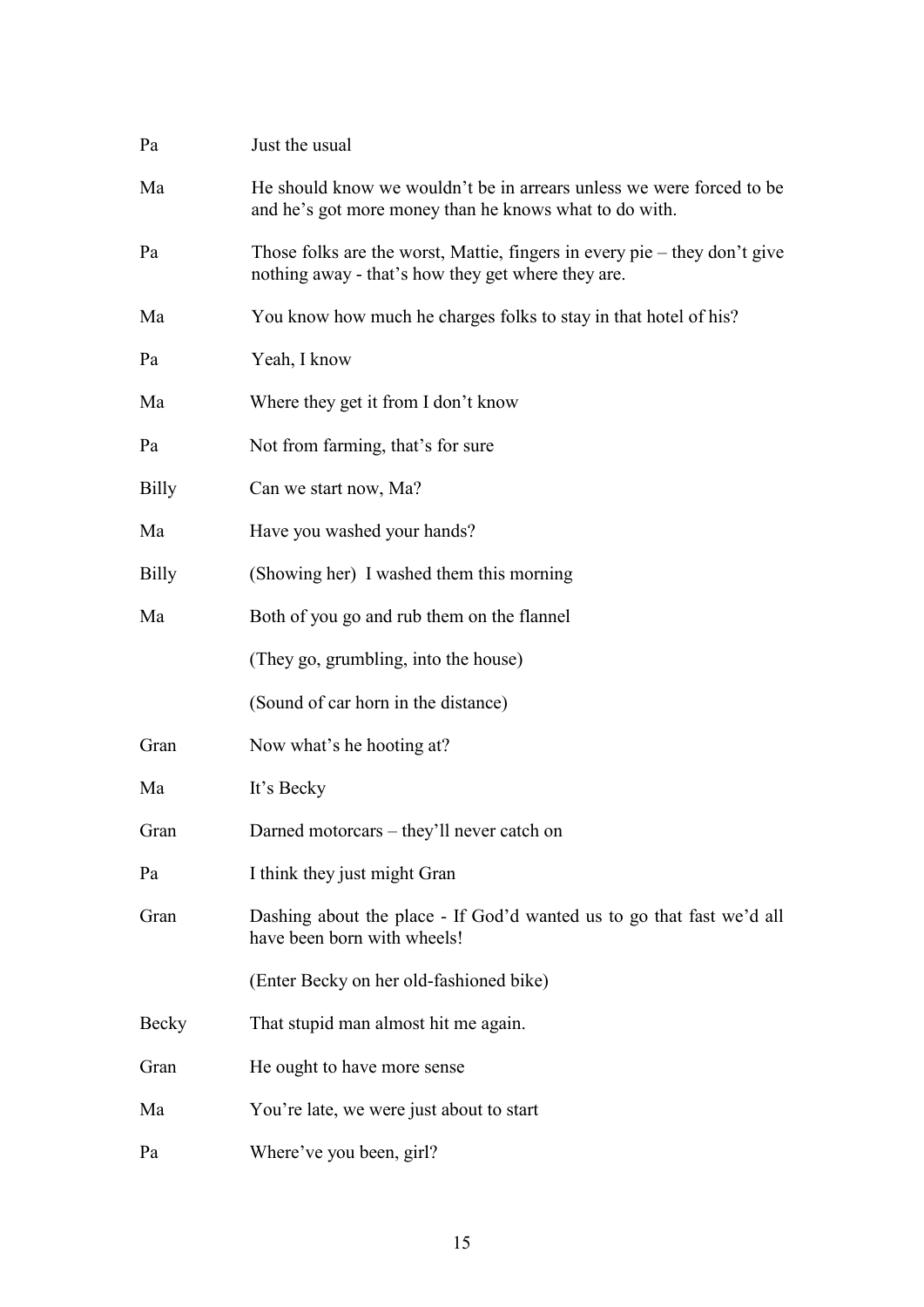Pa Just the usual

Ma He should know we wouldn't be in arrears unless we were forced to be and he's got more money than he knows what to do with.

Pa Those folks are the worst, Mattie, fingers in every pie – they don't give nothing away - that's how they get where they are.

Ma You know how much he charges folks to stay in that hotel of his?

Pa Yeah, I know

Ma Where they get it from I don't know

Pa Not from farming, that's for sure

Billy Can we start now, Ma?

Ma Have you washed your hands?

Billy (Showing her) I washed them this morning

Ma Both of you go and rub them on the flannel

(They go, grumbling, into the house)

(Sound of car horn in the distance)

Gran Now what's he hooting at?

Ma It's Becky

Gran Darned motorcars – they'll never catch on

Pa I think they just might Gran

Gran Dashing about the place - If God'd wanted us to go that fast we'd all have been born with wheels!

(Enter Becky on her old-fashioned bike)

Becky That stupid man almost hit me again.

Gran He ought to have more sense

Ma You're late, we were just about to start

Pa Where've you been, girl?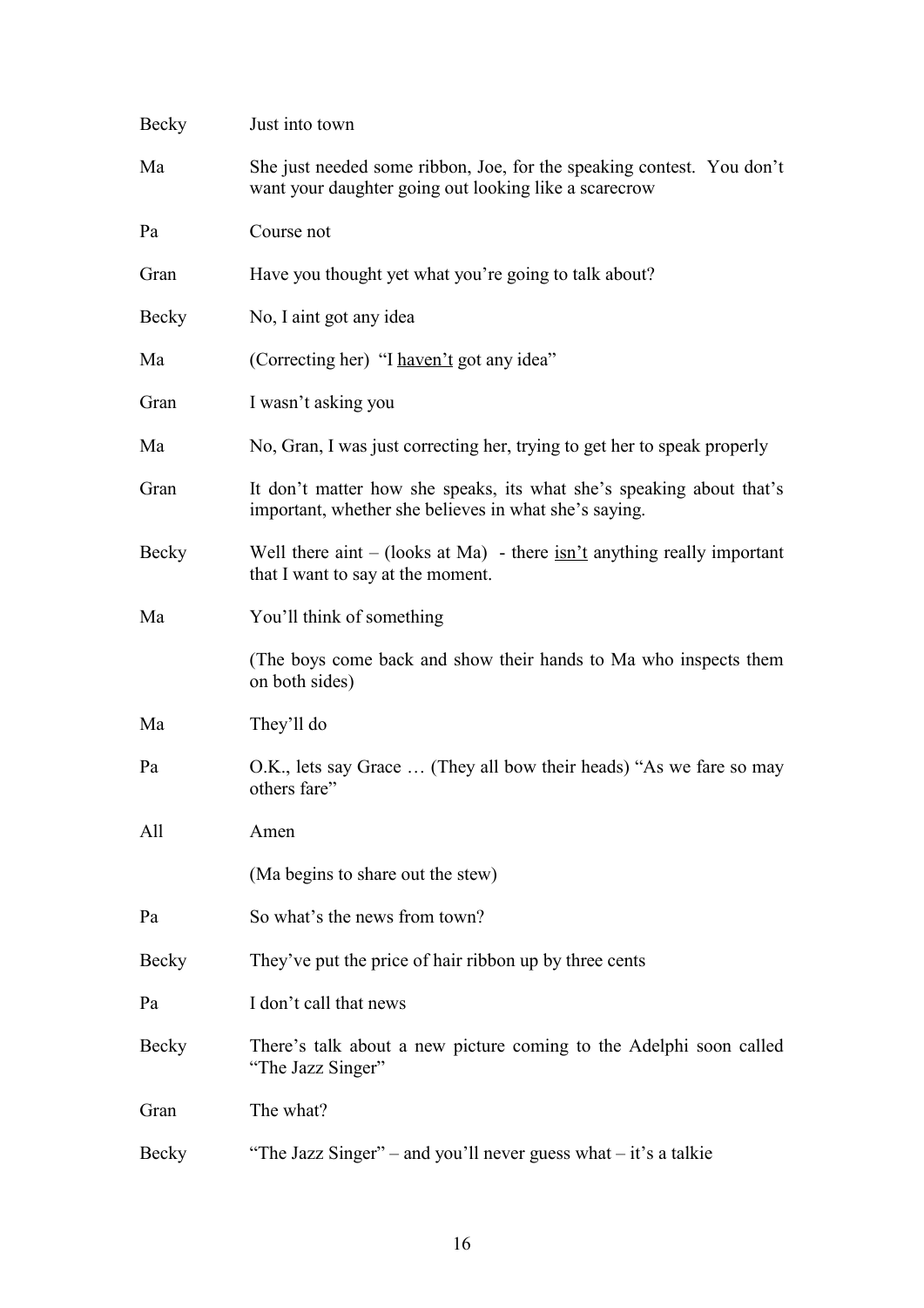| | |
|---|---|
| Becky | Just into town |
| Ma | She just needed some ribbon, Joe, for the speaking contest. You don't want your daughter going out looking like a scarecrow |
| Pa | Course not |
| Gran | Have you thought yet what you're going to talk about? |
| Becky | No, I aint got any idea |
| Ma | (Correcting her) "I <u>haven't</u> got any idea" |
| Gran | I wasn't asking you |
| Ma | No, Gran, I was just correcting her, trying to get her to speak properly |
| Gran | It don't matter how she speaks, its what she's speaking about that's important, whether she believes in what she's saying. |
| Becky | Well there aint – (looks at Ma) - there <u>isn't</u> anything really important that I want to say at the moment. |
| Ma | You'll think of something |
| | (The boys come back and show their hands to Ma who inspects them on both sides) |
| Ma | They'll do |
| Pa | O.K., lets say Grace … (They all bow their heads) "As we fare so may others fare" |
| All | Amen |
| | (Ma begins to share out the stew) |
| Pa | So what's the news from town? |
| Becky | They've put the price of hair ribbon up by three cents |
| Pa | I don't call that news |
| Becky | There's talk about a new picture coming to the Adelphi soon called "The Jazz Singer" |
| Gran | The what? |
| Becky | "The Jazz Singer" – and you'll never guess what – it's a talkie |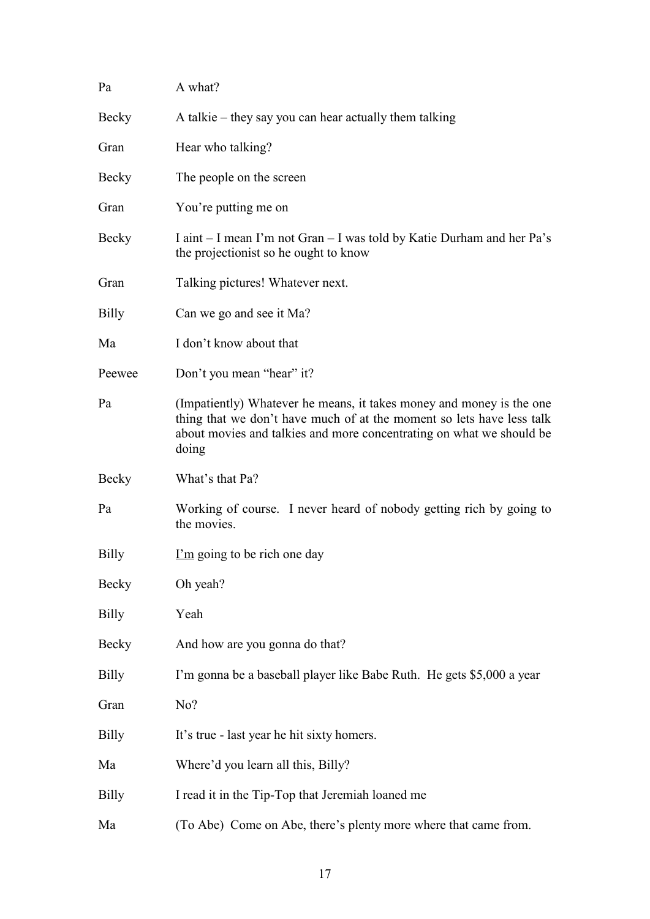Pa	A what?

Becky	A talkie – they say you can hear actually them talking

Gran	Hear who talking?

Becky	The people on the screen

Gran	You're putting me on

Becky	I aint – I mean I'm not Gran – I was told by Katie Durham and her Pa's the projectionist so he ought to know

Gran	Talking pictures! Whatever next.

Billy	Can we go and see it Ma?

Ma	I don't know about that

Peewee	Don't you mean "hear" it?

Pa	(Impatiently) Whatever he means, it takes money and money is the one thing that we don't have much of at the moment so lets have less talk about movies and talkies and more concentrating on what we should be doing

Becky	What's that Pa?

Pa	Working of course. I never heard of nobody getting rich by going to the movies.

Billy	<u>I'm</u> going to be rich one day

Becky	Oh yeah?

Billy	Yeah

Becky	And how are you gonna do that?

Billy	I'm gonna be a baseball player like Babe Ruth. He gets $5,000 a year

Gran	No?

Billy	It's true - last year he hit sixty homers.

Ma	Where'd you learn all this, Billy?

Billy	I read it in the Tip-Top that Jeremiah loaned me

Ma	(To Abe) Come on Abe, there's plenty more where that came from.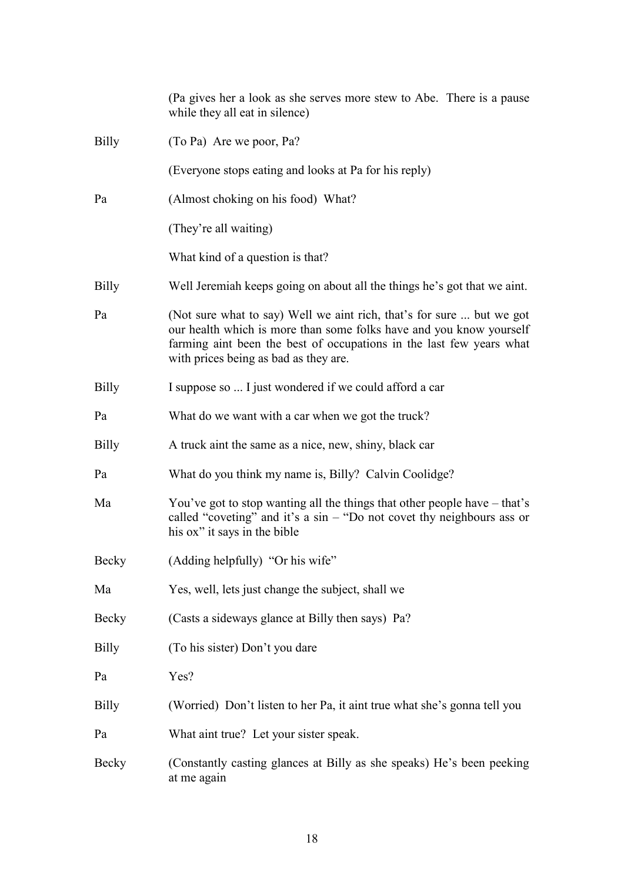(Pa gives her a look as she serves more stew to Abe. There is a pause while they all eat in silence)

**Billy** (To Pa) Are we poor, Pa?

(Everyone stops eating and looks at Pa for his reply)

**Pa** (Almost choking on his food) What?

(They're all waiting)

What kind of a question is that?

**Billy** Well Jeremiah keeps going on about all the things he's got that we aint.

**Pa** (Not sure what to say) Well we aint rich, that's for sure ... but we got our health which is more than some folks have and you know yourself farming aint been the best of occupations in the last few years what with prices being as bad as they are.

**Billy** I suppose so ... I just wondered if we could afford a car

**Pa** What do we want with a car when we got the truck?

**Billy** A truck aint the same as a nice, new, shiny, black car

**Pa** What do you think my name is, Billy? Calvin Coolidge?

**Ma** You've got to stop wanting all the things that other people have – that's called "coveting" and it's a sin – "Do not covet thy neighbours ass or his ox" it says in the bible

**Becky** (Adding helpfully) "Or his wife"

**Ma** Yes, well, lets just change the subject, shall we

**Becky** (Casts a sideways glance at Billy then says) Pa?

**Billy** (To his sister) Don't you dare

**Pa** Yes?

**Billy** (Worried) Don't listen to her Pa, it aint true what she's gonna tell you

**Pa** What aint true? Let your sister speak.

**Becky** (Constantly casting glances at Billy as she speaks) He's been peeking at me again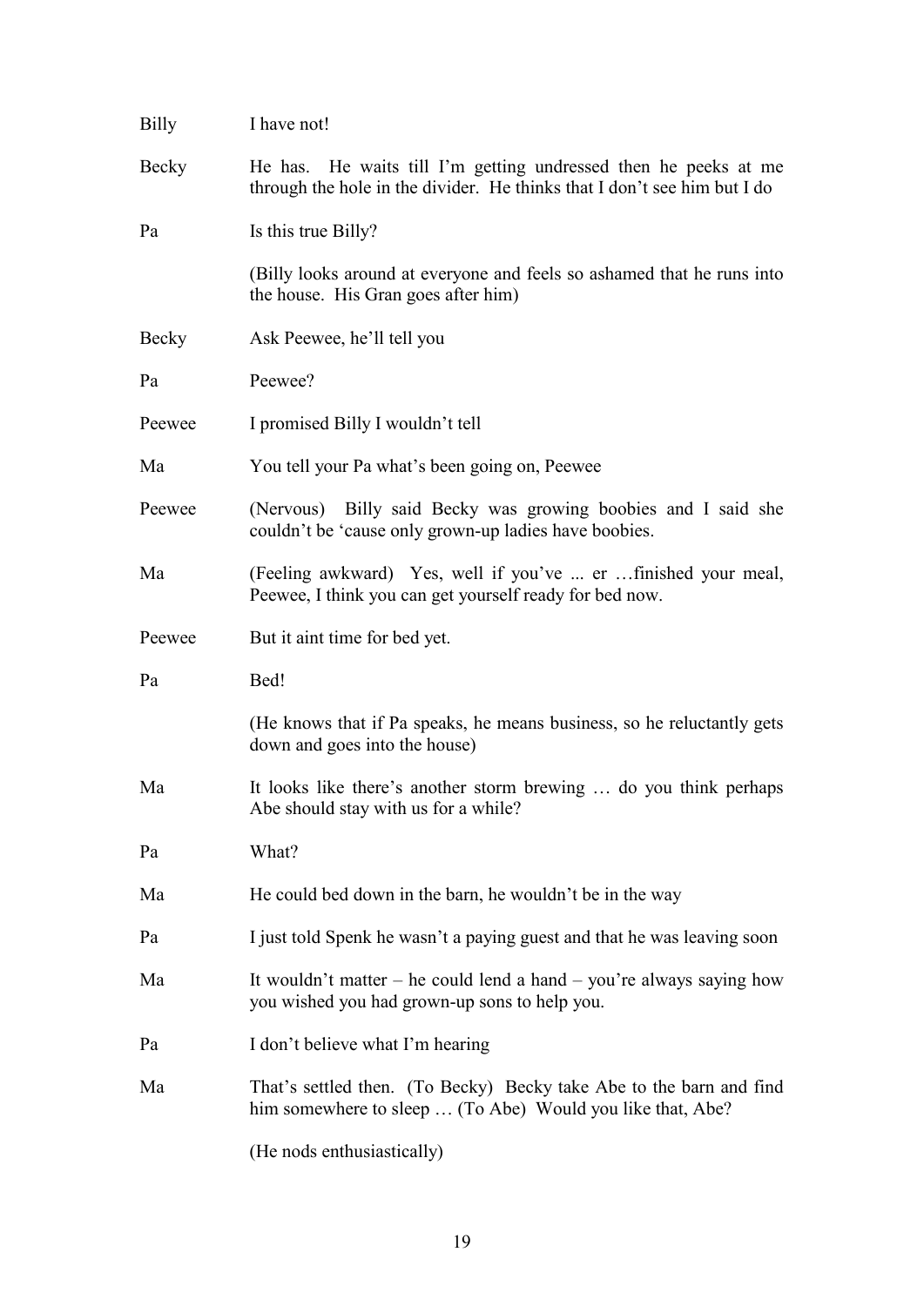| | |
|---|---|
| Billy | I have not! |
| Becky | He has. He waits till I'm getting undressed then he peeks at me through the hole in the divider. He thinks that I don't see him but I do |
| Pa | Is this true Billy? |
| | (Billy looks around at everyone and feels so ashamed that he runs into the house. His Gran goes after him) |
| Becky | Ask Peewee, he'll tell you |
| Pa | Peewee? |
| Peewee | I promised Billy I wouldn't tell |
| Ma | You tell your Pa what's been going on, Peewee |
| Peewee | (Nervous) Billy said Becky was growing boobies and I said she couldn't be 'cause only grown-up ladies have boobies. |
| Ma | (Feeling awkward) Yes, well if you've ... er …finished your meal, Peewee, I think you can get yourself ready for bed now. |
| Peewee | But it aint time for bed yet. |
| Pa | Bed! |
| | (He knows that if Pa speaks, he means business, so he reluctantly gets down and goes into the house) |
| Ma | It looks like there's another storm brewing … do you think perhaps Abe should stay with us for a while? |
| Pa | What? |
| Ma | He could bed down in the barn, he wouldn't be in the way |
| Pa | I just told Spenk he wasn't a paying guest and that he was leaving soon |
| Ma | It wouldn't matter – he could lend a hand – you're always saying how you wished you had grown-up sons to help you. |
| Pa | I don't believe what I'm hearing |
| Ma | That's settled then. (To Becky) Becky take Abe to the barn and find him somewhere to sleep … (To Abe) Would you like that, Abe? |
| | (He nods enthusiastically) |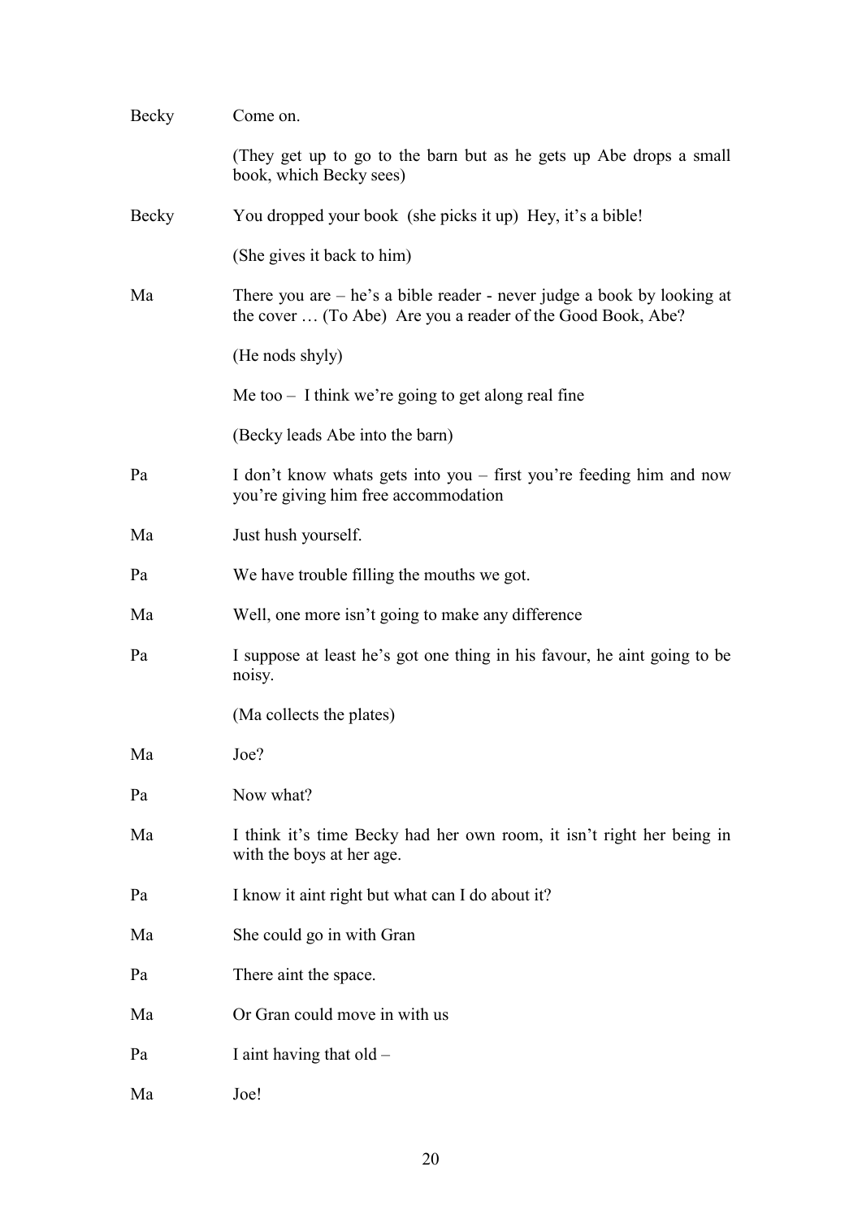Becky Come on.

(They get up to go to the barn but as he gets up Abe drops a small book, which Becky sees)

Becky You dropped your book (she picks it up) Hey, it's a bible!

(She gives it back to him)

Ma There you are – he's a bible reader - never judge a book by looking at the cover … (To Abe) Are you a reader of the Good Book, Abe?

(He nods shyly)

Me too – I think we're going to get along real fine

(Becky leads Abe into the barn)

Pa I don't know whats gets into you – first you're feeding him and now you're giving him free accommodation

Ma Just hush yourself.

Pa We have trouble filling the mouths we got.

Ma Well, one more isn't going to make any difference

Pa I suppose at least he's got one thing in his favour, he aint going to be noisy.

(Ma collects the plates)

Ma Joe?

Pa Now what?

Ma I think it's time Becky had her own room, it isn't right her being in with the boys at her age.

Pa I know it aint right but what can I do about it?

Ma She could go in with Gran

Pa There aint the space.

Ma Or Gran could move in with us

Pa I aint having that old –

Ma Joe!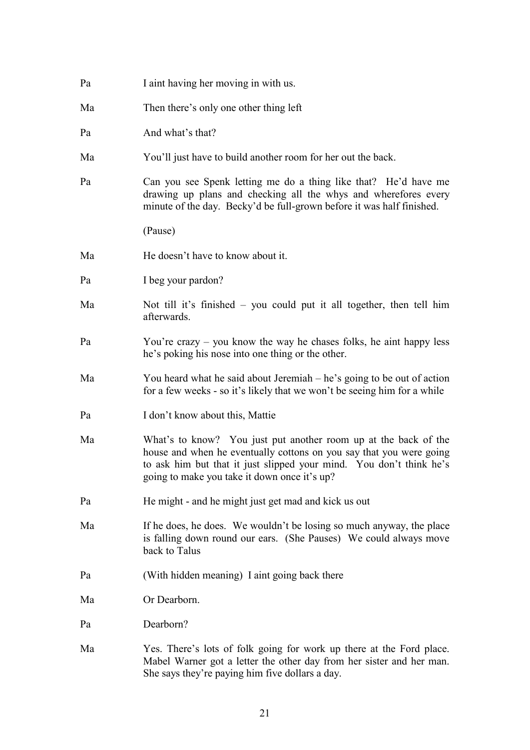Pa I aint having her moving in with us.

Ma Then there's only one other thing left

Pa And what's that?

Ma You'll just have to build another room for her out the back.

Pa Can you see Spenk letting me do a thing like that? He'd have me drawing up plans and checking all the whys and wherefores every minute of the day. Becky'd be full-grown before it was half finished.

(Pause)

Ma He doesn't have to know about it.

Pa I beg your pardon?

Ma Not till it's finished – you could put it all together, then tell him afterwards.

Pa You're crazy – you know the way he chases folks, he aint happy less he's poking his nose into one thing or the other.

Ma You heard what he said about Jeremiah – he's going to be out of action for a few weeks - so it's likely that we won't be seeing him for a while

Pa I don't know about this, Mattie

Ma What's to know? You just put another room up at the back of the house and when he eventually cottons on you say that you were going to ask him but that it just slipped your mind. You don't think he's going to make you take it down once it's up?

Pa He might - and he might just get mad and kick us out

Ma If he does, he does. We wouldn't be losing so much anyway, the place is falling down round our ears. (She Pauses) We could always move back to Talus

Pa (With hidden meaning) I aint going back there

Ma Or Dearborn.

Pa Dearborn?

Ma Yes. There's lots of folk going for work up there at the Ford place. Mabel Warner got a letter the other day from her sister and her man. She says they're paying him five dollars a day.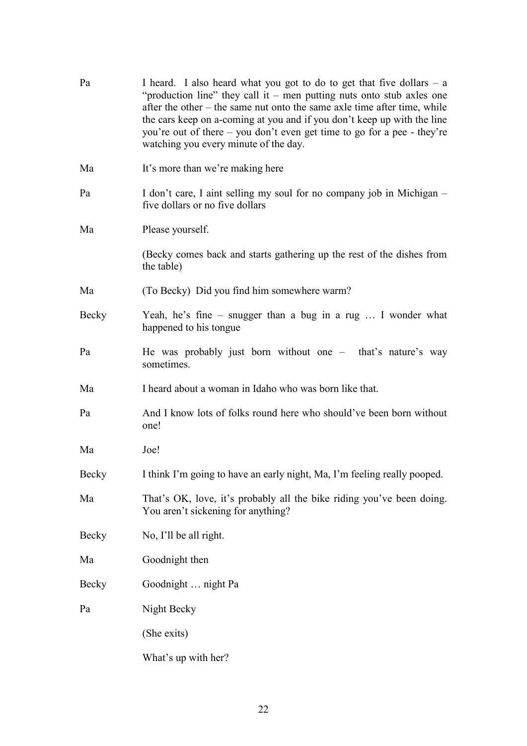Pa		I heard. I also heard what you got to do to get that five dollars – a "production line" they call it – men putting nuts onto stub axles one after the other – the same nut onto the same axle time after time, while the cars keep on a-coming at you and if you don't keep up with the line you're out of there – you don't even get time to go for a pee - they're watching you every minute of the day.

Ma		It's more than we're making here

Pa		I don't care, I aint selling my soul for no company job in Michigan – five dollars or no five dollars

Ma		Please yourself.

(Becky comes back and starts gathering up the rest of the dishes from the table)

Ma		(To Becky) Did you find him somewhere warm?

Becky		Yeah, he's fine – snugger than a bug in a rug … I wonder what happened to his tongue

Pa		He was probably just born without one – that's nature's way sometimes.

Ma		I heard about a woman in Idaho who was born like that.

Pa		And I know lots of folks round here who should've been born without one!

Ma		Joe!

Becky		I think I'm going to have an early night, Ma, I'm feeling really pooped.

Ma		That's OK, love, it's probably all the bike riding you've been doing. You aren't sickening for anything?

Becky		No, I'll be all right.

Ma		Goodnight then

Becky		Goodnight … night Pa

Pa		Night Becky

(She exits)

What's up with her?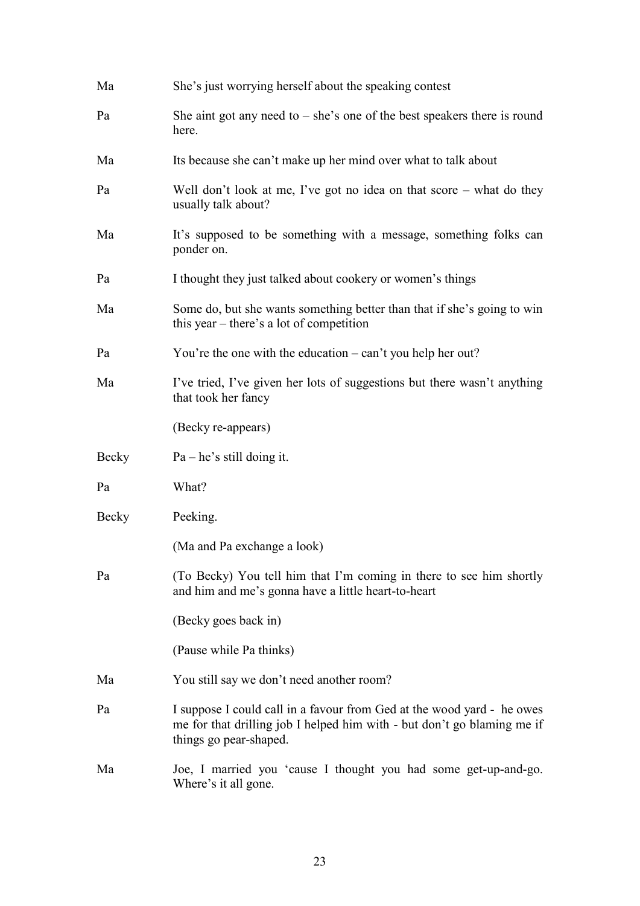Ma She's just worrying herself about the speaking contest

Pa She aint got any need to – she's one of the best speakers there is round here.

Ma Its because she can't make up her mind over what to talk about

Pa Well don't look at me, I've got no idea on that score – what do they usually talk about?

Ma It's supposed to be something with a message, something folks can ponder on.

Pa I thought they just talked about cookery or women's things

Ma Some do, but she wants something better than that if she's going to win this year – there's a lot of competition

Pa You're the one with the education – can't you help her out?

Ma I've tried, I've given her lots of suggestions but there wasn't anything that took her fancy

(Becky re-appears)

Becky Pa – he's still doing it.

Pa What?

Becky Peeking.

(Ma and Pa exchange a look)

Pa (To Becky) You tell him that I'm coming in there to see him shortly and him and me's gonna have a little heart-to-heart

(Becky goes back in)

(Pause while Pa thinks)

Ma You still say we don't need another room?

Pa I suppose I could call in a favour from Ged at the wood yard - he owes me for that drilling job I helped him with - but don't go blaming me if things go pear-shaped.

Ma Joe, I married you 'cause I thought you had some get-up-and-go. Where's it all gone.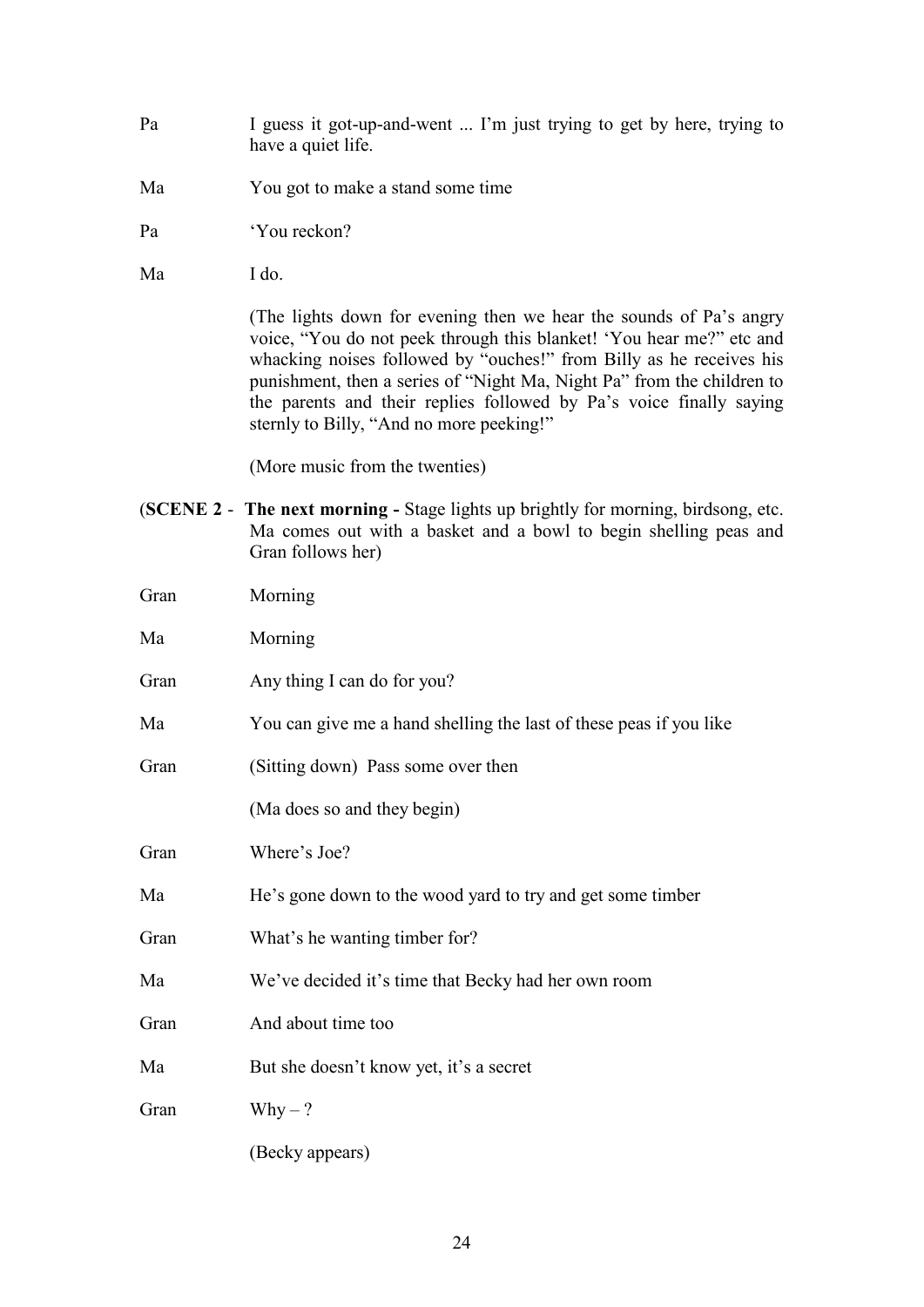Pa I guess it got-up-and-went ... I'm just trying to get by here, trying to have a quiet life.

Ma You got to make a stand some time

Pa 'You reckon?

Ma I do.

(The lights down for evening then we hear the sounds of Pa's angry voice, "You do not peek through this blanket! 'You hear me?" etc and whacking noises followed by "ouches!" from Billy as he receives his punishment, then a series of "Night Ma, Night Pa" from the children to the parents and their replies followed by Pa's voice finally saying sternly to Billy, "And no more peeking!"

(More music from the twenties)

(**SCENE 2** - **The next morning -** Stage lights up brightly for morning, birdsong, etc. Ma comes out with a basket and a bowl to begin shelling peas and Gran follows her)

Gran Morning

Ma Morning

Gran Any thing I can do for you?

Ma You can give me a hand shelling the last of these peas if you like

Gran (Sitting down) Pass some over then

(Ma does so and they begin)

Gran Where's Joe?

Ma He's gone down to the wood yard to try and get some timber

Gran What's he wanting timber for?

Ma We've decided it's time that Becky had her own room

Gran And about time too

Ma But she doesn't know yet, it's a secret

Gran Why – ?

(Becky appears)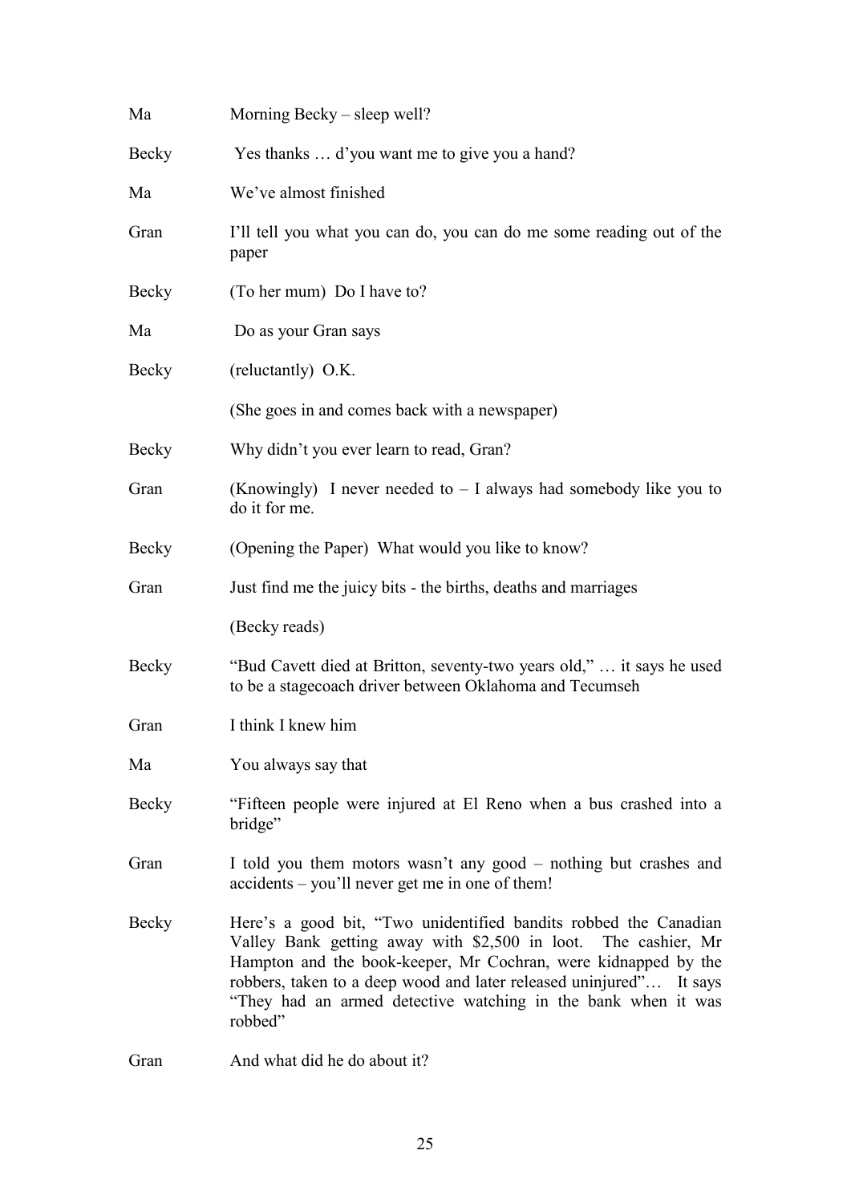Ma Morning Becky – sleep well?

Becky Yes thanks … d'you want me to give you a hand?

Ma We've almost finished

Gran I'll tell you what you can do, you can do me some reading out of the paper

Becky (To her mum) Do I have to?

Ma Do as your Gran says

Becky (reluctantly) O.K.

(She goes in and comes back with a newspaper)

Becky Why didn't you ever learn to read, Gran?

Gran (Knowingly) I never needed to – I always had somebody like you to do it for me.

Becky (Opening the Paper) What would you like to know?

Gran Just find me the juicy bits - the births, deaths and marriages

(Becky reads)

Becky "Bud Cavett died at Britton, seventy-two years old," … it says he used to be a stagecoach driver between Oklahoma and Tecumseh

Gran I think I knew him

Ma You always say that

Becky "Fifteen people were injured at El Reno when a bus crashed into a bridge"

Gran I told you them motors wasn't any good – nothing but crashes and accidents – you'll never get me in one of them!

Becky Here's a good bit, "Two unidentified bandits robbed the Canadian Valley Bank getting away with $2,500 in loot. The cashier, Mr Hampton and the book-keeper, Mr Cochran, were kidnapped by the robbers, taken to a deep wood and later released uninjured"… It says "They had an armed detective watching in the bank when it was robbed"

Gran And what did he do about it?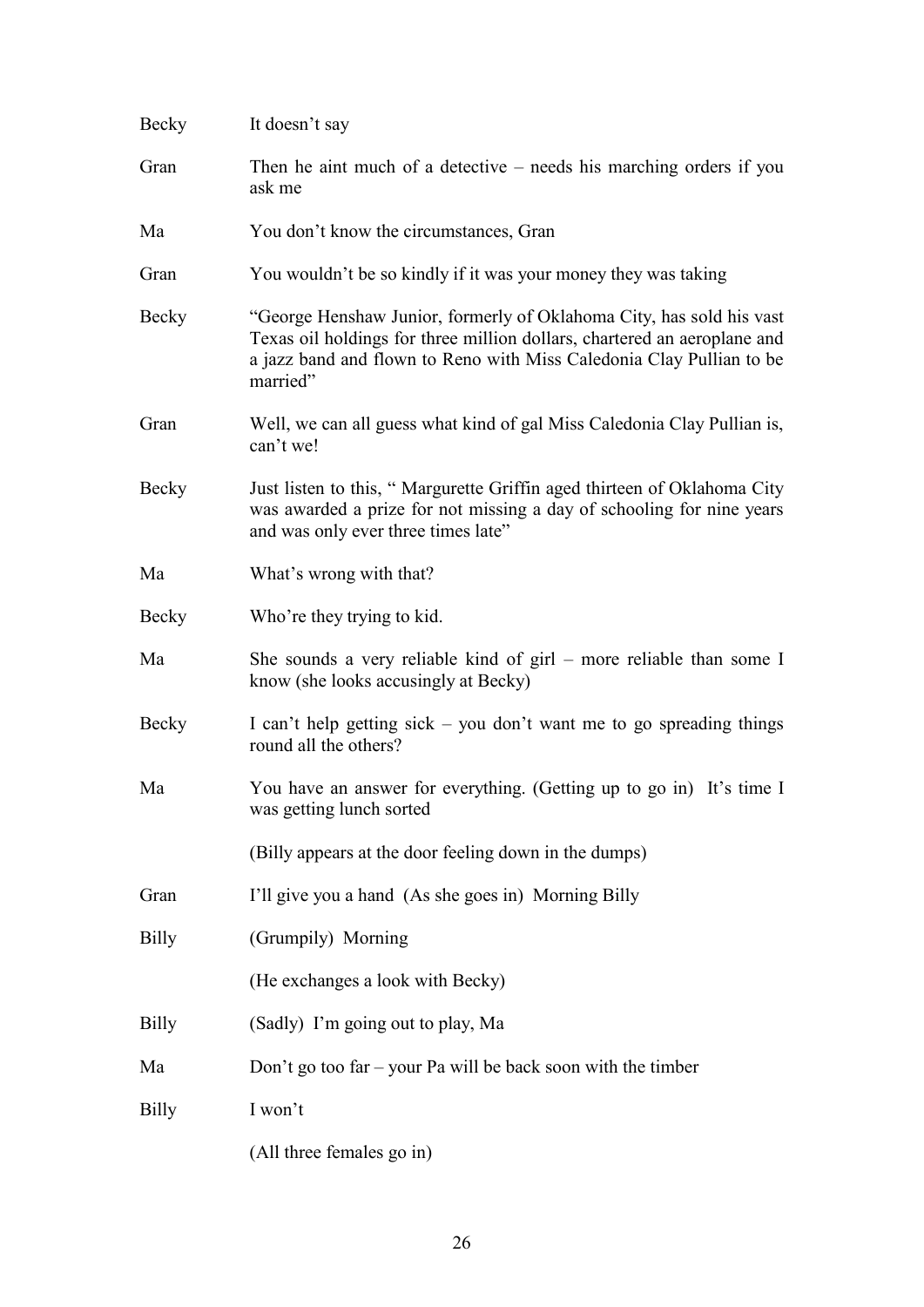Becky	It doesn't say

Gran	Then he aint much of a detective – needs his marching orders if you ask me

Ma	You don't know the circumstances, Gran

Gran	You wouldn't be so kindly if it was your money they was taking

Becky	"George Henshaw Junior, formerly of Oklahoma City, has sold his vast Texas oil holdings for three million dollars, chartered an aeroplane and a jazz band and flown to Reno with Miss Caledonia Clay Pullian to be married"

Gran	Well, we can all guess what kind of gal Miss Caledonia Clay Pullian is, can't we!

Becky	Just listen to this, " Margurette Griffin aged thirteen of Oklahoma City was awarded a prize for not missing a day of schooling for nine years and was only ever three times late"

Ma	What's wrong with that?

Becky	Who're they trying to kid.

Ma	She sounds a very reliable kind of girl – more reliable than some I know (she looks accusingly at Becky)

Becky	I can't help getting sick – you don't want me to go spreading things round all the others?

Ma	You have an answer for everything. (Getting up to go in) It's time I was getting lunch sorted

(Billy appears at the door feeling down in the dumps)

Gran	I'll give you a hand (As she goes in) Morning Billy

Billy	(Grumpily) Morning

(He exchanges a look with Becky)

Billy	(Sadly) I'm going out to play, Ma

Ma	Don't go too far – your Pa will be back soon with the timber

Billy	I won't

(All three females go in)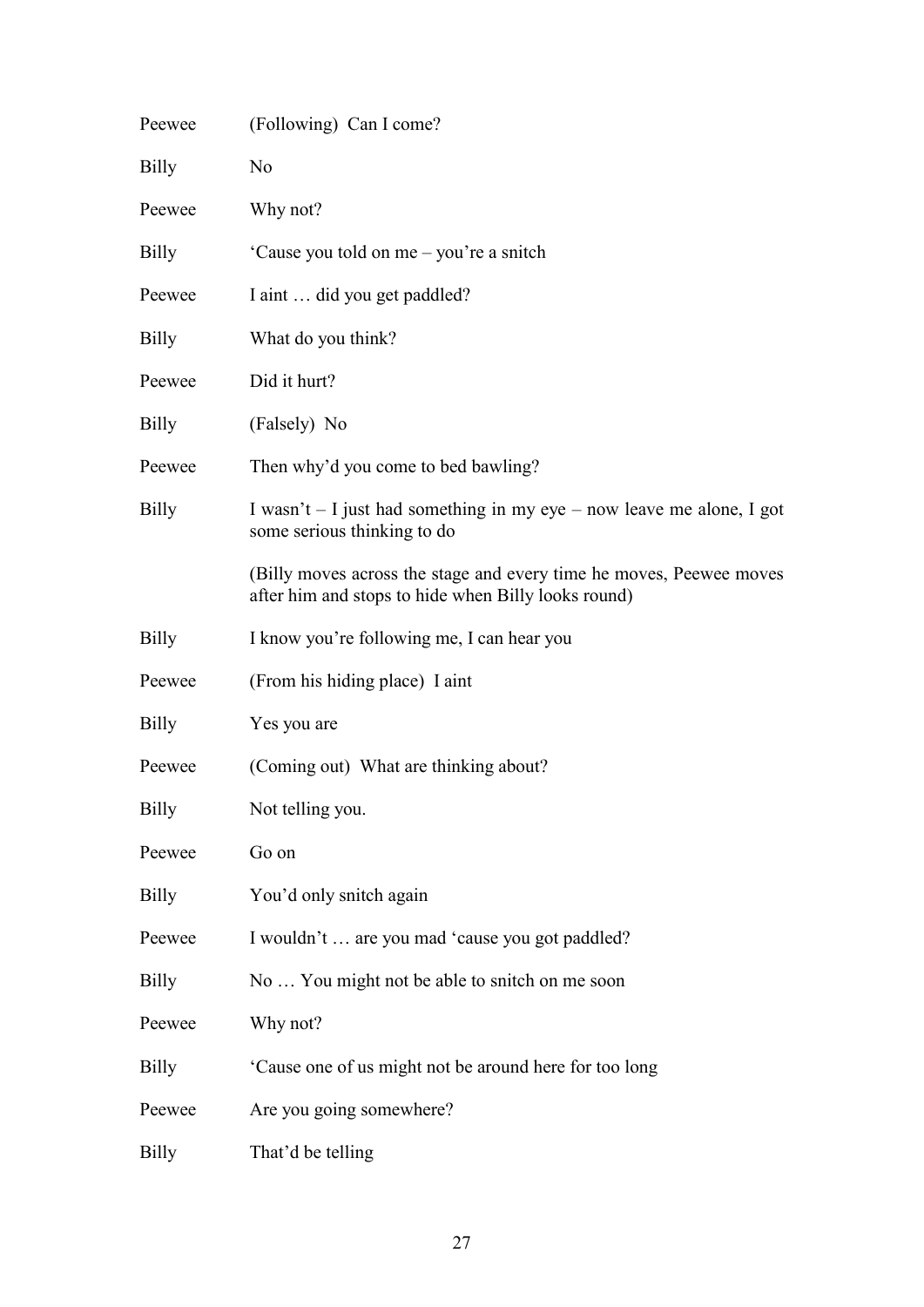Peewee (Following) Can I come?

Billy No

Peewee Why not?

Billy 'Cause you told on me – you're a snitch

Peewee I aint … did you get paddled?

Billy What do you think?

Peewee Did it hurt?

Billy (Falsely) No

Peewee Then why'd you come to bed bawling?

Billy I wasn't – I just had something in my eye – now leave me alone, I got some serious thinking to do

(Billy moves across the stage and every time he moves, Peewee moves after him and stops to hide when Billy looks round)

Billy I know you're following me, I can hear you

Peewee (From his hiding place) I aint

Billy Yes you are

Peewee (Coming out) What are thinking about?

Billy Not telling you.

Peewee Go on

Billy You'd only snitch again

Peewee I wouldn't … are you mad 'cause you got paddled?

Billy No … You might not be able to snitch on me soon

Peewee Why not?

Billy 'Cause one of us might not be around here for too long

Peewee Are you going somewhere?

Billy That'd be telling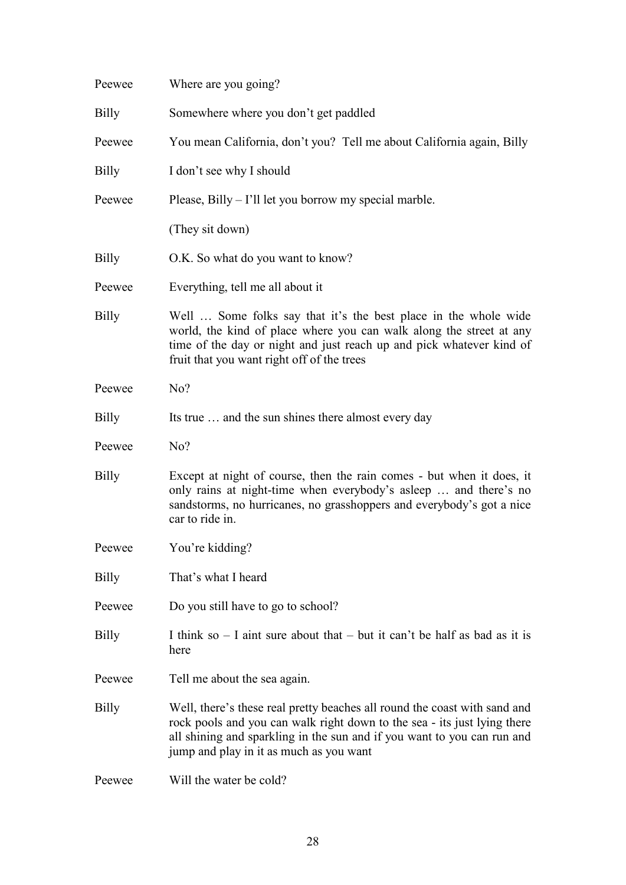Peewee Where are you going?

Billy Somewhere where you don't get paddled

Peewee You mean California, don't you? Tell me about California again, Billy

Billy I don't see why I should

Peewee Please, Billy – I'll let you borrow my special marble.

(They sit down)

Billy O.K. So what do you want to know?

Peewee Everything, tell me all about it

Billy Well … Some folks say that it's the best place in the whole wide world, the kind of place where you can walk along the street at any time of the day or night and just reach up and pick whatever kind of fruit that you want right off of the trees

Peewee No?

Billy Its true … and the sun shines there almost every day

Peewee No?

Billy Except at night of course, then the rain comes - but when it does, it only rains at night-time when everybody's asleep … and there's no sandstorms, no hurricanes, no grasshoppers and everybody's got a nice car to ride in.

Peewee You're kidding?

Billy That's what I heard

Peewee Do you still have to go to school?

Billy I think so – I aint sure about that – but it can't be half as bad as it is here

Peewee Tell me about the sea again.

Billy Well, there's these real pretty beaches all round the coast with sand and rock pools and you can walk right down to the sea - its just lying there all shining and sparkling in the sun and if you want to you can run and jump and play in it as much as you want

Peewee Will the water be cold?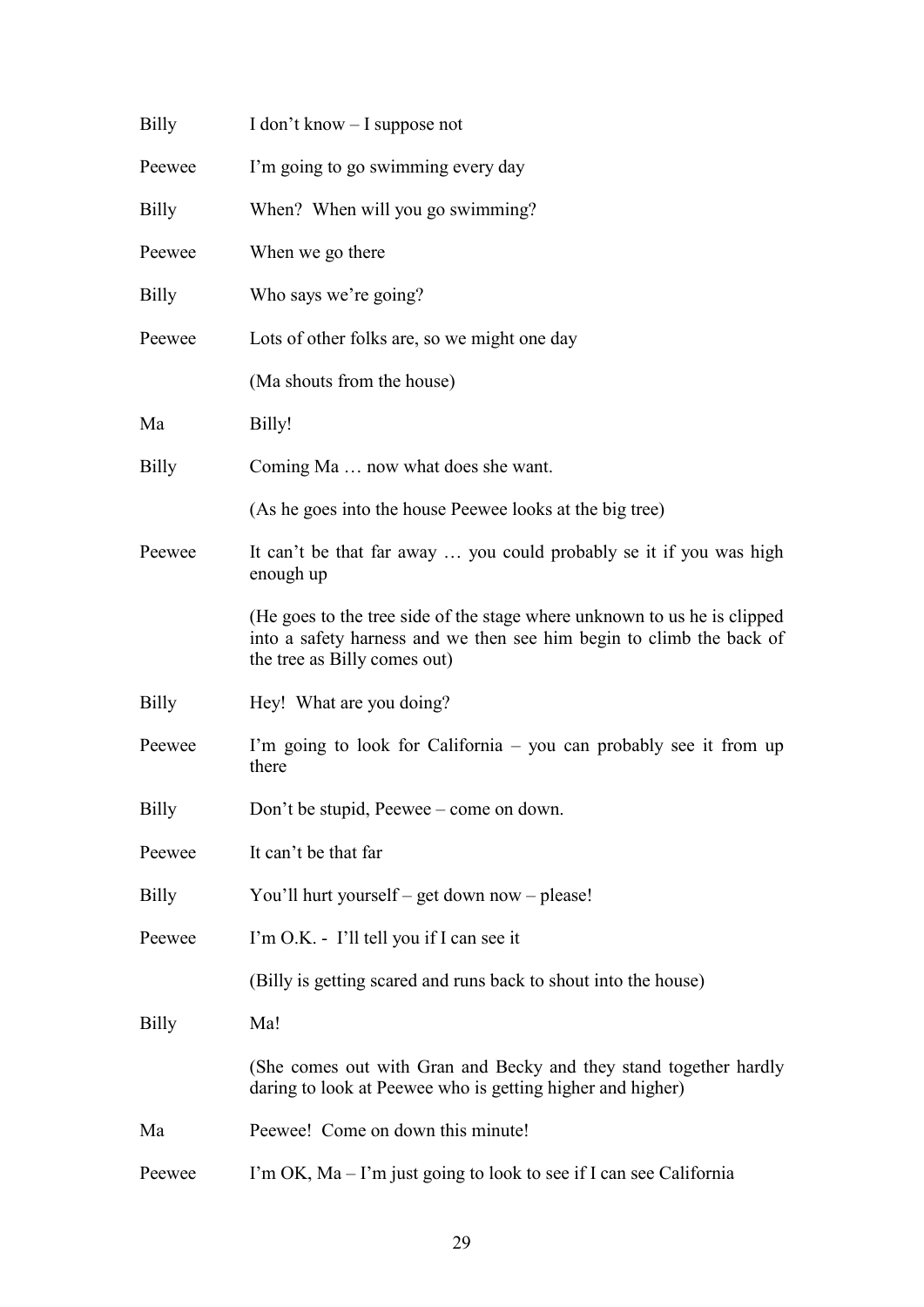Billy I don't know – I suppose not

Peewee I'm going to go swimming every day

Billy When? When will you go swimming?

Peewee When we go there

Billy Who says we're going?

Peewee Lots of other folks are, so we might one day

(Ma shouts from the house)

Ma Billy!

Billy Coming Ma … now what does she want.

(As he goes into the house Peewee looks at the big tree)

Peewee It can't be that far away … you could probably se it if you was high enough up

(He goes to the tree side of the stage where unknown to us he is clipped into a safety harness and we then see him begin to climb the back of the tree as Billy comes out)

Billy Hey! What are you doing?

Peewee I'm going to look for California – you can probably see it from up there

Billy Don't be stupid, Peewee – come on down.

Peewee It can't be that far

Billy You'll hurt yourself – get down now – please!

Peewee I'm O.K. - I'll tell you if I can see it

(Billy is getting scared and runs back to shout into the house)

Billy Ma!

(She comes out with Gran and Becky and they stand together hardly daring to look at Peewee who is getting higher and higher)

Ma Peewee! Come on down this minute!

Peewee I'm OK, Ma – I'm just going to look to see if I can see California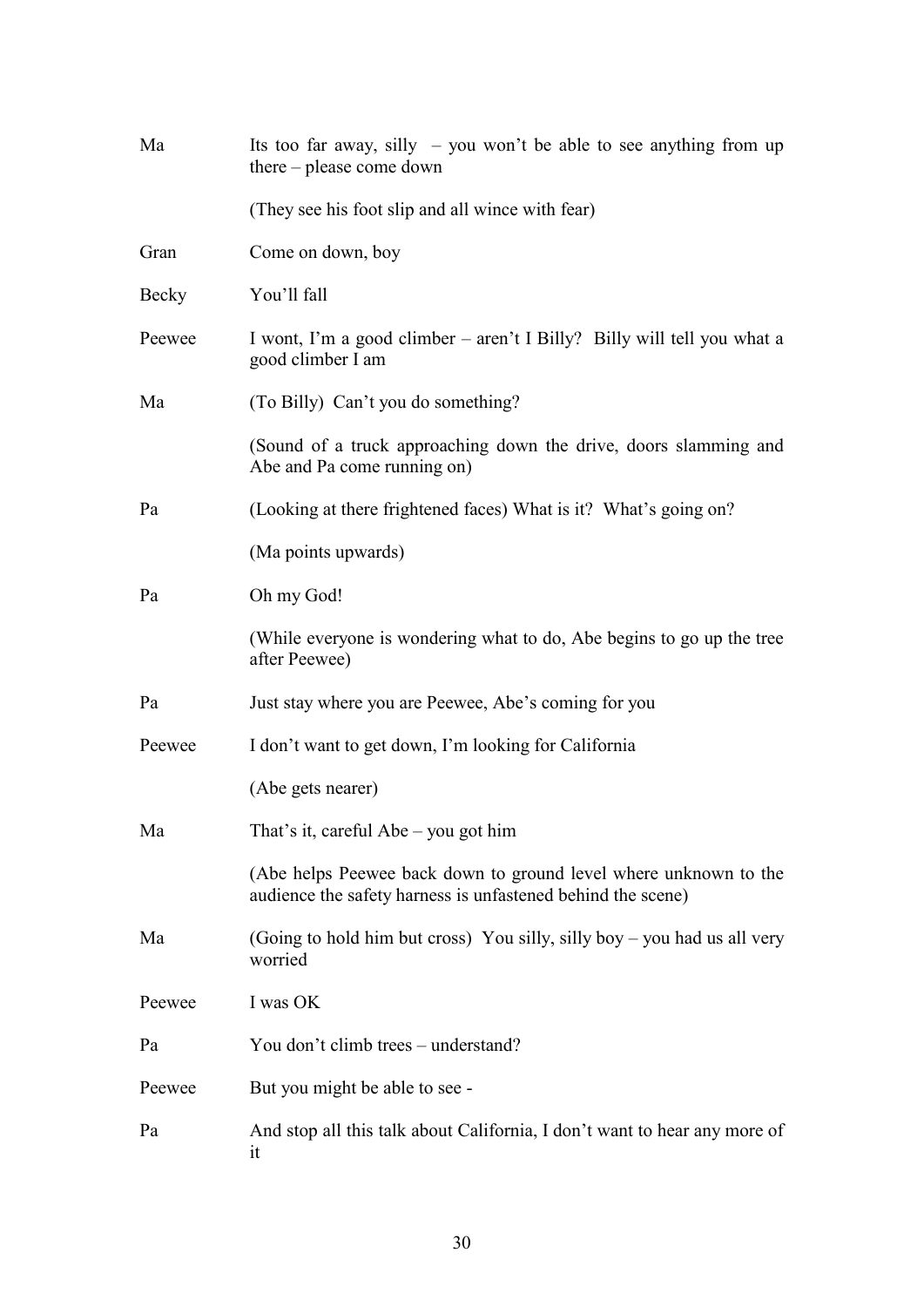Ma Its too far away, silly – you won't be able to see anything from up there – please come down

(They see his foot slip and all wince with fear)

Gran Come on down, boy

Becky You'll fall

Peewee I wont, I'm a good climber – aren't I Billy? Billy will tell you what a good climber I am

Ma (To Billy) Can't you do something?

(Sound of a truck approaching down the drive, doors slamming and Abe and Pa come running on)

Pa (Looking at there frightened faces) What is it? What's going on?

(Ma points upwards)

Pa Oh my God!

(While everyone is wondering what to do, Abe begins to go up the tree after Peewee)

Pa Just stay where you are Peewee, Abe's coming for you

Peewee I don't want to get down, I'm looking for California

(Abe gets nearer)

Ma That's it, careful Abe – you got him

(Abe helps Peewee back down to ground level where unknown to the audience the safety harness is unfastened behind the scene)

Ma (Going to hold him but cross) You silly, silly boy – you had us all very worried

Peewee I was OK

Pa You don't climb trees – understand?

Peewee But you might be able to see -

Pa And stop all this talk about California, I don't want to hear any more of it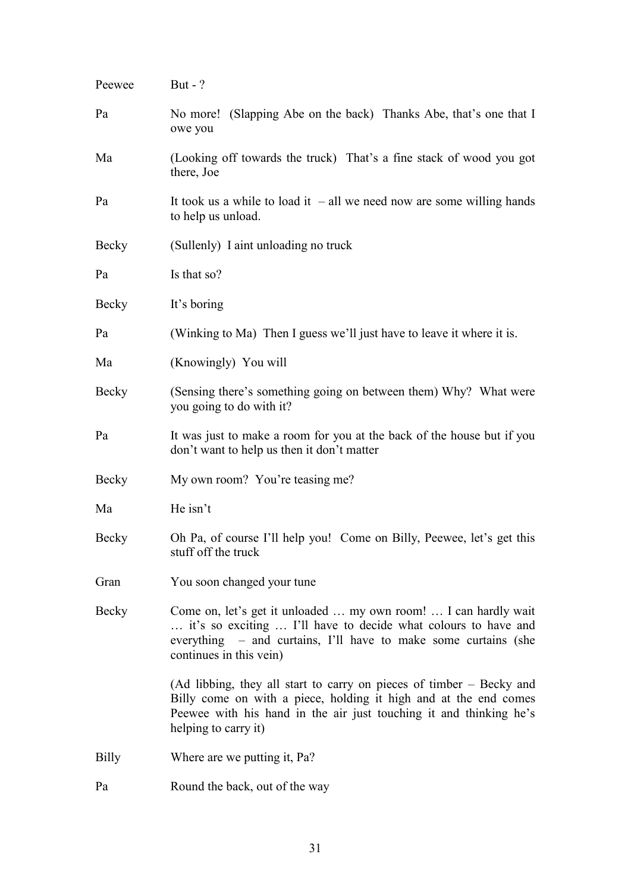Peewee But - ?

Pa No more! (Slapping Abe on the back) Thanks Abe, that's one that I owe you

Ma (Looking off towards the truck) That's a fine stack of wood you got there, Joe

Pa It took us a while to load it – all we need now are some willing hands to help us unload.

Becky (Sullenly) I aint unloading no truck

Pa Is that so?

Becky It's boring

Pa (Winking to Ma) Then I guess we'll just have to leave it where it is.

Ma (Knowingly) You will

Becky (Sensing there's something going on between them) Why? What were you going to do with it?

Pa It was just to make a room for you at the back of the house but if you don't want to help us then it don't matter

Becky My own room? You're teasing me?

Ma He isn't

Becky Oh Pa, of course I'll help you! Come on Billy, Peewee, let's get this stuff off the truck

Gran You soon changed your tune

Becky Come on, let's get it unloaded … my own room! … I can hardly wait … it's so exciting … I'll have to decide what colours to have and everything – and curtains, I'll have to make some curtains (she continues in this vein)

(Ad libbing, they all start to carry on pieces of timber – Becky and Billy come on with a piece, holding it high and at the end comes Peewee with his hand in the air just touching it and thinking he's helping to carry it)

Billy Where are we putting it, Pa?

Pa Round the back, out of the way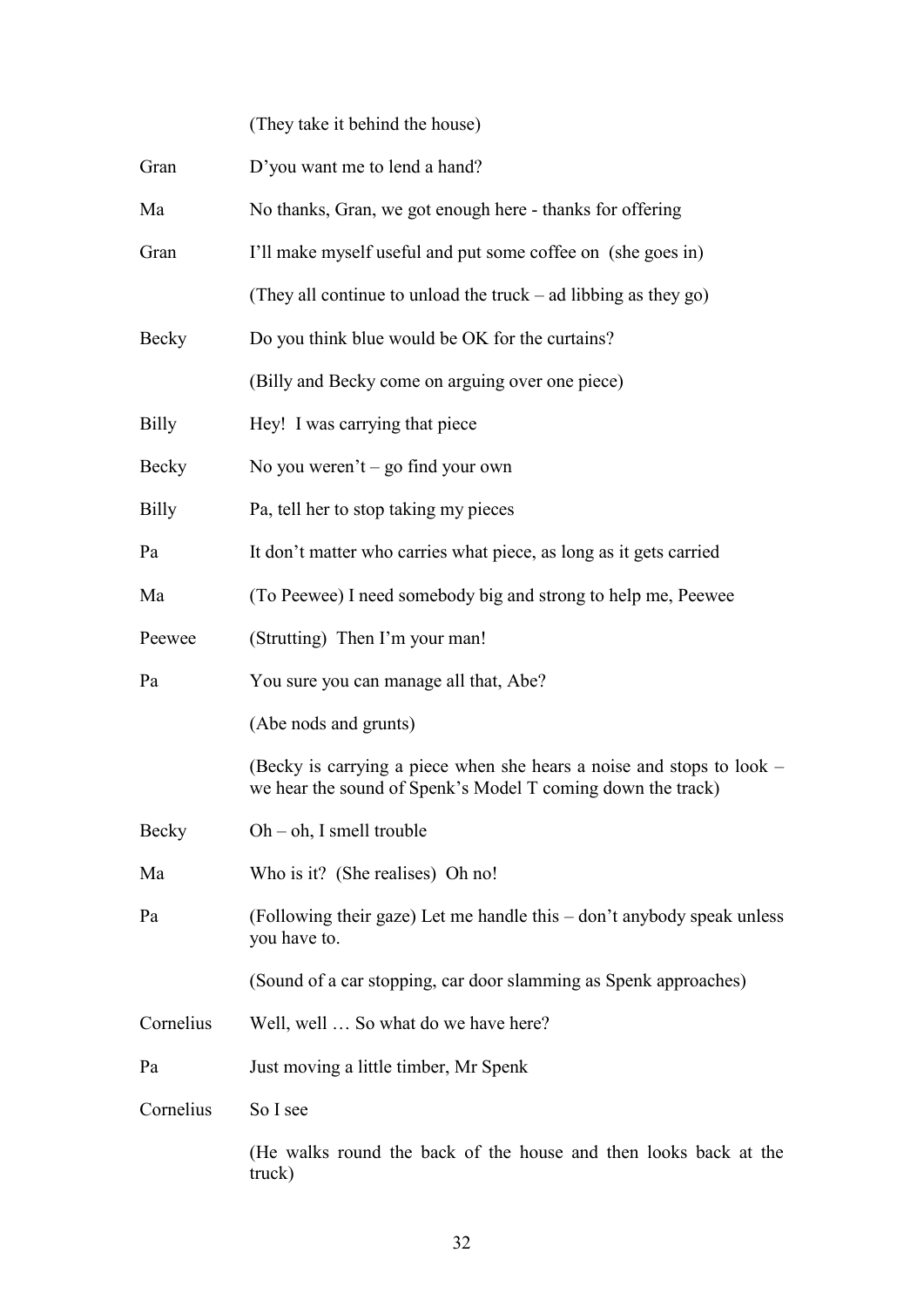(They take it behind the house)

Gran D'you want me to lend a hand?

Ma No thanks, Gran, we got enough here - thanks for offering

Gran I'll make myself useful and put some coffee on (she goes in)

(They all continue to unload the truck – ad libbing as they go)

Becky Do you think blue would be OK for the curtains?

(Billy and Becky come on arguing over one piece)

Billy Hey! I was carrying that piece

Becky No you weren't – go find your own

Billy Pa, tell her to stop taking my pieces

Pa It don't matter who carries what piece, as long as it gets carried

Ma (To Peewee) I need somebody big and strong to help me, Peewee

Peewee (Strutting) Then I'm your man!

Pa You sure you can manage all that, Abe?

(Abe nods and grunts)

(Becky is carrying a piece when she hears a noise and stops to look – we hear the sound of Spenk's Model T coming down the track)

Becky Oh – oh, I smell trouble

Ma Who is it? (She realises) Oh no!

Pa (Following their gaze) Let me handle this – don't anybody speak unless you have to.

(Sound of a car stopping, car door slamming as Spenk approaches)

Cornelius Well, well … So what do we have here?

Pa Just moving a little timber, Mr Spenk

Cornelius So I see

(He walks round the back of the house and then looks back at the truck)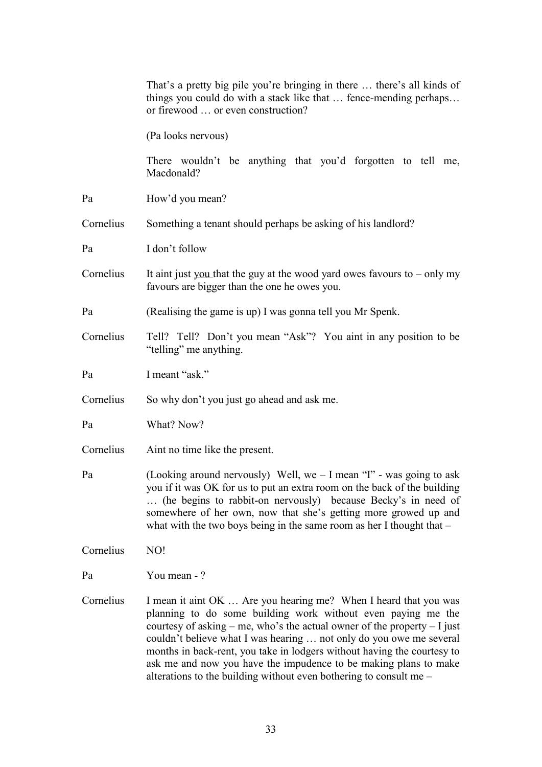That's a pretty big pile you're bringing in there … there's all kinds of things you could do with a stack like that … fence-mending perhaps… or firewood … or even construction?

(Pa looks nervous)

There wouldn't be anything that you'd forgotten to tell me, Macdonald?

**Pa** How'd you mean?

**Cornelius** Something a tenant should perhaps be asking of his landlord?

**Pa** I don't follow

**Cornelius** It aint just <u>you</u> that the guy at the wood yard owes favours to – only my favours are bigger than the one he owes you.

**Pa** (Realising the game is up) I was gonna tell you Mr Spenk.

**Cornelius** Tell? Tell? Don't you mean "Ask"? You aint in any position to be "telling" me anything.

**Pa** I meant "ask."

**Cornelius** So why don't you just go ahead and ask me.

**Pa** What? Now?

**Cornelius** Aint no time like the present.

**Pa** (Looking around nervously) Well, we – I mean "I" - was going to ask you if it was OK for us to put an extra room on the back of the building … (he begins to rabbit-on nervously) because Becky's in need of somewhere of her own, now that she's getting more growed up and what with the two boys being in the same room as her I thought that –

**Cornelius** NO!

**Pa** You mean - ?

**Cornelius** I mean it aint OK … Are you hearing me? When I heard that you was planning to do some building work without even paying me the courtesy of asking – me, who's the actual owner of the property – I just couldn't believe what I was hearing … not only do you owe me several months in back-rent, you take in lodgers without having the courtesy to ask me and now you have the impudence to be making plans to make alterations to the building without even bothering to consult me –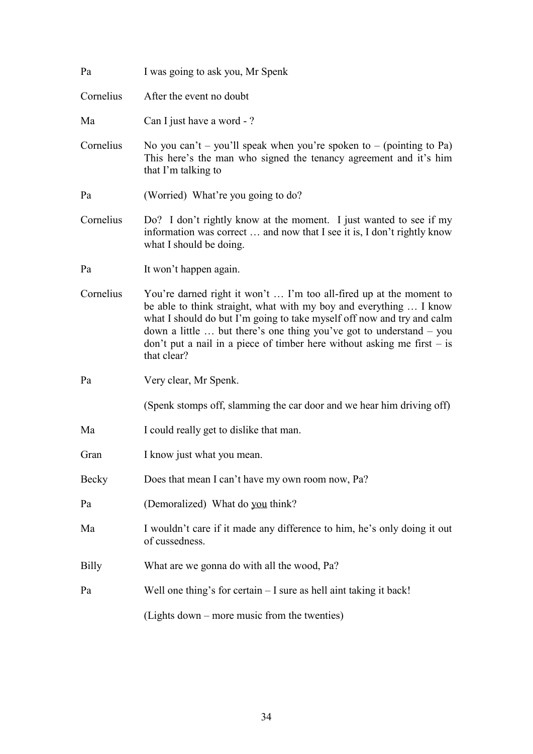| | |
|---|---|
| Pa | I was going to ask you, Mr Spenk |
| Cornelius | After the event no doubt |
| Ma | Can I just have a word - ? |
| Cornelius | No you can't – you'll speak when you're spoken to – (pointing to Pa) This here's the man who signed the tenancy agreement and it's him that I'm talking to |
| Pa | (Worried) What're you going to do? |
| Cornelius | Do? I don't rightly know at the moment. I just wanted to see if my information was correct … and now that I see it is, I don't rightly know what I should be doing. |
| Pa | It won't happen again. |
| Cornelius | You're darned right it won't … I'm too all-fired up at the moment to be able to think straight, what with my boy and everything … I know what I should do but I'm going to take myself off now and try and calm down a little … but there's one thing you've got to understand – you don't put a nail in a piece of timber here without asking me first – is that clear? |
| Pa | Very clear, Mr Spenk. |
| | (Spenk stomps off, slamming the car door and we hear him driving off) |
| Ma | I could really get to dislike that man. |
| Gran | I know just what you mean. |
| Becky | Does that mean I can't have my own room now, Pa? |
| Pa | (Demoralized) What do <u>you</u> think? |
| Ma | I wouldn't care if it made any difference to him, he's only doing it out of cussedness. |
| Billy | What are we gonna do with all the wood, Pa? |
| Pa | Well one thing's for certain – I sure as hell aint taking it back! |
| | (Lights down – more music from the twenties) |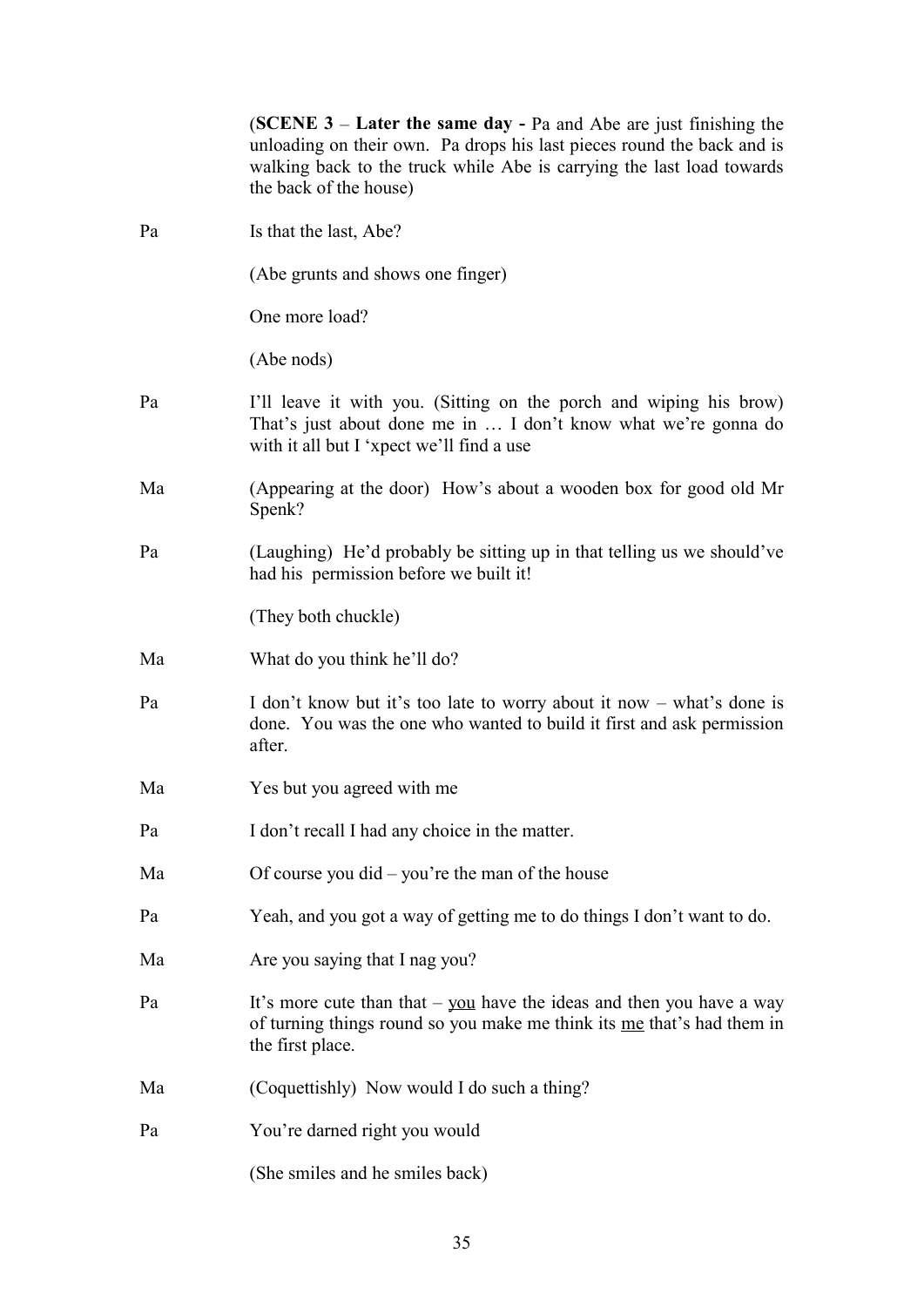(**SCENE 3** – **Later the same day -** Pa and Abe are just finishing the unloading on their own. Pa drops his last pieces round the back and is walking back to the truck while Abe is carrying the last load towards the back of the house)

Pa — Is that the last, Abe?

(Abe grunts and shows one finger)

One more load?

(Abe nods)

Pa — I'll leave it with you. (Sitting on the porch and wiping his brow) That's just about done me in … I don't know what we're gonna do with it all but I 'xpect we'll find a use

Ma — (Appearing at the door) How's about a wooden box for good old Mr Spenk?

Pa — (Laughing) He'd probably be sitting up in that telling us we should've had his permission before we built it!

(They both chuckle)

Ma — What do you think he'll do?

Pa — I don't know but it's too late to worry about it now – what's done is done. You was the one who wanted to build it first and ask permission after.

Ma — Yes but you agreed with me

Pa — I don't recall I had any choice in the matter.

Ma — Of course you did – you're the man of the house

Pa — Yeah, and you got a way of getting me to do things I don't want to do.

Ma — Are you saying that I nag you?

Pa — It's more cute than that – <u>you</u> have the ideas and then you have a way of turning things round so you make me think its <u>me</u> that's had them in the first place.

Ma — (Coquettishly) Now would I do such a thing?

Pa — You're darned right you would

(She smiles and he smiles back)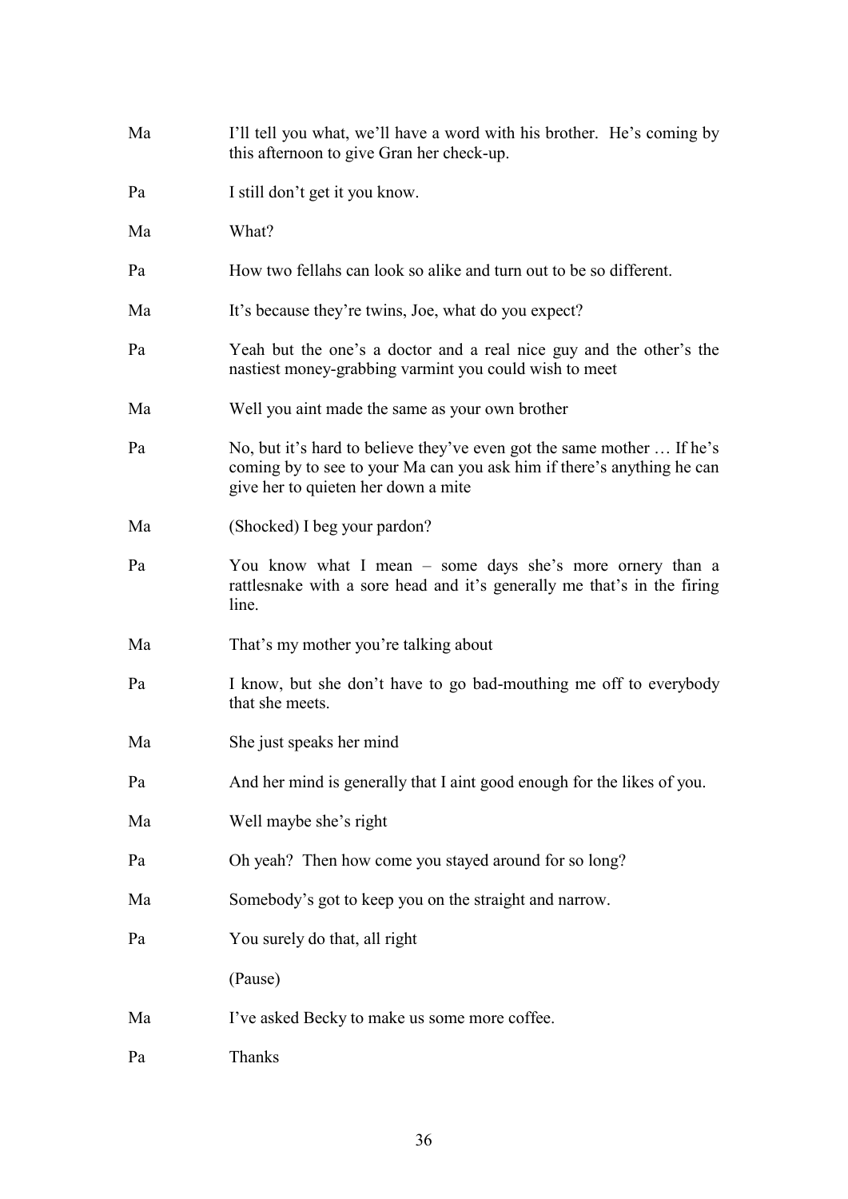Ma I'll tell you what, we'll have a word with his brother. He's coming by this afternoon to give Gran her check-up.

Pa I still don't get it you know.

Ma What?

Pa How two fellahs can look so alike and turn out to be so different.

Ma It's because they're twins, Joe, what do you expect?

Pa Yeah but the one's a doctor and a real nice guy and the other's the nastiest money-grabbing varmint you could wish to meet

Ma Well you aint made the same as your own brother

Pa No, but it's hard to believe they've even got the same mother … If he's coming by to see to your Ma can you ask him if there's anything he can give her to quieten her down a mite

Ma (Shocked) I beg your pardon?

Pa You know what I mean – some days she's more ornery than a rattlesnake with a sore head and it's generally me that's in the firing line.

Ma That's my mother you're talking about

Pa I know, but she don't have to go bad-mouthing me off to everybody that she meets.

Ma She just speaks her mind

Pa And her mind is generally that I aint good enough for the likes of you.

Ma Well maybe she's right

Pa Oh yeah? Then how come you stayed around for so long?

Ma Somebody's got to keep you on the straight and narrow.

Pa You surely do that, all right

(Pause)

Ma I've asked Becky to make us some more coffee.

Pa Thanks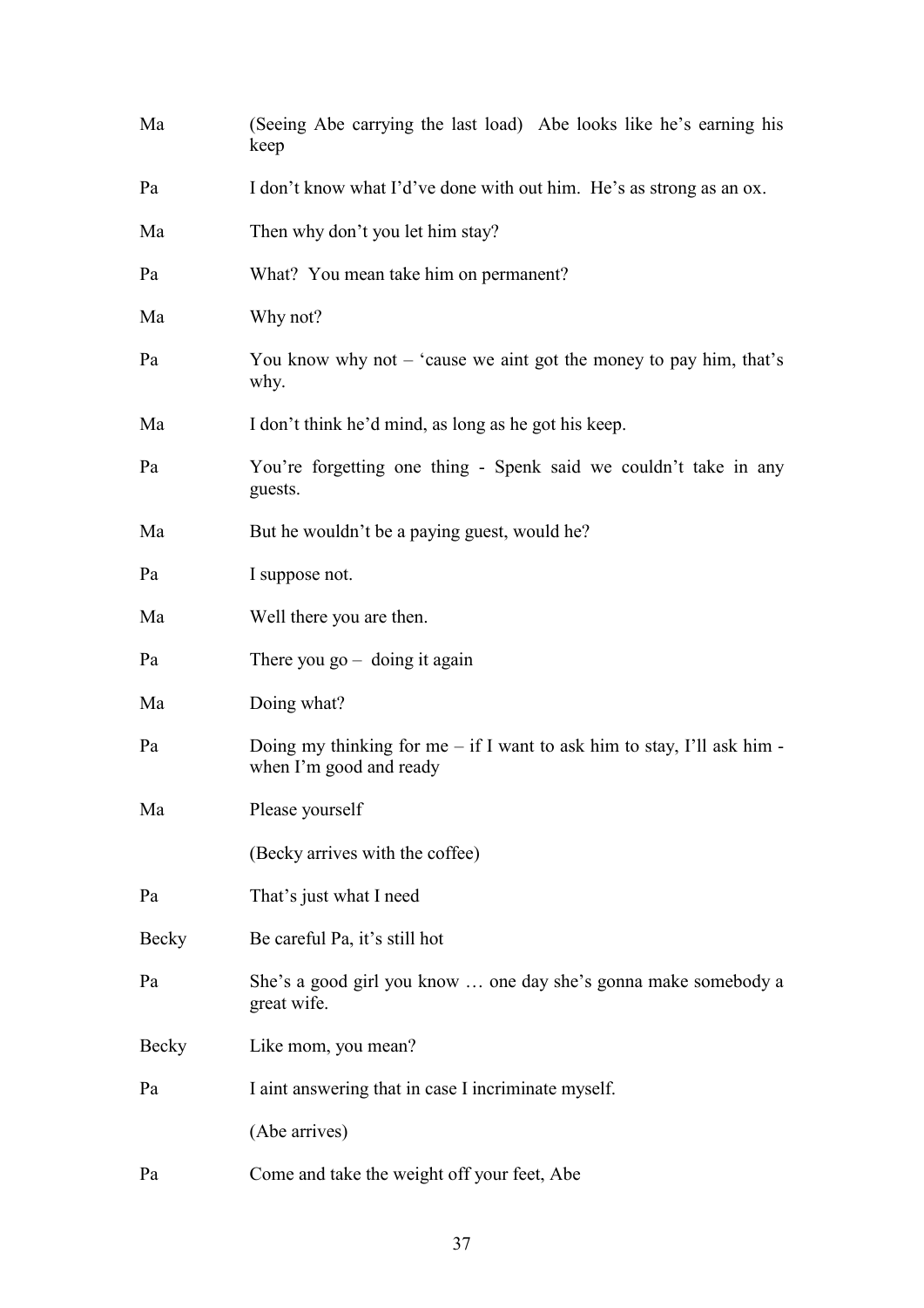| | |
|---|---|
| Ma | (Seeing Abe carrying the last load) Abe looks like he's earning his keep |
| Pa | I don't know what I'd've done with out him. He's as strong as an ox. |
| Ma | Then why don't you let him stay? |
| Pa | What? You mean take him on permanent? |
| Ma | Why not? |
| Pa | You know why not – 'cause we aint got the money to pay him, that's why. |
| Ma | I don't think he'd mind, as long as he got his keep. |
| Pa | You're forgetting one thing - Spenk said we couldn't take in any guests. |
| Ma | But he wouldn't be a paying guest, would he? |
| Pa | I suppose not. |
| Ma | Well there you are then. |
| Pa | There you go – doing it again |
| Ma | Doing what? |
| Pa | Doing my thinking for me – if I want to ask him to stay, I'll ask him - when I'm good and ready |
| Ma | Please yourself |
| | (Becky arrives with the coffee) |
| Pa | That's just what I need |
| Becky | Be careful Pa, it's still hot |
| Pa | She's a good girl you know … one day she's gonna make somebody a great wife. |
| Becky | Like mom, you mean? |
| Pa | I aint answering that in case I incriminate myself. |
| | (Abe arrives) |
| Pa | Come and take the weight off your feet, Abe |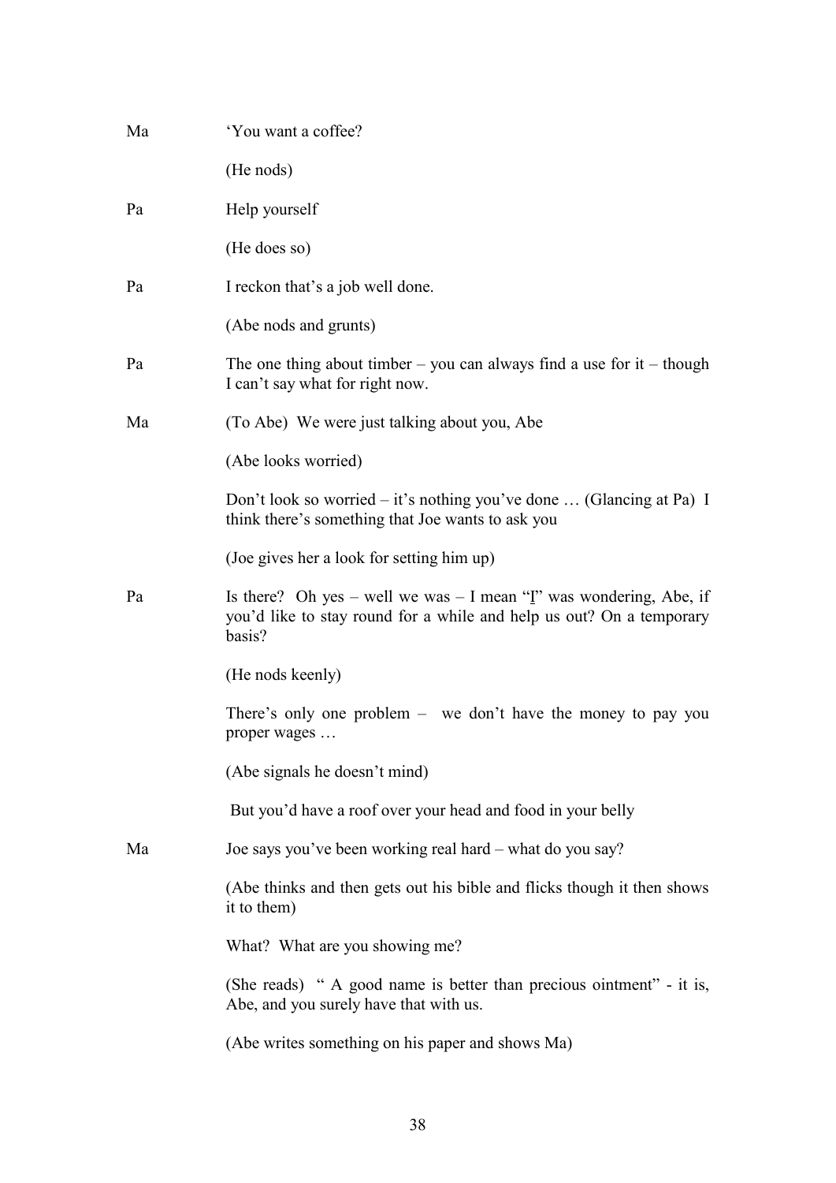Ma 'You want a coffee?

(He nods)

Pa Help yourself

(He does so)

Pa I reckon that's a job well done.

(Abe nods and grunts)

Pa The one thing about timber – you can always find a use for it – though I can't say what for right now.

Ma (To Abe) We were just talking about you, Abe

(Abe looks worried)

Don't look so worried – it's nothing you've done … (Glancing at Pa) I think there's something that Joe wants to ask you

(Joe gives her a look for setting him up)

Pa Is there? Oh yes – well we was – I mean "I" was wondering, Abe, if you'd like to stay round for a while and help us out? On a temporary basis?

(He nods keenly)

There's only one problem – we don't have the money to pay you proper wages …

(Abe signals he doesn't mind)

But you'd have a roof over your head and food in your belly

Ma Joe says you've been working real hard – what do you say?

(Abe thinks and then gets out his bible and flicks though it then shows it to them)

What? What are you showing me?

(She reads) " A good name is better than precious ointment" - it is, Abe, and you surely have that with us.

(Abe writes something on his paper and shows Ma)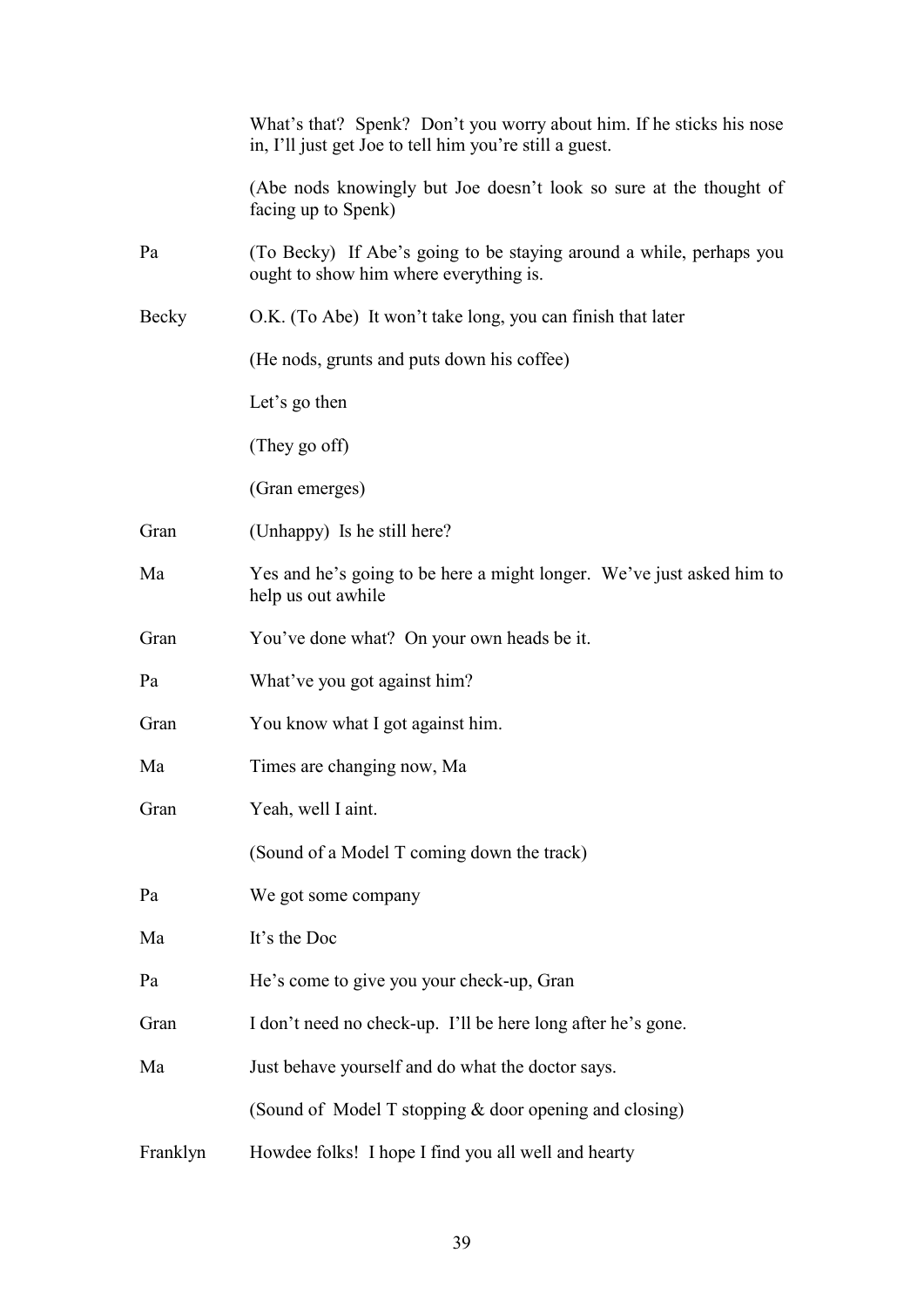What's that? Spenk? Don't you worry about him. If he sticks his nose in, I'll just get Joe to tell him you're still a guest.

(Abe nods knowingly but Joe doesn't look so sure at the thought of facing up to Spenk)

**Pa** (To Becky) If Abe's going to be staying around a while, perhaps you ought to show him where everything is.

**Becky** O.K. (To Abe) It won't take long, you can finish that later

(He nods, grunts and puts down his coffee)

Let's go then

(They go off)

(Gran emerges)

**Gran** (Unhappy) Is he still here?

**Ma** Yes and he's going to be here a might longer. We've just asked him to help us out awhile

**Gran** You've done what? On your own heads be it.

**Pa** What've you got against him?

**Gran** You know what I got against him.

**Ma** Times are changing now, Ma

**Gran** Yeah, well I aint.

(Sound of a Model T coming down the track)

**Pa** We got some company

**Ma** It's the Doc

**Pa** He's come to give you your check-up, Gran

**Gran** I don't need no check-up. I'll be here long after he's gone.

**Ma** Just behave yourself and do what the doctor says.

(Sound of Model T stopping & door opening and closing)

**Franklyn** Howdee folks! I hope I find you all well and hearty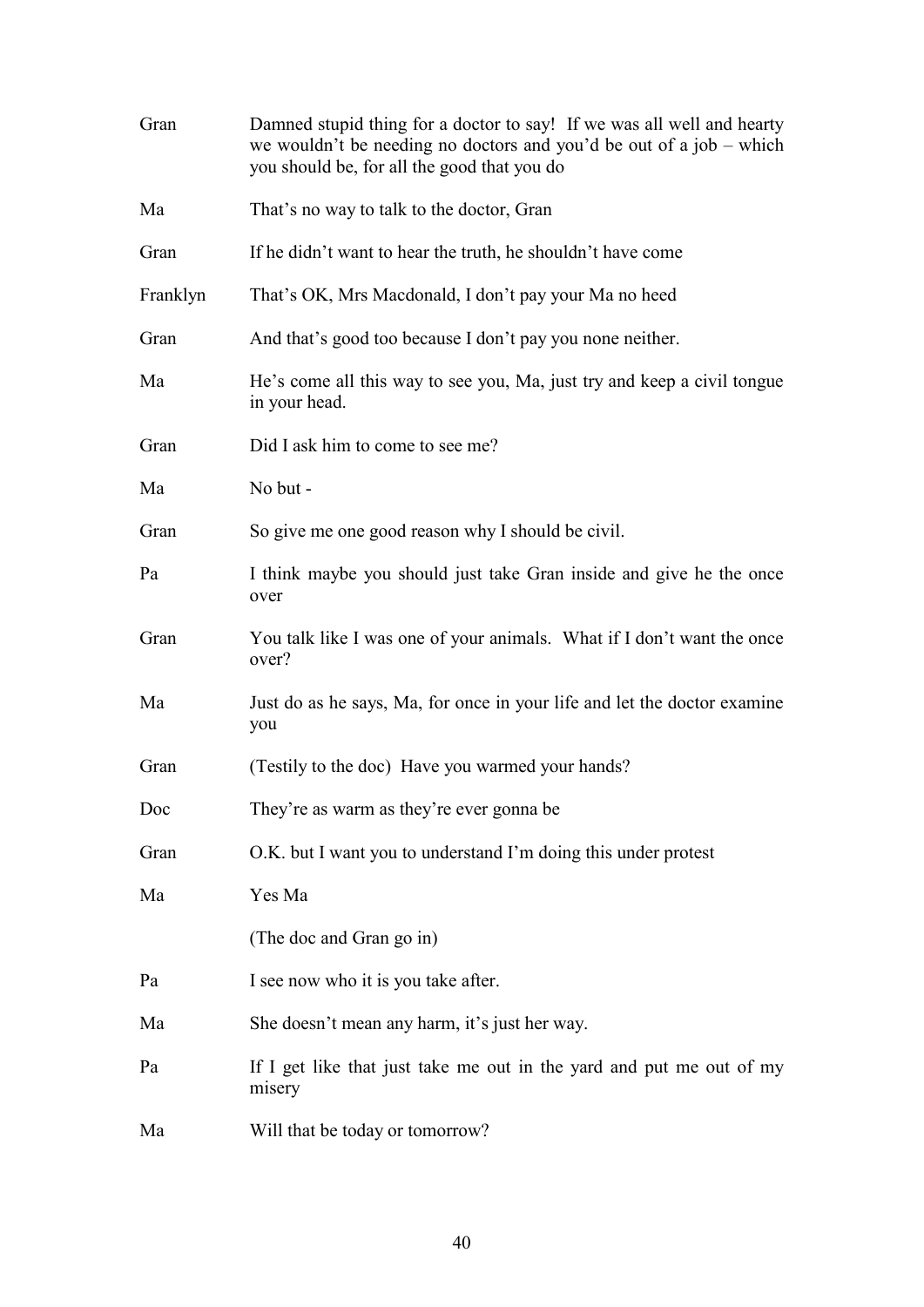**Gran** Damned stupid thing for a doctor to say! If we was all well and hearty we wouldn't be needing no doctors and you'd be out of a job – which you should be, for all the good that you do

**Ma** That's no way to talk to the doctor, Gran

**Gran** If he didn't want to hear the truth, he shouldn't have come

**Franklyn** That's OK, Mrs Macdonald, I don't pay your Ma no heed

**Gran** And that's good too because I don't pay you none neither.

**Ma** He's come all this way to see you, Ma, just try and keep a civil tongue in your head.

**Gran** Did I ask him to come to see me?

**Ma** No but -

**Gran** So give me one good reason why I should be civil.

**Pa** I think maybe you should just take Gran inside and give he the once over

**Gran** You talk like I was one of your animals. What if I don't want the once over?

**Ma** Just do as he says, Ma, for once in your life and let the doctor examine you

**Gran** (Testily to the doc) Have you warmed your hands?

**Doc** They're as warm as they're ever gonna be

**Gran** O.K. but I want you to understand I'm doing this under protest

**Ma** Yes Ma

(The doc and Gran go in)

**Pa** I see now who it is you take after.

**Ma** She doesn't mean any harm, it's just her way.

**Pa** If I get like that just take me out in the yard and put me out of my misery

**Ma** Will that be today or tomorrow?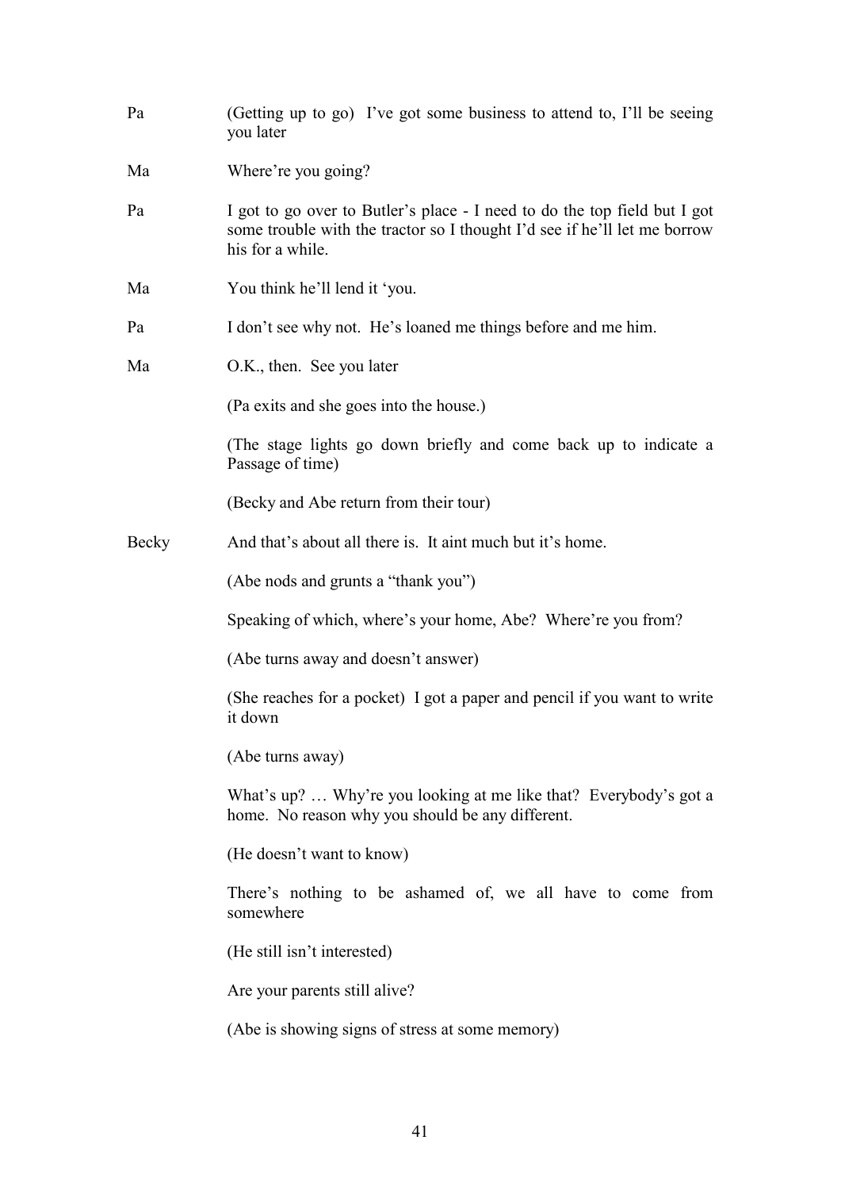Pa (Getting up to go) I've got some business to attend to, I'll be seeing you later

Ma Where're you going?

Pa I got to go over to Butler's place - I need to do the top field but I got some trouble with the tractor so I thought I'd see if he'll let me borrow his for a while.

Ma You think he'll lend it 'you.

Pa I don't see why not. He's loaned me things before and me him.

Ma O.K., then. See you later

(Pa exits and she goes into the house.)

(The stage lights go down briefly and come back up to indicate a Passage of time)

(Becky and Abe return from their tour)

Becky And that's about all there is. It aint much but it's home.

(Abe nods and grunts a "thank you")

Speaking of which, where's your home, Abe? Where're you from?

(Abe turns away and doesn't answer)

(She reaches for a pocket) I got a paper and pencil if you want to write it down

(Abe turns away)

What's up? … Why're you looking at me like that? Everybody's got a home. No reason why you should be any different.

(He doesn't want to know)

There's nothing to be ashamed of, we all have to come from somewhere

(He still isn't interested)

Are your parents still alive?

(Abe is showing signs of stress at some memory)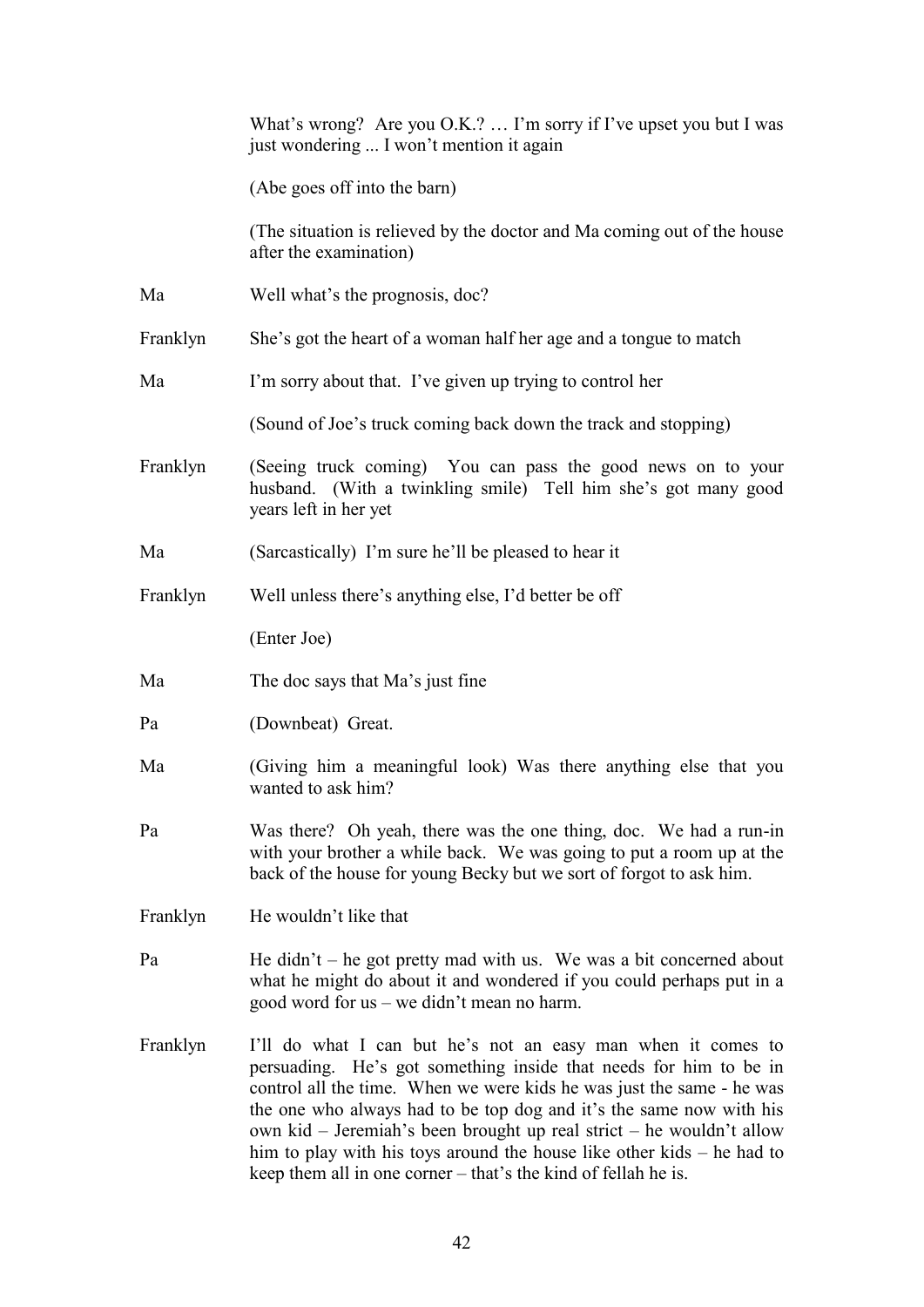What's wrong? Are you O.K.? … I'm sorry if I've upset you but I was just wondering ... I won't mention it again

(Abe goes off into the barn)

(The situation is relieved by the doctor and Ma coming out of the house after the examination)

**Ma** Well what's the prognosis, doc?

**Franklyn** She's got the heart of a woman half her age and a tongue to match

**Ma** I'm sorry about that. I've given up trying to control her

(Sound of Joe's truck coming back down the track and stopping)

**Franklyn** (Seeing truck coming) You can pass the good news on to your husband. (With a twinkling smile) Tell him she's got many good years left in her yet

**Ma** (Sarcastically) I'm sure he'll be pleased to hear it

**Franklyn** Well unless there's anything else, I'd better be off

(Enter Joe)

**Ma** The doc says that Ma's just fine

**Pa** (Downbeat) Great.

**Ma** (Giving him a meaningful look) Was there anything else that you wanted to ask him?

**Pa** Was there? Oh yeah, there was the one thing, doc. We had a run-in with your brother a while back. We was going to put a room up at the back of the house for young Becky but we sort of forgot to ask him.

**Franklyn** He wouldn't like that

**Pa** He didn't – he got pretty mad with us. We was a bit concerned about what he might do about it and wondered if you could perhaps put in a good word for us – we didn't mean no harm.

**Franklyn** I'll do what I can but he's not an easy man when it comes to persuading. He's got something inside that needs for him to be in control all the time. When we were kids he was just the same - he was the one who always had to be top dog and it's the same now with his own kid – Jeremiah's been brought up real strict – he wouldn't allow him to play with his toys around the house like other kids – he had to keep them all in one corner – that's the kind of fellah he is.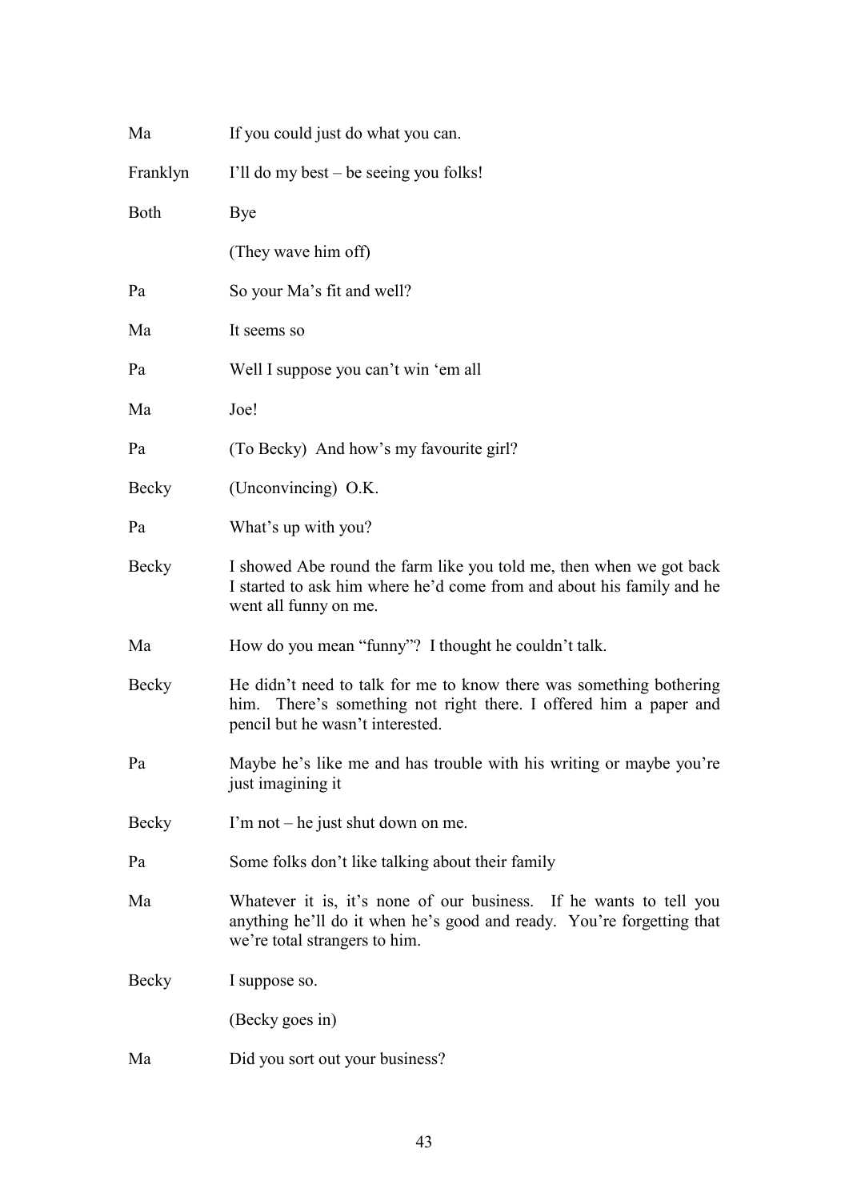Ma If you could just do what you can.

Franklyn I'll do my best – be seeing you folks!

Both Bye

(They wave him off)

Pa So your Ma's fit and well?

Ma It seems so

Pa Well I suppose you can't win 'em all

Ma Joe!

Pa (To Becky) And how's my favourite girl?

Becky (Unconvincing) O.K.

Pa What's up with you?

Becky I showed Abe round the farm like you told me, then when we got back I started to ask him where he'd come from and about his family and he went all funny on me.

Ma How do you mean "funny"? I thought he couldn't talk.

Becky He didn't need to talk for me to know there was something bothering him. There's something not right there. I offered him a paper and pencil but he wasn't interested.

Pa Maybe he's like me and has trouble with his writing or maybe you're just imagining it

Becky I'm not – he just shut down on me.

Pa Some folks don't like talking about their family

Ma Whatever it is, it's none of our business. If he wants to tell you anything he'll do it when he's good and ready. You're forgetting that we're total strangers to him.

Becky I suppose so.

(Becky goes in)

Ma Did you sort out your business?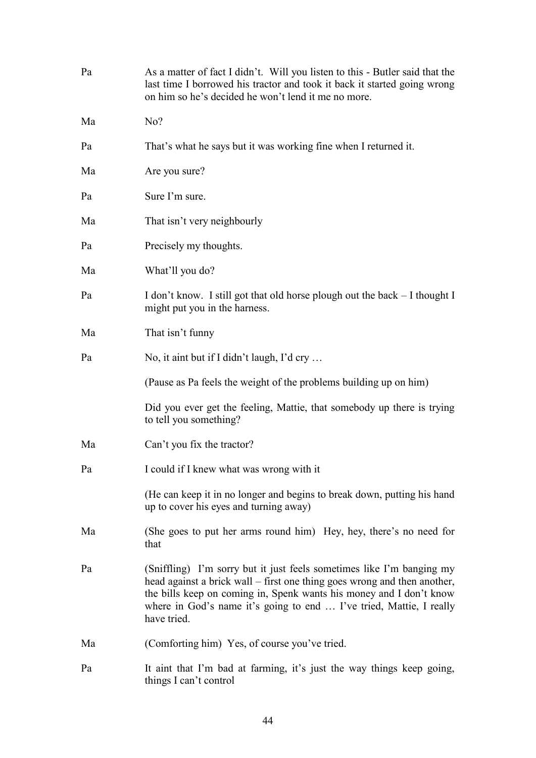Pa As a matter of fact I didn't. Will you listen to this - Butler said that the last time I borrowed his tractor and took it back it started going wrong on him so he's decided he won't lend it me no more.

Ma No?

Pa That's what he says but it was working fine when I returned it.

Ma Are you sure?

Pa Sure I'm sure.

Ma That isn't very neighbourly

Pa Precisely my thoughts.

Ma What'll you do?

Pa I don't know. I still got that old horse plough out the back – I thought I might put you in the harness.

Ma That isn't funny

Pa No, it aint but if I didn't laugh, I'd cry …

(Pause as Pa feels the weight of the problems building up on him)

Did you ever get the feeling, Mattie, that somebody up there is trying to tell you something?

Ma Can't you fix the tractor?

Pa I could if I knew what was wrong with it

(He can keep it in no longer and begins to break down, putting his hand up to cover his eyes and turning away)

Ma (She goes to put her arms round him) Hey, hey, there's no need for that

Pa (Sniffling) I'm sorry but it just feels sometimes like I'm banging my head against a brick wall – first one thing goes wrong and then another, the bills keep on coming in, Spenk wants his money and I don't know where in God's name it's going to end … I've tried, Mattie, I really have tried.

Ma (Comforting him) Yes, of course you've tried.

Pa It aint that I'm bad at farming, it's just the way things keep going, things I can't control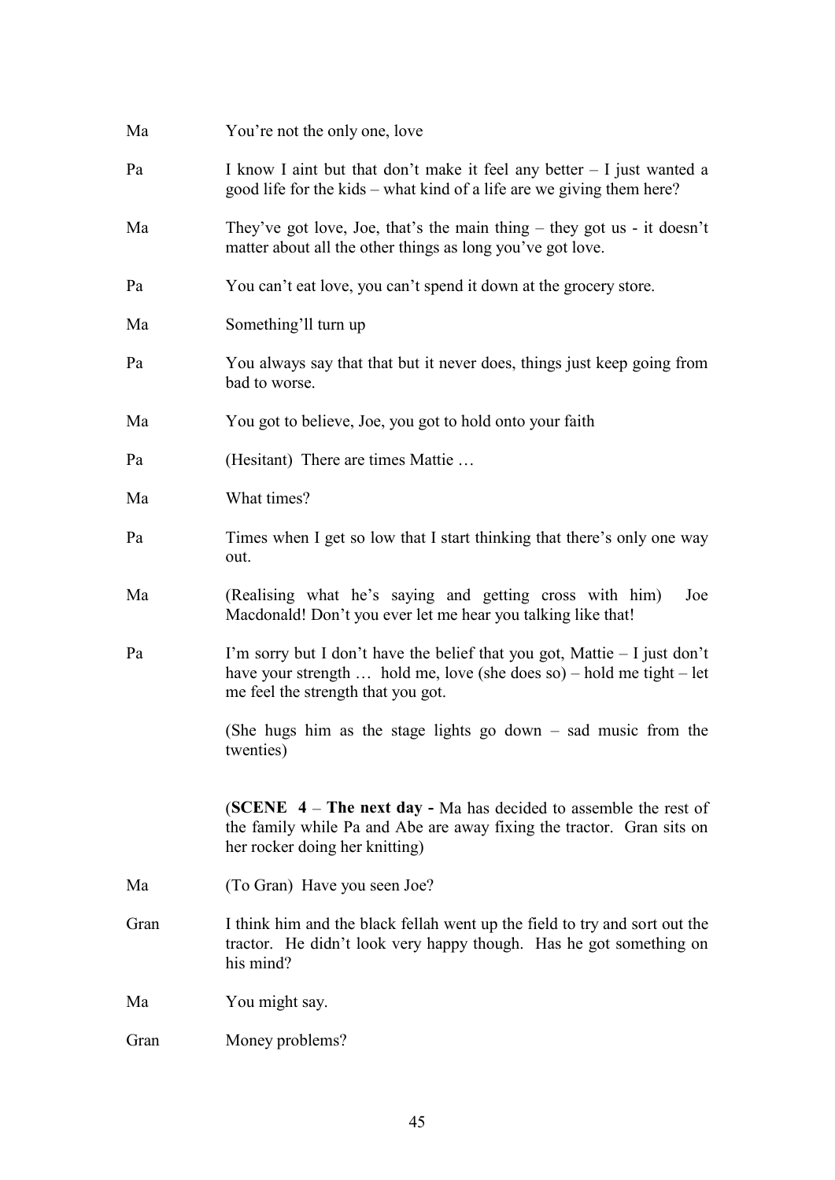Ma You're not the only one, love

Pa I know I aint but that don't make it feel any better – I just wanted a good life for the kids – what kind of a life are we giving them here?

Ma They've got love, Joe, that's the main thing – they got us - it doesn't matter about all the other things as long you've got love.

Pa You can't eat love, you can't spend it down at the grocery store.

Ma Something'll turn up

Pa You always say that that but it never does, things just keep going from bad to worse.

Ma You got to believe, Joe, you got to hold onto your faith

Pa (Hesitant) There are times Mattie …

Ma What times?

Pa Times when I get so low that I start thinking that there's only one way out.

Ma (Realising what he's saying and getting cross with him) Joe Macdonald! Don't you ever let me hear you talking like that!

Pa I'm sorry but I don't have the belief that you got, Mattie – I just don't have your strength … hold me, love (she does so) – hold me tight – let me feel the strength that you got.

(She hugs him as the stage lights go down – sad music from the twenties)

(**SCENE 4** – **The next day -** Ma has decided to assemble the rest of the family while Pa and Abe are away fixing the tractor. Gran sits on her rocker doing her knitting)

Ma (To Gran) Have you seen Joe?

Gran I think him and the black fellah went up the field to try and sort out the tractor. He didn't look very happy though. Has he got something on his mind?

Ma You might say.

Gran Money problems?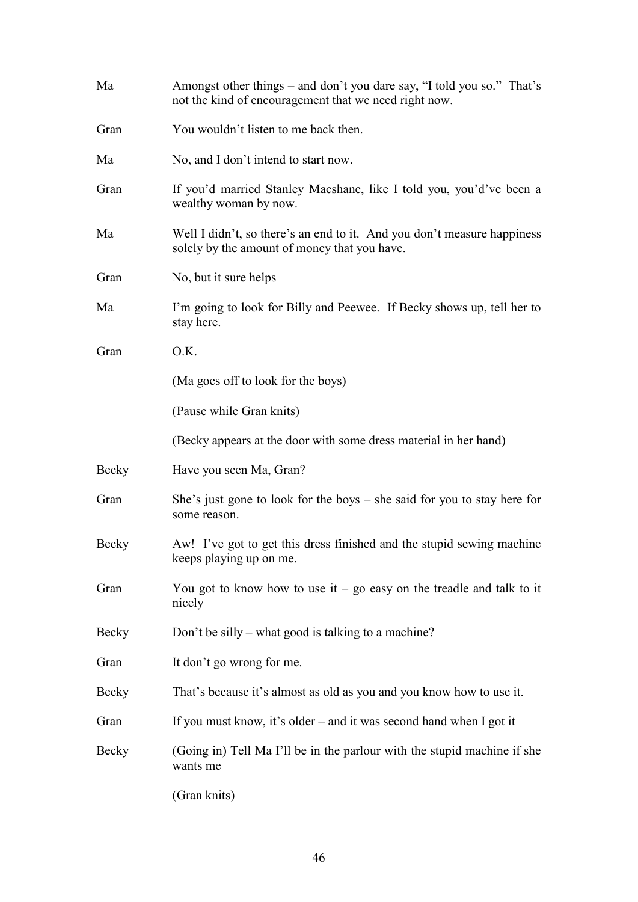Ma Amongst other things – and don't you dare say, "I told you so." That's not the kind of encouragement that we need right now.

Gran You wouldn't listen to me back then.

Ma No, and I don't intend to start now.

Gran If you'd married Stanley Macshane, like I told you, you'd've been a wealthy woman by now.

Ma Well I didn't, so there's an end to it. And you don't measure happiness solely by the amount of money that you have.

Gran No, but it sure helps

Ma I'm going to look for Billy and Peewee. If Becky shows up, tell her to stay here.

Gran O.K.

(Ma goes off to look for the boys)

(Pause while Gran knits)

(Becky appears at the door with some dress material in her hand)

Becky Have you seen Ma, Gran?

Gran She's just gone to look for the boys – she said for you to stay here for some reason.

Becky Aw! I've got to get this dress finished and the stupid sewing machine keeps playing up on me.

Gran You got to know how to use it – go easy on the treadle and talk to it nicely

Becky Don't be silly – what good is talking to a machine?

Gran It don't go wrong for me.

Becky That's because it's almost as old as you and you know how to use it.

Gran If you must know, it's older – and it was second hand when I got it

Becky (Going in) Tell Ma I'll be in the parlour with the stupid machine if she wants me

(Gran knits)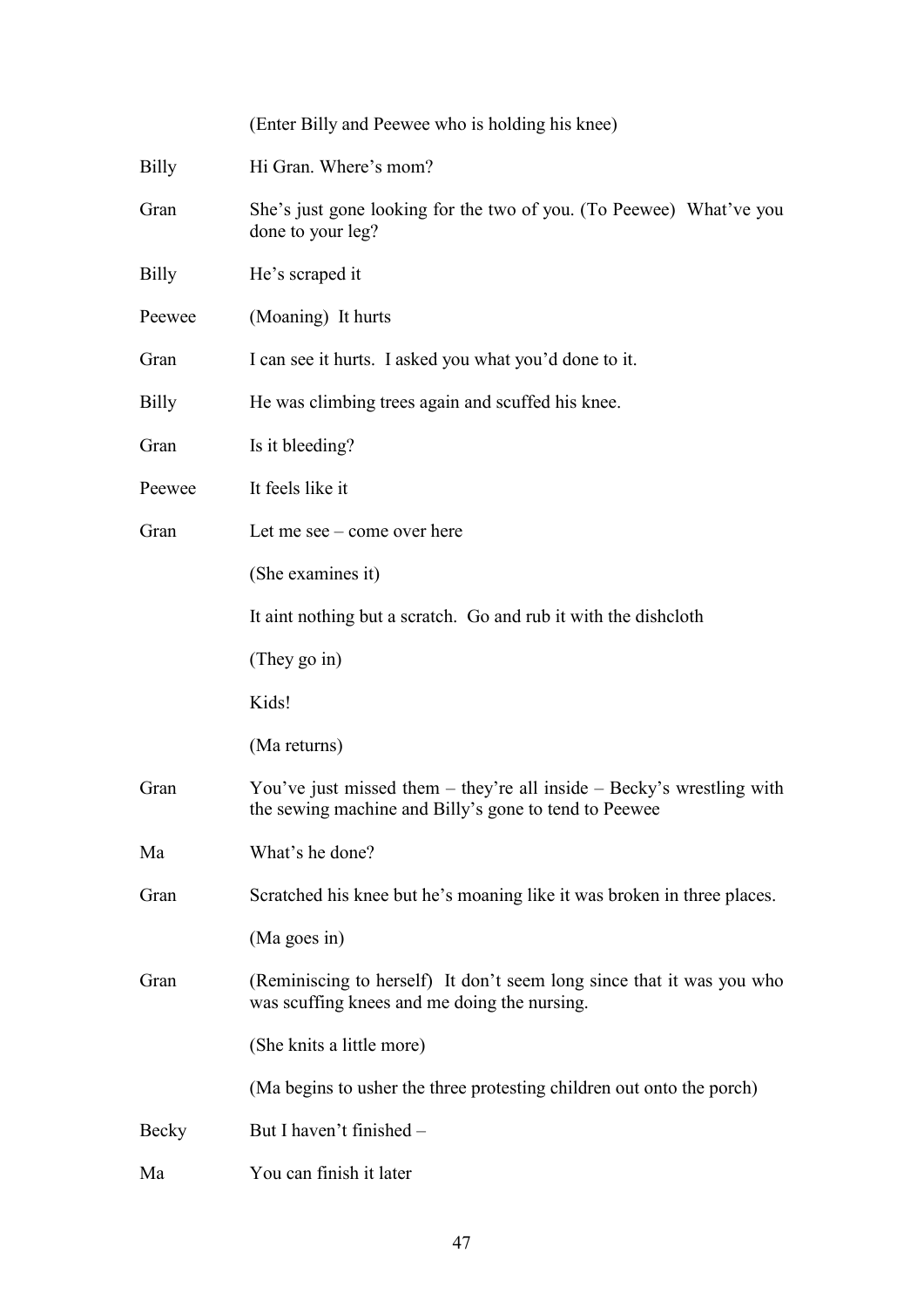(Enter Billy and Peewee who is holding his knee)

Billy	Hi Gran. Where's mom?

Gran	She's just gone looking for the two of you. (To Peewee) What've you done to your leg?

Billy	He's scraped it

Peewee	(Moaning) It hurts

Gran	I can see it hurts. I asked you what you'd done to it.

Billy	He was climbing trees again and scuffed his knee.

Gran	Is it bleeding?

Peewee	It feels like it

Gran	Let me see – come over here

(She examines it)

It aint nothing but a scratch. Go and rub it with the dishcloth

(They go in)

Kids!

(Ma returns)

Gran	You've just missed them – they're all inside – Becky's wrestling with the sewing machine and Billy's gone to tend to Peewee

Ma	What's he done?

Gran	Scratched his knee but he's moaning like it was broken in three places.

(Ma goes in)

Gran	(Reminiscing to herself) It don't seem long since that it was you who was scuffing knees and me doing the nursing.

(She knits a little more)

(Ma begins to usher the three protesting children out onto the porch)

Becky	But I haven't finished –

Ma	You can finish it later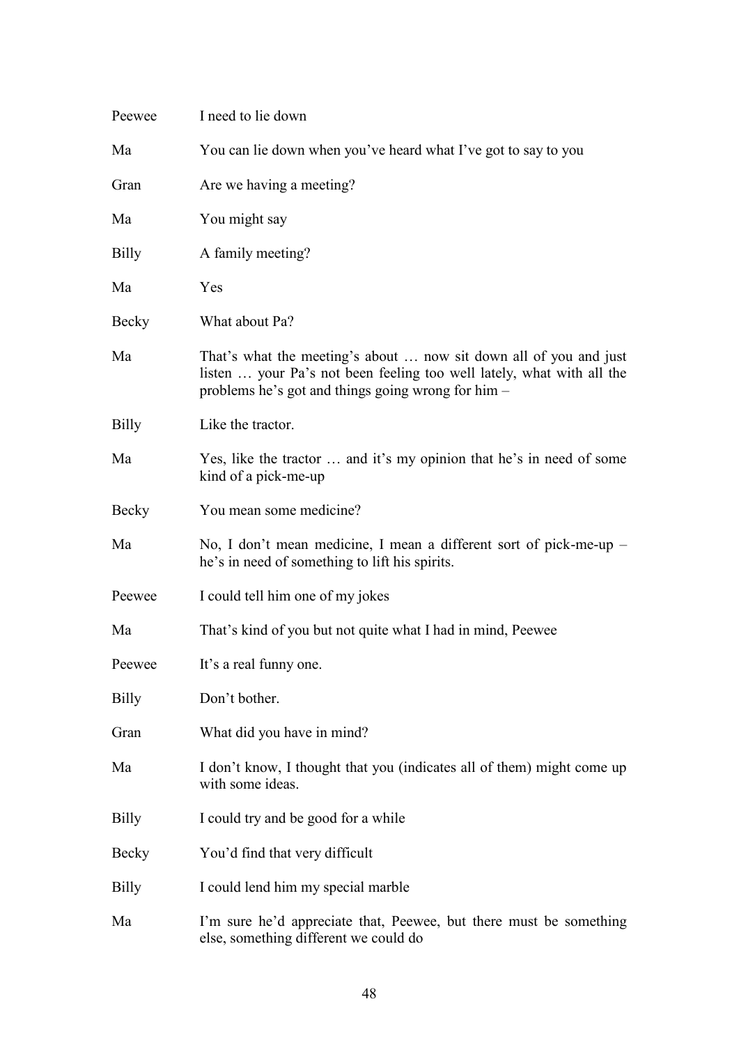| | |
|---|---|
| Peewee | I need to lie down |
| Ma | You can lie down when you've heard what I've got to say to you |
| Gran | Are we having a meeting? |
| Ma | You might say |
| Billy | A family meeting? |
| Ma | Yes |
| Becky | What about Pa? |
| Ma | That's what the meeting's about … now sit down all of you and just listen … your Pa's not been feeling too well lately, what with all the problems he's got and things going wrong for him – |
| Billy | Like the tractor. |
| Ma | Yes, like the tractor … and it's my opinion that he's in need of some kind of a pick-me-up |
| Becky | You mean some medicine? |
| Ma | No, I don't mean medicine, I mean a different sort of pick-me-up – he's in need of something to lift his spirits. |
| Peewee | I could tell him one of my jokes |
| Ma | That's kind of you but not quite what I had in mind, Peewee |
| Peewee | It's a real funny one. |
| Billy | Don't bother. |
| Gran | What did you have in mind? |
| Ma | I don't know, I thought that you (indicates all of them) might come up with some ideas. |
| Billy | I could try and be good for a while |
| Becky | You'd find that very difficult |
| Billy | I could lend him my special marble |
| Ma | I'm sure he'd appreciate that, Peewee, but there must be something else, something different we could do |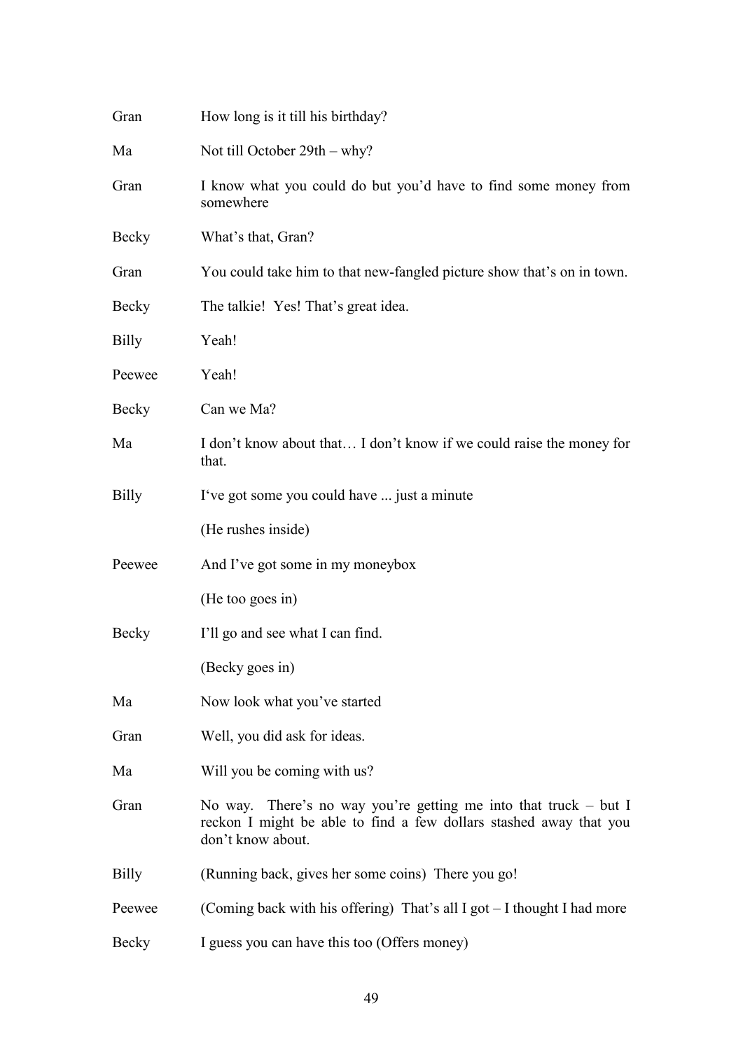| | |
|---|---|
| Gran | How long is it till his birthday? |
| Ma | Not till October 29th – why? |
| Gran | I know what you could do but you'd have to find some money from somewhere |
| Becky | What's that, Gran? |
| Gran | You could take him to that new-fangled picture show that's on in town. |
| Becky | The talkie! Yes! That's great idea. |
| Billy | Yeah! |
| Peewee | Yeah! |
| Becky | Can we Ma? |
| Ma | I don't know about that… I don't know if we could raise the money for that. |
| Billy | I've got some you could have ... just a minute |
| | (He rushes inside) |
| Peewee | And I've got some in my moneybox |
| | (He too goes in) |
| Becky | I'll go and see what I can find. |
| | (Becky goes in) |
| Ma | Now look what you've started |
| Gran | Well, you did ask for ideas. |
| Ma | Will you be coming with us? |
| Gran | No way. There's no way you're getting me into that truck – but I reckon I might be able to find a few dollars stashed away that you don't know about. |
| Billy | (Running back, gives her some coins) There you go! |
| Peewee | (Coming back with his offering) That's all I got – I thought I had more |
| Becky | I guess you can have this too (Offers money) |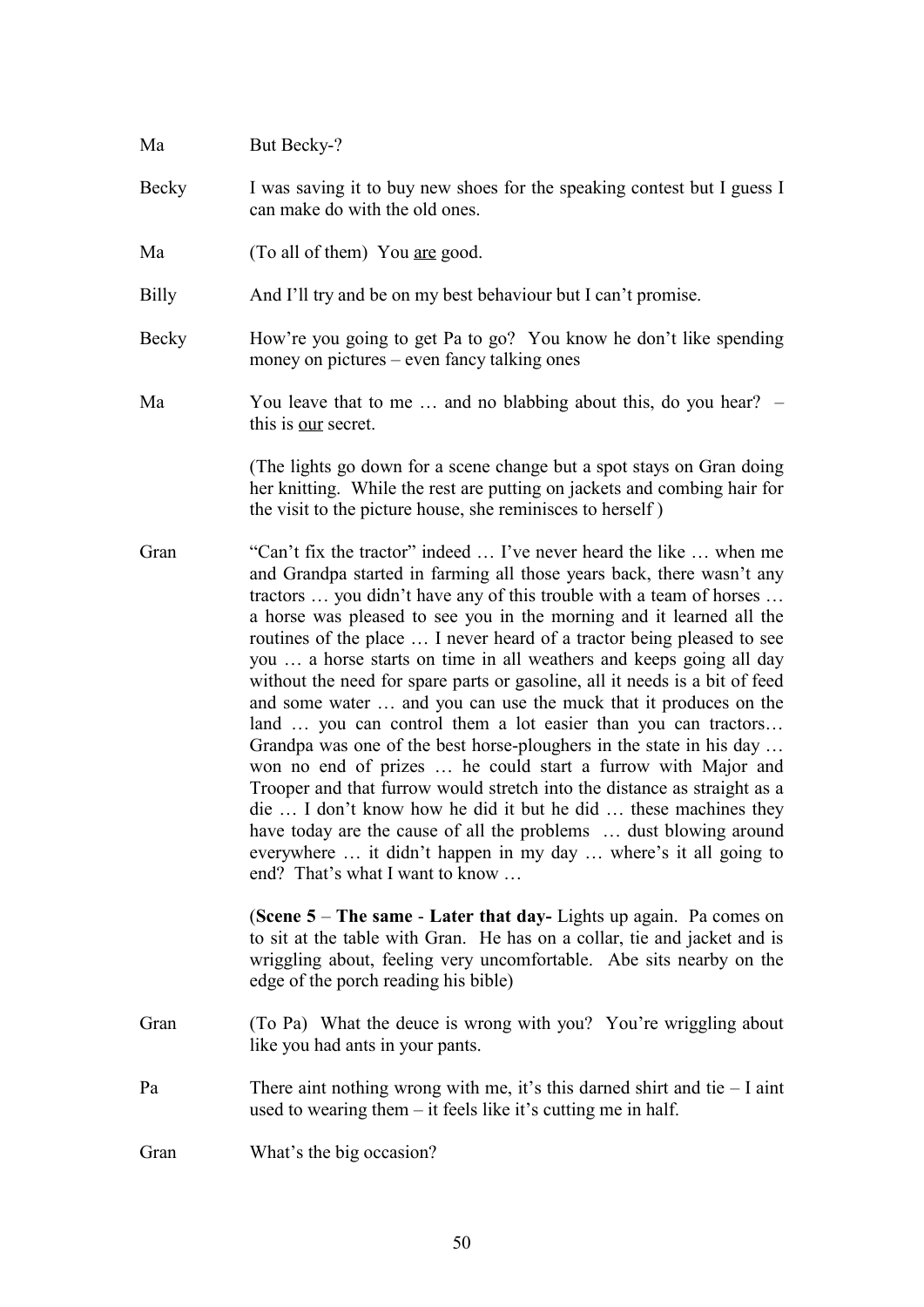Ma  But Becky-?

Becky  I was saving it to buy new shoes for the speaking contest but I guess I can make do with the old ones.

Ma  (To all of them) You <u>are</u> good.

Billy  And I'll try and be on my best behaviour but I can't promise.

Becky  How're you going to get Pa to go? You know he don't like spending money on pictures – even fancy talking ones

Ma  You leave that to me … and no blabbing about this, do you hear? – this is <u>our</u> secret.

(The lights go down for a scene change but a spot stays on Gran doing her knitting. While the rest are putting on jackets and combing hair for the visit to the picture house, she reminisces to herself )

Gran  "Can't fix the tractor" indeed … I've never heard the like … when me and Grandpa started in farming all those years back, there wasn't any tractors … you didn't have any of this trouble with a team of horses … a horse was pleased to see you in the morning and it learned all the routines of the place … I never heard of a tractor being pleased to see you … a horse starts on time in all weathers and keeps going all day without the need for spare parts or gasoline, all it needs is a bit of feed and some water … and you can use the muck that it produces on the land … you can control them a lot easier than you can tractors… Grandpa was one of the best horse-ploughers in the state in his day … won no end of prizes … he could start a furrow with Major and Trooper and that furrow would stretch into the distance as straight as a die … I don't know how he did it but he did … these machines they have today are the cause of all the problems … dust blowing around everywhere … it didn't happen in my day … where's it all going to end? That's what I want to know …

(**Scene 5** – **The same** - **Later that day-** Lights up again. Pa comes on to sit at the table with Gran. He has on a collar, tie and jacket and is wriggling about, feeling very uncomfortable. Abe sits nearby on the edge of the porch reading his bible)

Gran  (To Pa) What the deuce is wrong with you? You're wriggling about like you had ants in your pants.

Pa  There aint nothing wrong with me, it's this darned shirt and tie – I aint used to wearing them – it feels like it's cutting me in half.

Gran  What's the big occasion?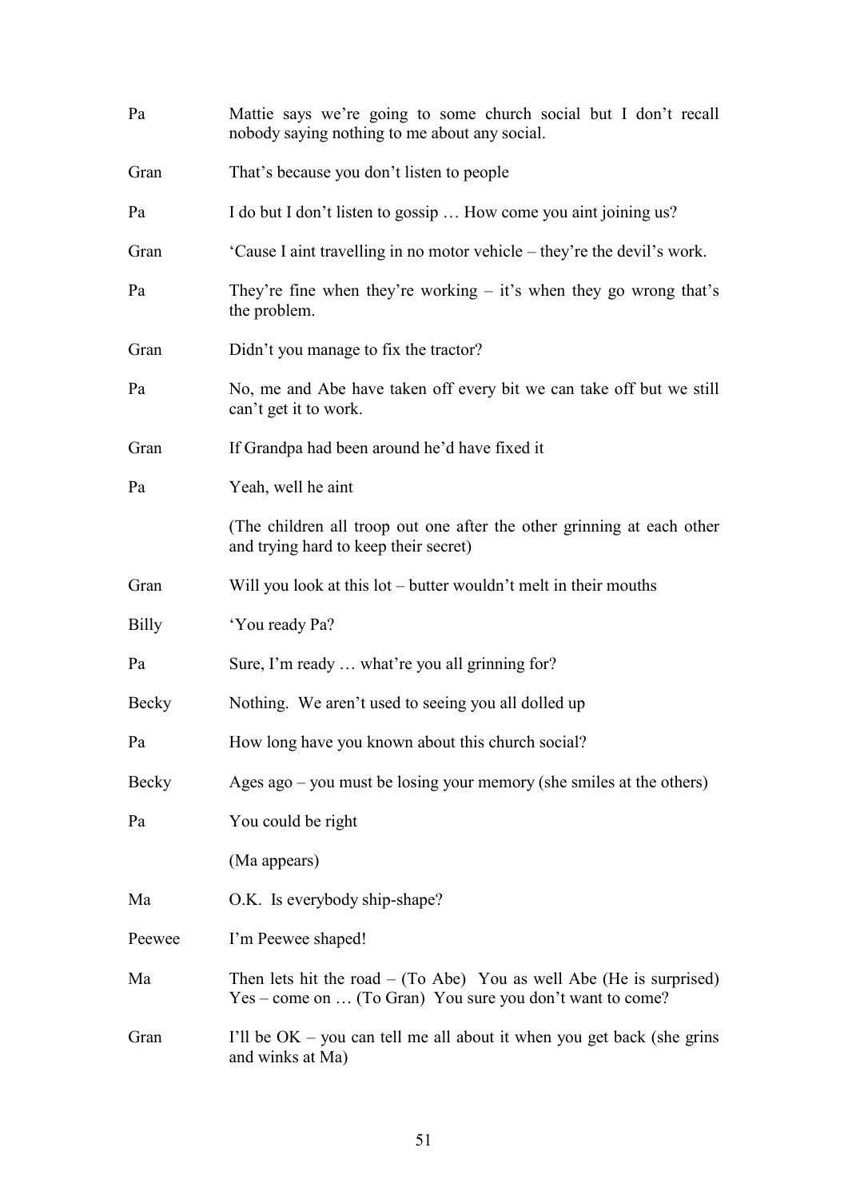Pa Mattie says we're going to some church social but I don't recall nobody saying nothing to me about any social.

Gran That's because you don't listen to people

Pa I do but I don't listen to gossip … How come you aint joining us?

Gran 'Cause I aint travelling in no motor vehicle – they're the devil's work.

Pa They're fine when they're working – it's when they go wrong that's the problem.

Gran Didn't you manage to fix the tractor?

Pa No, me and Abe have taken off every bit we can take off but we still can't get it to work.

Gran If Grandpa had been around he'd have fixed it

Pa Yeah, well he aint

(The children all troop out one after the other grinning at each other and trying hard to keep their secret)

Gran Will you look at this lot – butter wouldn't melt in their mouths

Billy 'You ready Pa?

Pa Sure, I'm ready … what're you all grinning for?

Becky Nothing. We aren't used to seeing you all dolled up

Pa How long have you known about this church social?

Becky Ages ago – you must be losing your memory (she smiles at the others)

Pa You could be right

(Ma appears)

Ma O.K. Is everybody ship-shape?

Peewee I'm Peewee shaped!

Ma Then lets hit the road – (To Abe) You as well Abe (He is surprised) Yes – come on … (To Gran) You sure you don't want to come?

Gran I'll be OK – you can tell me all about it when you get back (she grins and winks at Ma)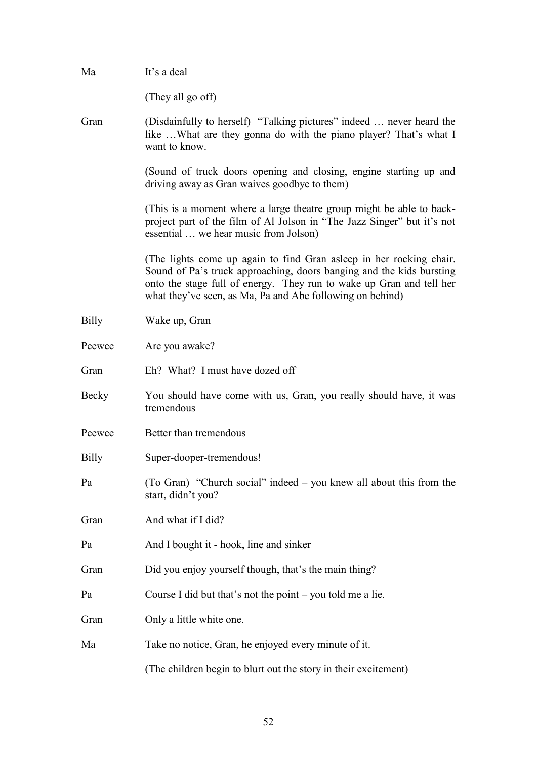Ma	It's a deal

(They all go off)

Gran	(Disdainfully to herself) "Talking pictures" indeed … never heard the like …What are they gonna do with the piano player? That's what I want to know.

(Sound of truck doors opening and closing, engine starting up and driving away as Gran waives goodbye to them)

(This is a moment where a large theatre group might be able to back-project part of the film of Al Jolson in "The Jazz Singer" but it's not essential … we hear music from Jolson)

(The lights come up again to find Gran asleep in her rocking chair. Sound of Pa's truck approaching, doors banging and the kids bursting onto the stage full of energy. They run to wake up Gran and tell her what they've seen, as Ma, Pa and Abe following on behind)

Billy	Wake up, Gran

Peewee	Are you awake?

Gran	Eh? What? I must have dozed off

Becky	You should have come with us, Gran, you really should have, it was tremendous

Peewee	Better than tremendous

Billy	Super-dooper-tremendous!

Pa	(To Gran) "Church social" indeed – you knew all about this from the start, didn't you?

Gran	And what if I did?

Pa	And I bought it - hook, line and sinker

Gran	Did you enjoy yourself though, that's the main thing?

Pa	Course I did but that's not the point – you told me a lie.

Gran	Only a little white one.

Ma	Take no notice, Gran, he enjoyed every minute of it.

(The children begin to blurt out the story in their excitement)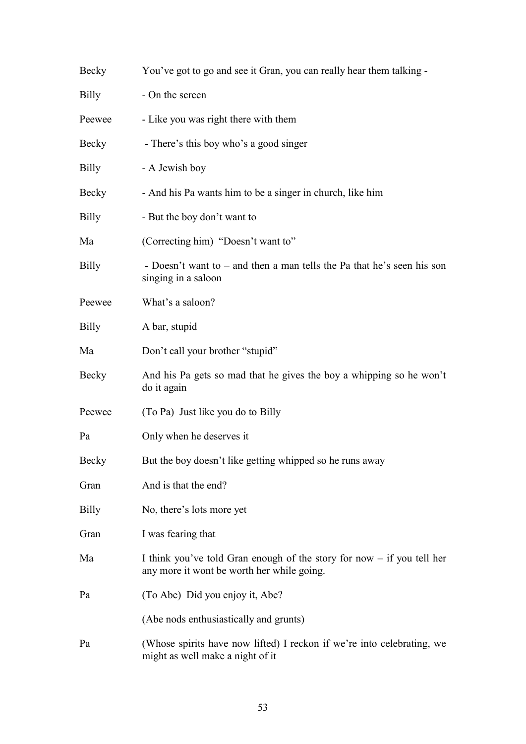Becky You've got to go and see it Gran, you can really hear them talking -

Billy - On the screen

Peewee - Like you was right there with them

Becky - There's this boy who's a good singer

Billy - A Jewish boy

Becky - And his Pa wants him to be a singer in church, like him

Billy - But the boy don't want to

Ma (Correcting him) "Doesn't want to"

Billy - Doesn't want to – and then a man tells the Pa that he's seen his son singing in a saloon

Peewee What's a saloon?

Billy A bar, stupid

Ma Don't call your brother "stupid"

Becky And his Pa gets so mad that he gives the boy a whipping so he won't do it again

Peewee (To Pa) Just like you do to Billy

Pa Only when he deserves it

Becky But the boy doesn't like getting whipped so he runs away

Gran And is that the end?

Billy No, there's lots more yet

Gran I was fearing that

Ma I think you've told Gran enough of the story for now – if you tell her any more it wont be worth her while going.

Pa (To Abe) Did you enjoy it, Abe?

(Abe nods enthusiastically and grunts)

Pa (Whose spirits have now lifted) I reckon if we're into celebrating, we might as well make a night of it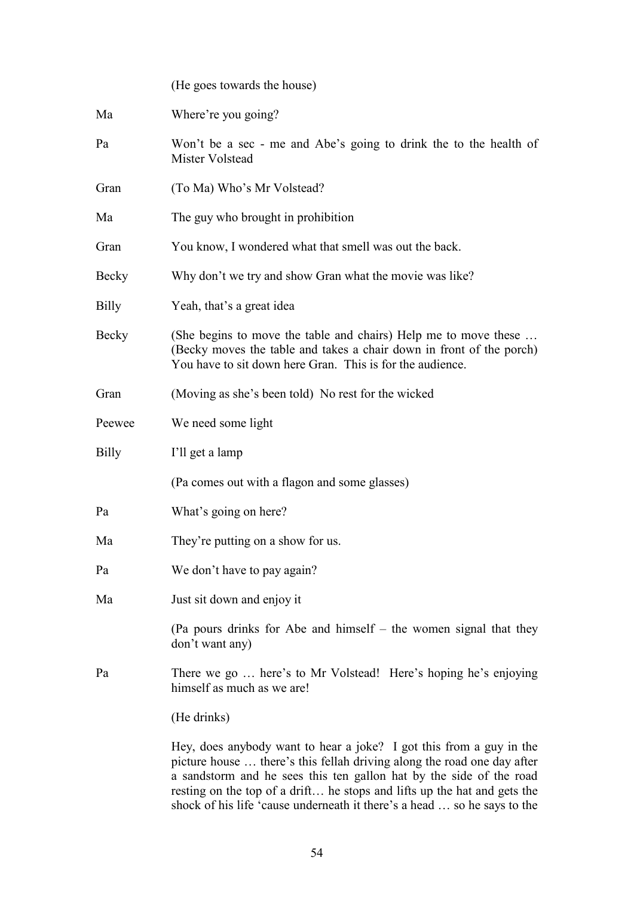(He goes towards the house)

**Ma** Where're you going?

**Pa** Won't be a sec - me and Abe's going to drink the to the health of Mister Volstead

**Gran** (To Ma) Who's Mr Volstead?

**Ma** The guy who brought in prohibition

**Gran** You know, I wondered what that smell was out the back.

**Becky** Why don't we try and show Gran what the movie was like?

**Billy** Yeah, that's a great idea

**Becky** (She begins to move the table and chairs) Help me to move these … (Becky moves the table and takes a chair down in front of the porch) You have to sit down here Gran. This is for the audience.

**Gran** (Moving as she's been told) No rest for the wicked

**Peewee** We need some light

**Billy** I'll get a lamp

(Pa comes out with a flagon and some glasses)

**Pa** What's going on here?

**Ma** They're putting on a show for us.

**Pa** We don't have to pay again?

**Ma** Just sit down and enjoy it

(Pa pours drinks for Abe and himself – the women signal that they don't want any)

**Pa** There we go … here's to Mr Volstead! Here's hoping he's enjoying himself as much as we are!

(He drinks)

Hey, does anybody want to hear a joke? I got this from a guy in the picture house … there's this fellah driving along the road one day after a sandstorm and he sees this ten gallon hat by the side of the road resting on the top of a drift… he stops and lifts up the hat and gets the shock of his life 'cause underneath it there's a head … so he says to the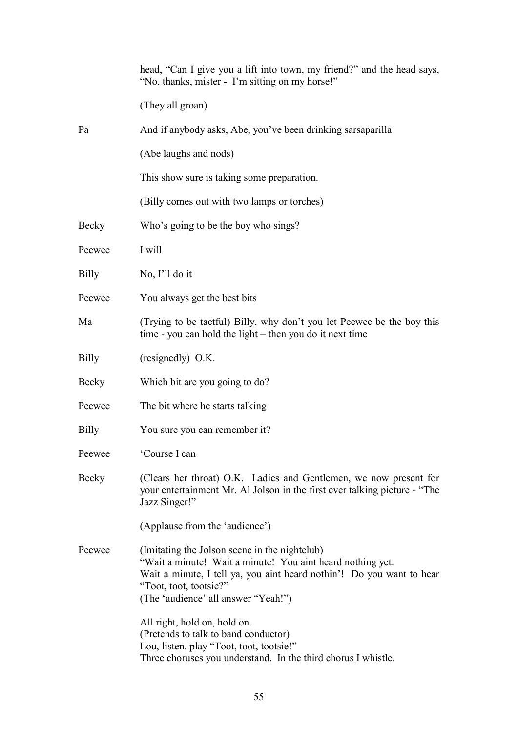head, "Can I give you a lift into town, my friend?" and the head says, "No, thanks, mister - I'm sitting on my horse!"

(They all groan)

**Pa** And if anybody asks, Abe, you've been drinking sarsaparilla

(Abe laughs and nods)

This show sure is taking some preparation.

(Billy comes out with two lamps or torches)

**Becky** Who's going to be the boy who sings?

**Peewee** I will

**Billy** No, I'll do it

**Peewee** You always get the best bits

**Ma** (Trying to be tactful) Billy, why don't you let Peewee be the boy this time - you can hold the light – then you do it next time

**Billy** (resignedly) O.K.

**Becky** Which bit are you going to do?

**Peewee** The bit where he starts talking

**Billy** You sure you can remember it?

**Peewee** 'Course I can

**Becky** (Clears her throat) O.K. Ladies and Gentlemen, we now present for your entertainment Mr. Al Jolson in the first ever talking picture - "The Jazz Singer!"

(Applause from the 'audience')

**Peewee** (Imitating the Jolson scene in the nightclub)
"Wait a minute! Wait a minute! You aint heard nothing yet.
Wait a minute, I tell ya, you aint heard nothin'! Do you want to hear "Toot, toot, tootsie?"
(The 'audience' all answer "Yeah!")

All right, hold on, hold on.
(Pretends to talk to band conductor)
Lou, listen. play "Toot, toot, tootsie!"
Three choruses you understand. In the third chorus I whistle.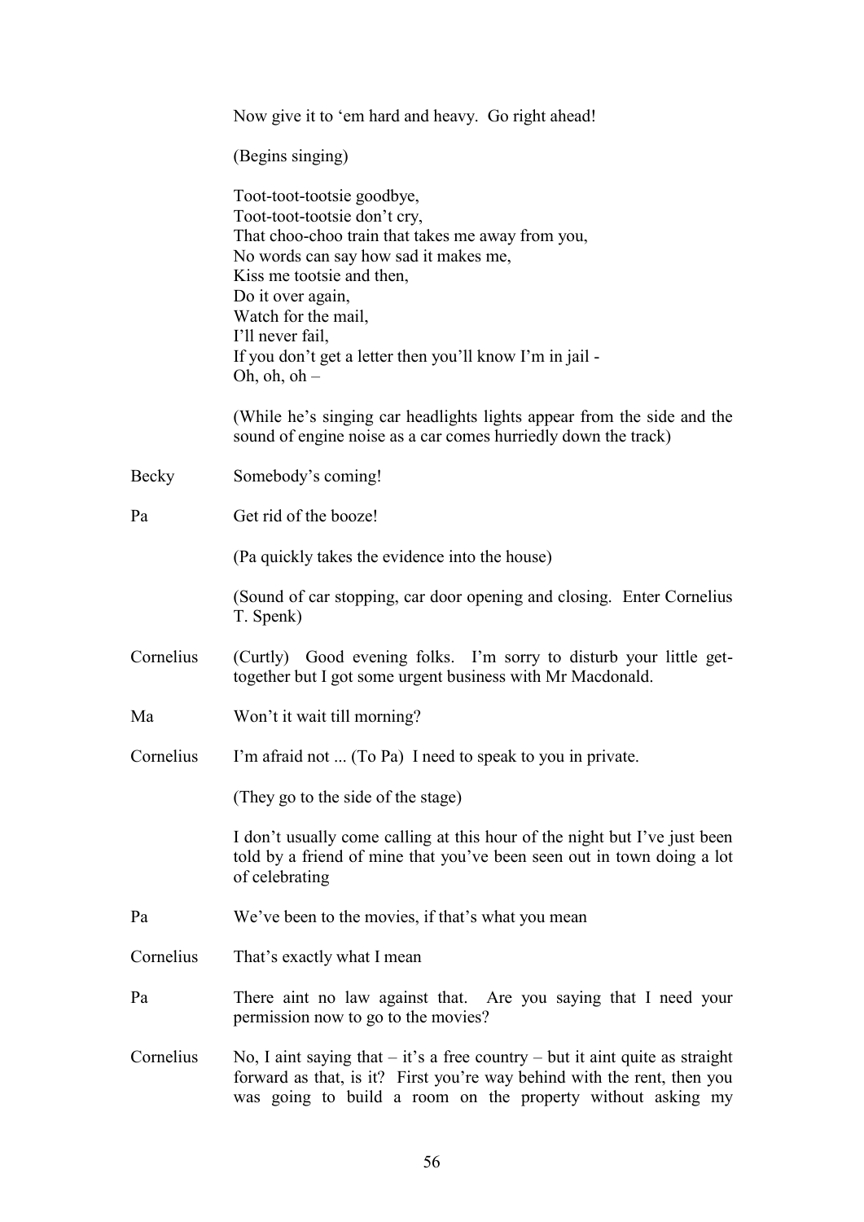Now give it to 'em hard and heavy. Go right ahead!

(Begins singing)

Toot-toot-tootsie goodbye,  
Toot-toot-tootsie don't cry,  
That choo-choo train that takes me away from you,  
No words can say how sad it makes me,  
Kiss me tootsie and then,  
Do it over again,  
Watch for the mail,  
I'll never fail,  
If you don't get a letter then you'll know I'm in jail -  
Oh, oh, oh –

(While he's singing car headlights lights appear from the side and the sound of engine noise as a car comes hurriedly down the track)

Becky Somebody's coming!

Pa Get rid of the booze!

(Pa quickly takes the evidence into the house)

(Sound of car stopping, car door opening and closing. Enter Cornelius T. Spenk)

Cornelius (Curtly) Good evening folks. I'm sorry to disturb your little get-together but I got some urgent business with Mr Macdonald.

Ma Won't it wait till morning?

Cornelius I'm afraid not ... (To Pa) I need to speak to you in private.

(They go to the side of the stage)

I don't usually come calling at this hour of the night but I've just been told by a friend of mine that you've been seen out in town doing a lot of celebrating

Pa We've been to the movies, if that's what you mean

Cornelius That's exactly what I mean

Pa There aint no law against that. Are you saying that I need your permission now to go to the movies?

Cornelius No, I aint saying that – it's a free country – but it aint quite as straight forward as that, is it? First you're way behind with the rent, then you was going to build a room on the property without asking my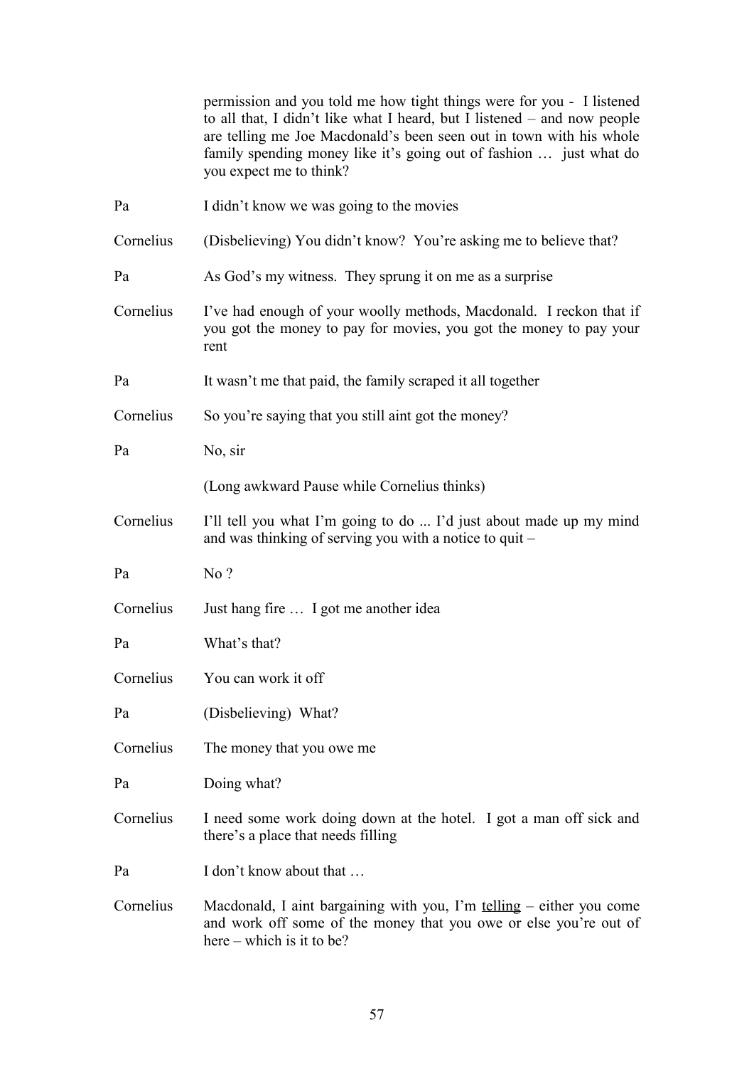permission and you told me how tight things were for you - I listened to all that, I didn't like what I heard, but I listened – and now people are telling me Joe Macdonald's been seen out in town with his whole family spending money like it's going out of fashion … just what do you expect me to think?

Pa — I didn't know we was going to the movies

Cornelius — (Disbelieving) You didn't know? You're asking me to believe that?

Pa — As God's my witness. They sprung it on me as a surprise

Cornelius — I've had enough of your woolly methods, Macdonald. I reckon that if you got the money to pay for movies, you got the money to pay your rent

Pa — It wasn't me that paid, the family scraped it all together

Cornelius — So you're saying that you still aint got the money?

Pa — No, sir

(Long awkward Pause while Cornelius thinks)

Cornelius — I'll tell you what I'm going to do ... I'd just about made up my mind and was thinking of serving you with a notice to quit –

Pa — No ?

Cornelius — Just hang fire … I got me another idea

Pa — What's that?

Cornelius — You can work it off

Pa — (Disbelieving) What?

Cornelius — The money that you owe me

Pa — Doing what?

Cornelius — I need some work doing down at the hotel. I got a man off sick and there's a place that needs filling

Pa — I don't know about that …

Cornelius — Macdonald, I aint bargaining with you, I'm <u>telling</u> – either you come and work off some of the money that you owe or else you're out of here – which is it to be?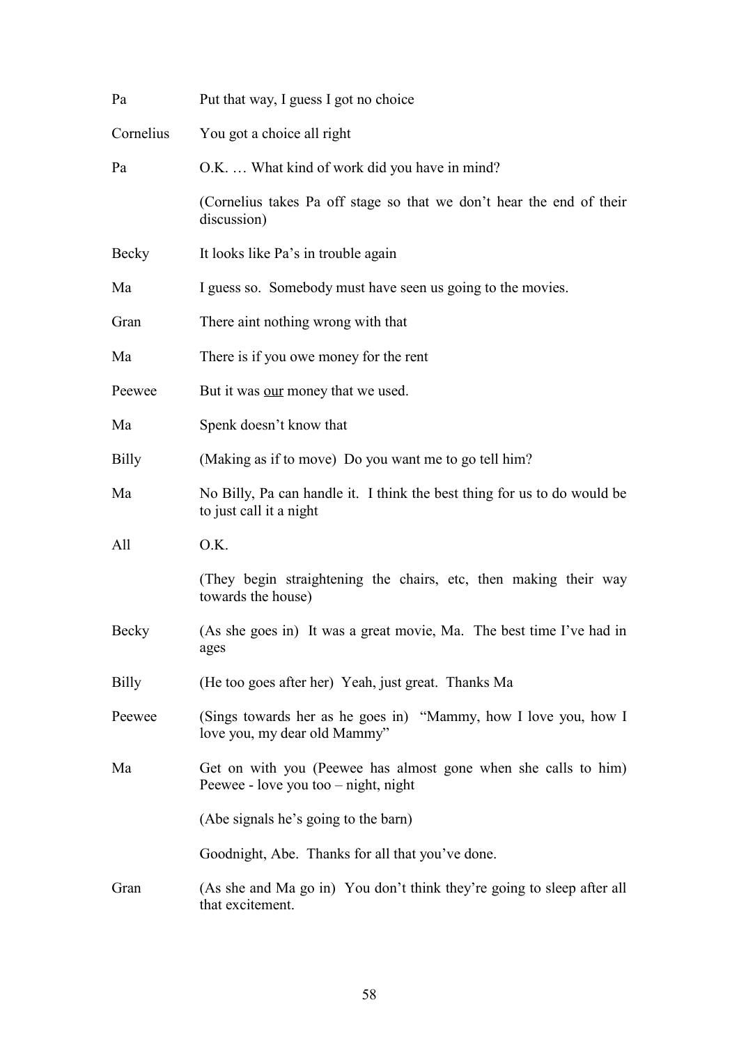| | |
|---|---|
| Pa | Put that way, I guess I got no choice |
| Cornelius | You got a choice all right |
| Pa | O.K. … What kind of work did you have in mind? |
| | (Cornelius takes Pa off stage so that we don't hear the end of their discussion) |
| Becky | It looks like Pa's in trouble again |
| Ma | I guess so. Somebody must have seen us going to the movies. |
| Gran | There aint nothing wrong with that |
| Ma | There is if you owe money for the rent |
| Peewee | But it was <u>our</u> money that we used. |
| Ma | Spenk doesn't know that |
| Billy | (Making as if to move) Do you want me to go tell him? |
| Ma | No Billy, Pa can handle it. I think the best thing for us to do would be to just call it a night |
| All | O.K. |
| | (They begin straightening the chairs, etc, then making their way towards the house) |
| Becky | (As she goes in) It was a great movie, Ma. The best time I've had in ages |
| Billy | (He too goes after her) Yeah, just great. Thanks Ma |
| Peewee | (Sings towards her as he goes in) "Mammy, how I love you, how I love you, my dear old Mammy" |
| Ma | Get on with you (Peewee has almost gone when she calls to him) Peewee - love you too – night, night |
| | (Abe signals he's going to the barn) |
| | Goodnight, Abe. Thanks for all that you've done. |
| Gran | (As she and Ma go in) You don't think they're going to sleep after all that excitement. |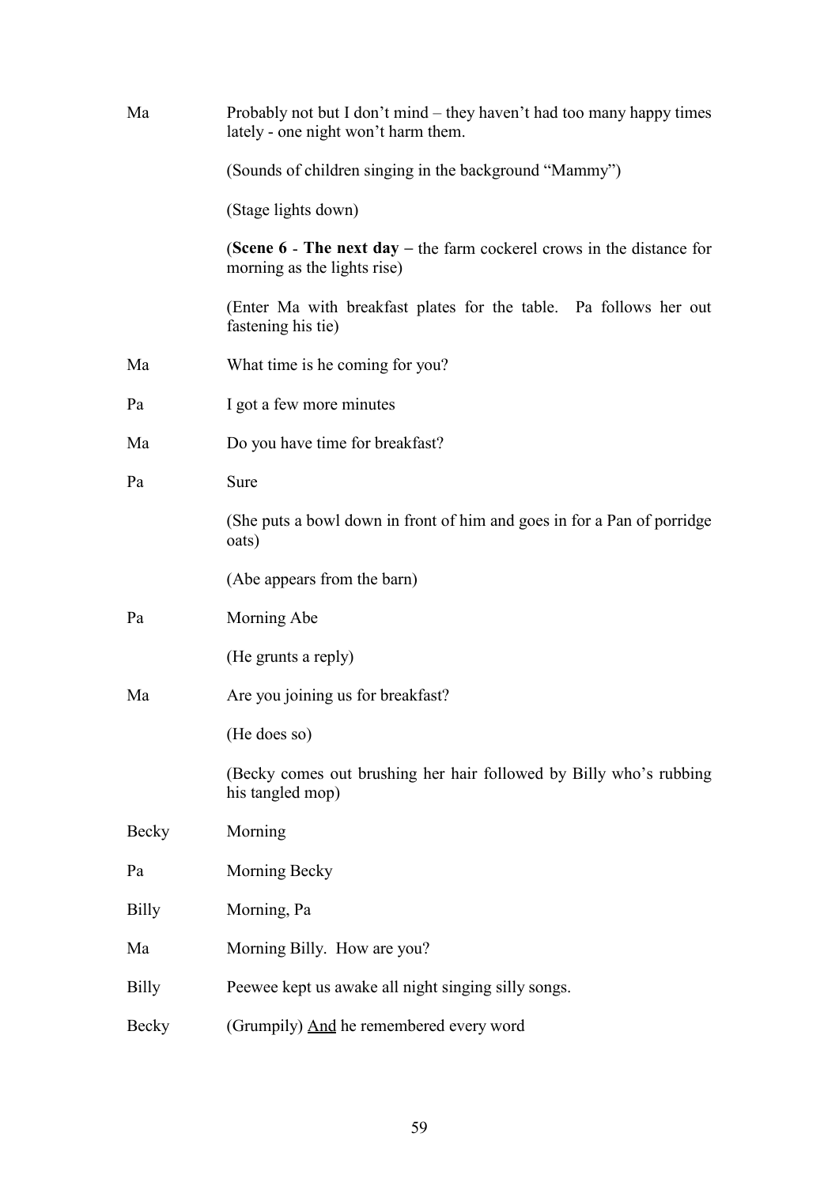Ma	Probably not but I don't mind – they haven't had too many happy times lately - one night won't harm them.

(Sounds of children singing in the background "Mammy")

(Stage lights down)

(**Scene 6** - **The next day –** the farm cockerel crows in the distance for morning as the lights rise)

(Enter Ma with breakfast plates for the table. Pa follows her out fastening his tie)

Ma	What time is he coming for you?

Pa	I got a few more minutes

Ma	Do you have time for breakfast?

Pa	Sure

(She puts a bowl down in front of him and goes in for a Pan of porridge oats)

(Abe appears from the barn)

Pa	Morning Abe

(He grunts a reply)

Ma	Are you joining us for breakfast?

(He does so)

(Becky comes out brushing her hair followed by Billy who's rubbing his tangled mop)

Becky	Morning

Pa	Morning Becky

Billy	Morning, Pa

Ma	Morning Billy. How are you?

Billy	Peewee kept us awake all night singing silly songs.

Becky	(Grumpily) <u>And</u> he remembered every word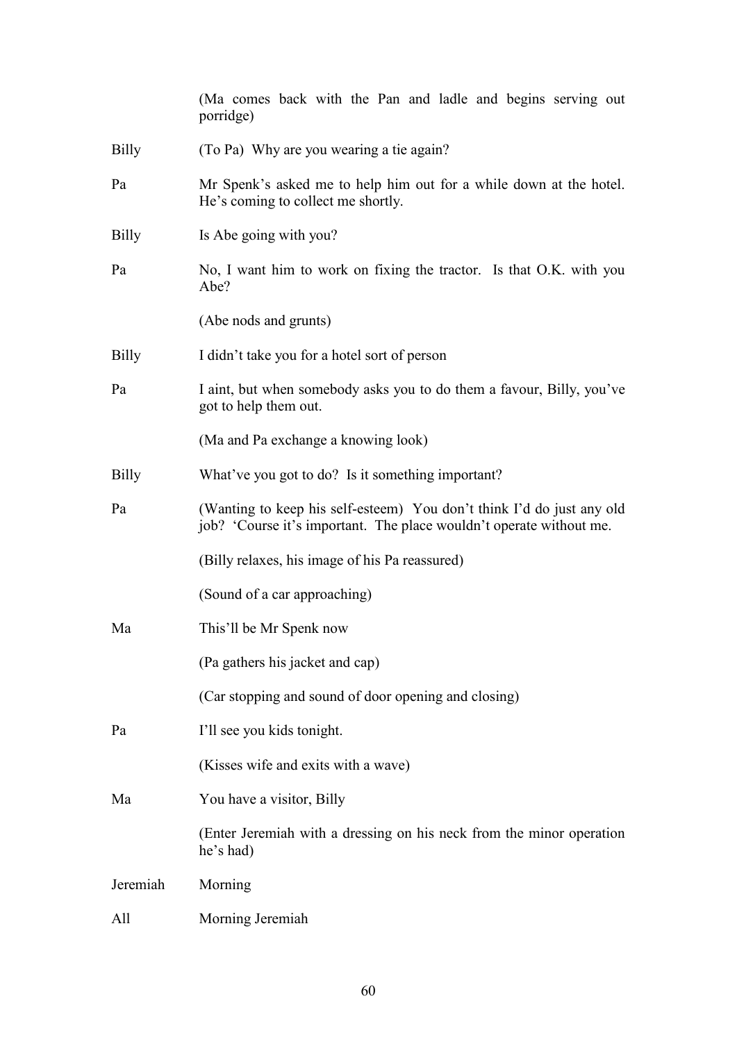(Ma comes back with the Pan and ladle and begins serving out porridge)

**Billy** (To Pa) Why are you wearing a tie again?

**Pa** Mr Spenk's asked me to help him out for a while down at the hotel. He's coming to collect me shortly.

**Billy** Is Abe going with you?

**Pa** No, I want him to work on fixing the tractor. Is that O.K. with you Abe?

(Abe nods and grunts)

**Billy** I didn't take you for a hotel sort of person

**Pa** I aint, but when somebody asks you to do them a favour, Billy, you've got to help them out.

(Ma and Pa exchange a knowing look)

**Billy** What've you got to do? Is it something important?

**Pa** (Wanting to keep his self-esteem) You don't think I'd do just any old job? 'Course it's important. The place wouldn't operate without me.

(Billy relaxes, his image of his Pa reassured)

(Sound of a car approaching)

**Ma** This'll be Mr Spenk now

(Pa gathers his jacket and cap)

(Car stopping and sound of door opening and closing)

**Pa** I'll see you kids tonight.

(Kisses wife and exits with a wave)

**Ma** You have a visitor, Billy

(Enter Jeremiah with a dressing on his neck from the minor operation he's had)

**Jeremiah** Morning

**All** Morning Jeremiah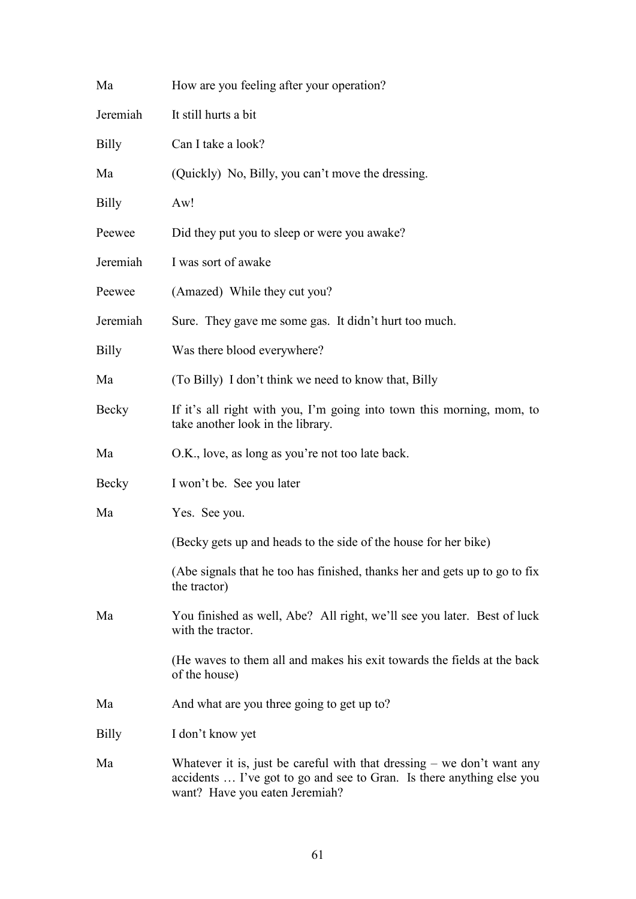| | |
|---|---|
| Ma | How are you feeling after your operation? |
| Jeremiah | It still hurts a bit |
| Billy | Can I take a look? |
| Ma | (Quickly) No, Billy, you can't move the dressing. |
| Billy | Aw! |
| Peewee | Did they put you to sleep or were you awake? |
| Jeremiah | I was sort of awake |
| Peewee | (Amazed) While they cut you? |
| Jeremiah | Sure. They gave me some gas. It didn't hurt too much. |
| Billy | Was there blood everywhere? |
| Ma | (To Billy) I don't think we need to know that, Billy |
| Becky | If it's all right with you, I'm going into town this morning, mom, to take another look in the library. |
| Ma | O.K., love, as long as you're not too late back. |
| Becky | I won't be. See you later |
| Ma | Yes. See you. |
| | (Becky gets up and heads to the side of the house for her bike) |
| | (Abe signals that he too has finished, thanks her and gets up to go to fix the tractor) |
| Ma | You finished as well, Abe? All right, we'll see you later. Best of luck with the tractor. |
| | (He waves to them all and makes his exit towards the fields at the back of the house) |
| Ma | And what are you three going to get up to? |
| Billy | I don't know yet |
| Ma | Whatever it is, just be careful with that dressing – we don't want any accidents … I've got to go and see to Gran. Is there anything else you want? Have you eaten Jeremiah? |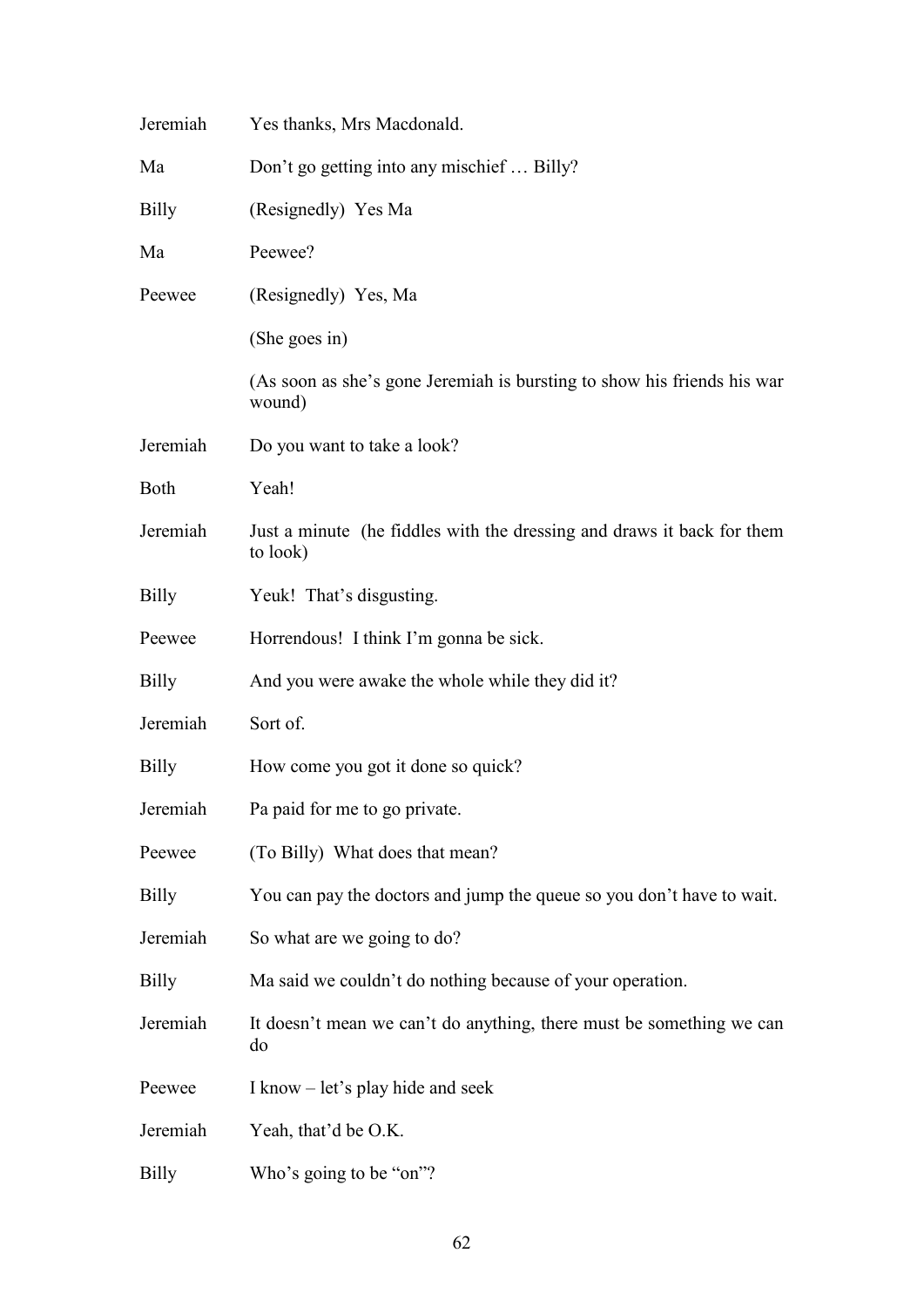Jeremiah Yes thanks, Mrs Macdonald.

Ma Don't go getting into any mischief … Billy?

Billy (Resignedly) Yes Ma

Ma Peewee?

Peewee (Resignedly) Yes, Ma

(She goes in)

(As soon as she's gone Jeremiah is bursting to show his friends his war wound)

Jeremiah Do you want to take a look?

Both Yeah!

Jeremiah Just a minute (he fiddles with the dressing and draws it back for them to look)

Billy Yeuk! That's disgusting.

Peewee Horrendous! I think I'm gonna be sick.

Billy And you were awake the whole while they did it?

Jeremiah Sort of.

Billy How come you got it done so quick?

Jeremiah Pa paid for me to go private.

Peewee (To Billy) What does that mean?

Billy You can pay the doctors and jump the queue so you don't have to wait.

Jeremiah So what are we going to do?

Billy Ma said we couldn't do nothing because of your operation.

Jeremiah It doesn't mean we can't do anything, there must be something we can do

Peewee I know – let's play hide and seek

Jeremiah Yeah, that'd be O.K.

Billy Who's going to be "on"?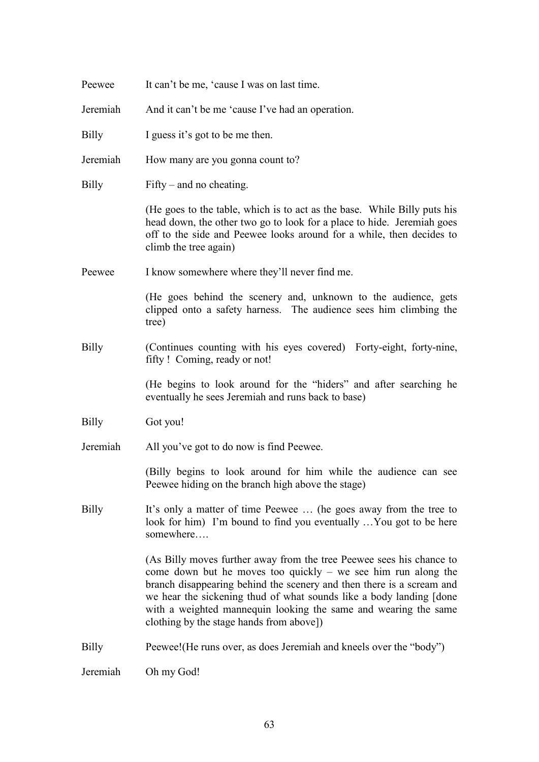Peewee	It can't be me, 'cause I was on last time.

Jeremiah	And it can't be me 'cause I've had an operation.

Billy	I guess it's got to be me then.

Jeremiah	How many are you gonna count to?

Billy	Fifty – and no cheating.

(He goes to the table, which is to act as the base. While Billy puts his head down, the other two go to look for a place to hide. Jeremiah goes off to the side and Peewee looks around for a while, then decides to climb the tree again)

Peewee	I know somewhere where they'll never find me.

(He goes behind the scenery and, unknown to the audience, gets clipped onto a safety harness. The audience sees him climbing the tree)

Billy	(Continues counting with his eyes covered) Forty-eight, forty-nine, fifty ! Coming, ready or not!

(He begins to look around for the "hiders" and after searching he eventually he sees Jeremiah and runs back to base)

Billy	Got you!

Jeremiah	All you've got to do now is find Peewee.

(Billy begins to look around for him while the audience can see Peewee hiding on the branch high above the stage)

Billy	It's only a matter of time Peewee … (he goes away from the tree to look for him) I'm bound to find you eventually …You got to be here somewhere….

(As Billy moves further away from the tree Peewee sees his chance to come down but he moves too quickly – we see him run along the branch disappearing behind the scenery and then there is a scream and we hear the sickening thud of what sounds like a body landing [done with a weighted mannequin looking the same and wearing the same clothing by the stage hands from above])

Billy	Peewee!(He runs over, as does Jeremiah and kneels over the "body")

Jeremiah	Oh my God!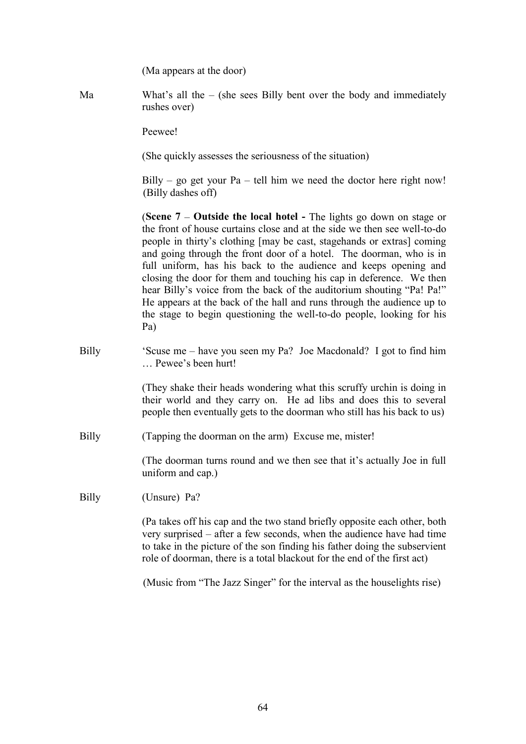(Ma appears at the door)

Ma What's all the – (she sees Billy bent over the body and immediately rushes over)

Peewee!

(She quickly assesses the seriousness of the situation)

Billy – go get your Pa – tell him we need the doctor here right now! (Billy dashes off)

(**Scene 7** – **Outside the local hotel -** The lights go down on stage or the front of house curtains close and at the side we then see well-to-do people in thirty's clothing [may be cast, stagehands or extras] coming and going through the front door of a hotel. The doorman, who is in full uniform, has his back to the audience and keeps opening and closing the door for them and touching his cap in deference. We then hear Billy's voice from the back of the auditorium shouting "Pa! Pa!" He appears at the back of the hall and runs through the audience up to the stage to begin questioning the well-to-do people, looking for his Pa)

Billy 'Scuse me – have you seen my Pa? Joe Macdonald? I got to find him … Pewee's been hurt!

(They shake their heads wondering what this scruffy urchin is doing in their world and they carry on. He ad libs and does this to several people then eventually gets to the doorman who still has his back to us)

Billy (Tapping the doorman on the arm) Excuse me, mister!

(The doorman turns round and we then see that it's actually Joe in full uniform and cap.)

Billy (Unsure) Pa?

(Pa takes off his cap and the two stand briefly opposite each other, both very surprised – after a few seconds, when the audience have had time to take in the picture of the son finding his father doing the subservient role of doorman, there is a total blackout for the end of the first act)

(Music from "The Jazz Singer" for the interval as the houselights rise)